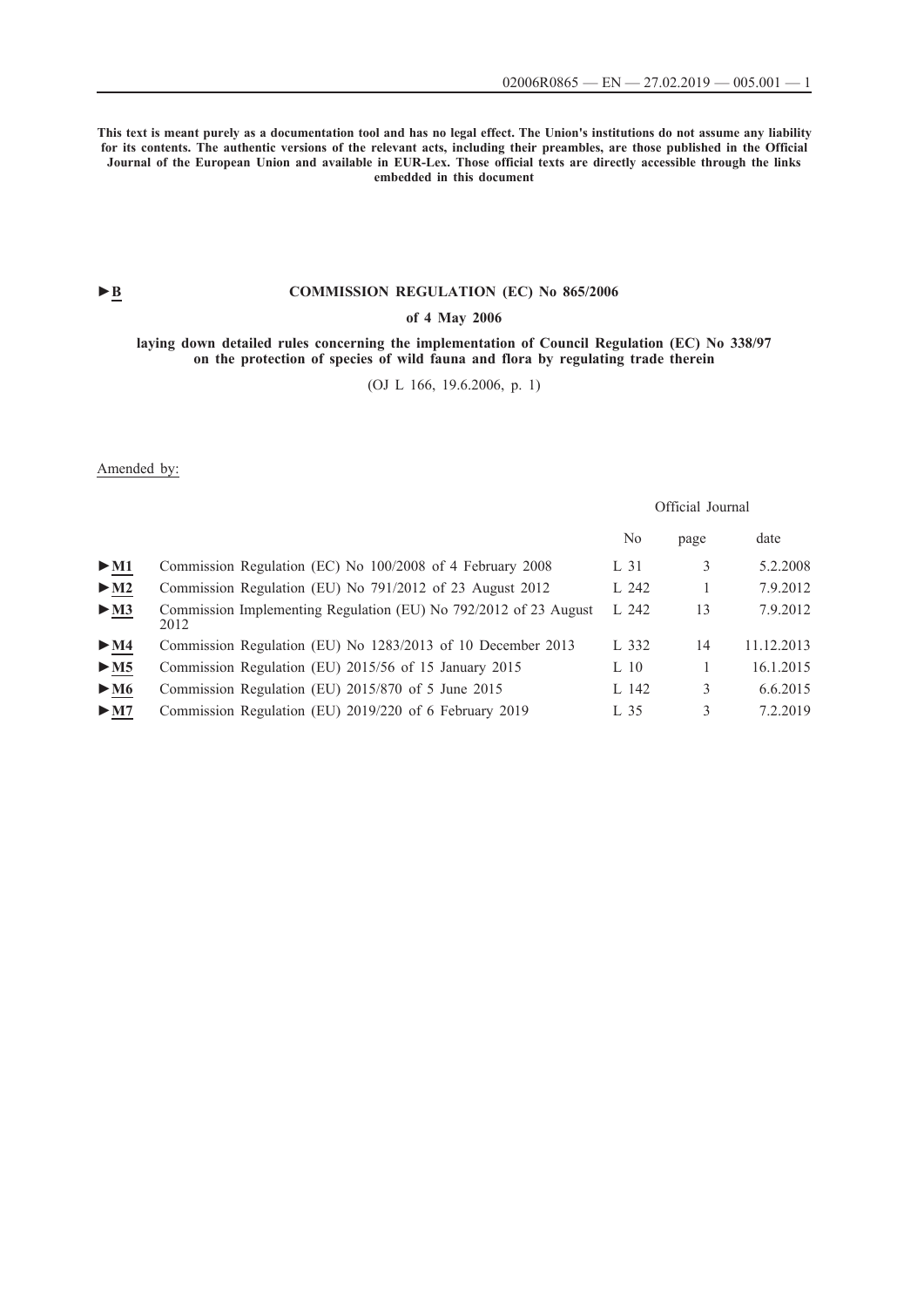**This text is meant purely as a documentation tool and has no legal effect. The Union's institutions do not assume any liability for its contents. The authentic versions of the relevant acts, including their preambles, are those published in the Official Journal of the European Union and available in EUR-Lex. Those official texts are directly accessible through the links embedded in this document**

►B

# COMMISSION REGULATION (EC) No 865/2006

## of 4 May 2006

## laying down detailed rules concerning the implementation of Council Regulation (EC) No 338/97 on the protection of species of wild fauna and flora by regulating trade therein

(OJ L 166, 19.6.2006, p. 1)

Amended by:

| | | Official Journal | | |
|---|---|---|---|---|
| | | No | page | date |
| ►M1 | Commission Regulation (EC) No 100/2008 of 4 February 2008 | L 31 | 3 | 5.2.2008 |
| ►M2 | Commission Regulation (EU) No 791/2012 of 23 August 2012 | L 242 | 1 | 7.9.2012 |
| ►M3 | Commission Implementing Regulation (EU) No 792/2012 of 23 August 2012 | L 242 | 13 | 7.9.2012 |
| ►M4 | Commission Regulation (EU) No 1283/2013 of 10 December 2013 | L 332 | 14 | 11.12.2013 |
| ►M5 | Commission Regulation (EU) 2015/56 of 15 January 2015 | L 10 | 1 | 16.1.2015 |
| ►M6 | Commission Regulation (EU) 2015/870 of 5 June 2015 | L 142 | 3 | 6.6.2015 |
| ►M7 | Commission Regulation (EU) 2019/220 of 6 February 2019 | L 35 | 3 | 7.2.2019 |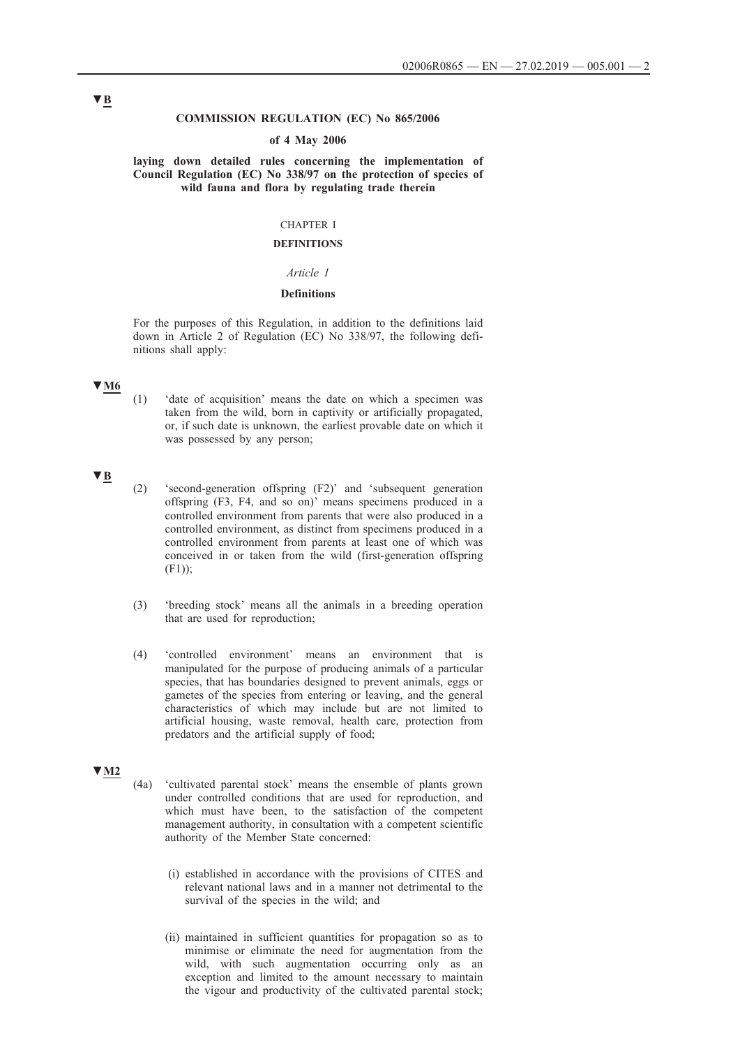▼B

**COMMISSION REGULATION (EC) No 865/2006**

**of 4 May 2006**

**laying down detailed rules concerning the implementation of Council Regulation (EC) No 338/97 on the protection of species of wild fauna and flora by regulating trade therein**

CHAPTER I

**DEFINITIONS**

*Article 1*

**Definitions**

For the purposes of this Regulation, in addition to the definitions laid down in Article 2 of Regulation (EC) No 338/97, the following definitions shall apply:

▼M6

(1) 'date of acquisition' means the date on which a specimen was taken from the wild, born in captivity or artificially propagated, or, if such date is unknown, the earliest provable date on which it was possessed by any person;

▼B

(2) 'second-generation offspring (F2)' and 'subsequent generation offspring (F3, F4, and so on)' means specimens produced in a controlled environment from parents that were also produced in a controlled environment, as distinct from specimens produced in a controlled environment from parents at least one of which was conceived in or taken from the wild (first-generation offspring (F1));

(3) 'breeding stock' means all the animals in a breeding operation that are used for reproduction;

(4) 'controlled environment' means an environment that is manipulated for the purpose of producing animals of a particular species, that has boundaries designed to prevent animals, eggs or gametes of the species from entering or leaving, and the general characteristics of which may include but are not limited to artificial housing, waste removal, health care, protection from predators and the artificial supply of food;

▼M2

(4a) 'cultivated parental stock' means the ensemble of plants grown under controlled conditions that are used for reproduction, and which must have been, to the satisfaction of the competent management authority, in consultation with a competent scientific authority of the Member State concerned:

(i) established in accordance with the provisions of CITES and relevant national laws and in a manner not detrimental to the survival of the species in the wild; and

(ii) maintained in sufficient quantities for propagation so as to minimise or eliminate the need for augmentation from the wild, with such augmentation occurring only as an exception and limited to the amount necessary to maintain the vigour and productivity of the cultivated parental stock;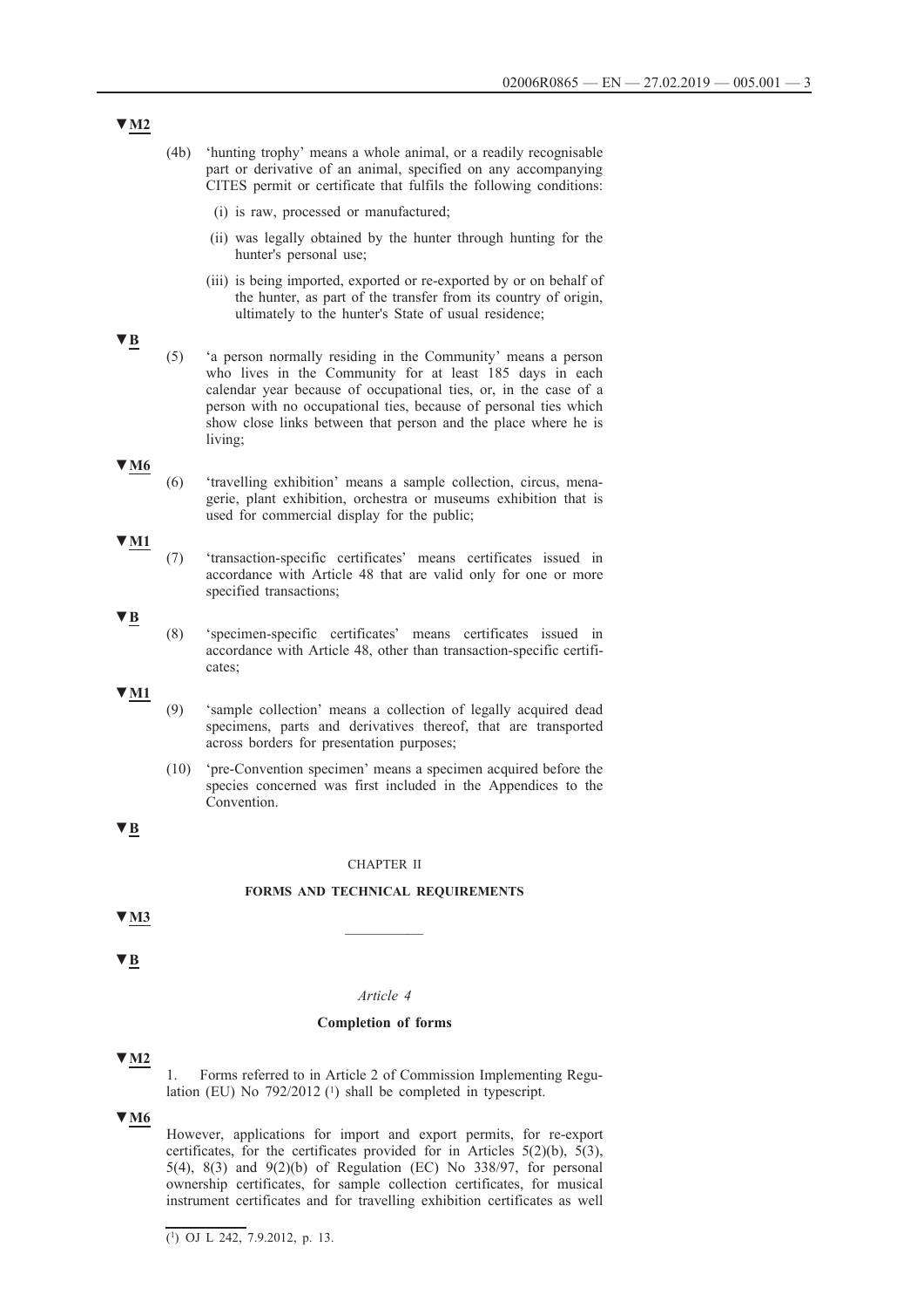▼M2

(4b) 'hunting trophy' means a whole animal, or a readily recognisable part or derivative of an animal, specified on any accompanying CITES permit or certificate that fulfils the following conditions:

(i) is raw, processed or manufactured;

(ii) was legally obtained by the hunter through hunting for the hunter's personal use;

(iii) is being imported, exported or re-exported by or on behalf of the hunter, as part of the transfer from its country of origin, ultimately to the hunter's State of usual residence;

▼B

(5) 'a person normally residing in the Community' means a person who lives in the Community for at least 185 days in each calendar year because of occupational ties, or, in the case of a person with no occupational ties, because of personal ties which show close links between that person and the place where he is living;

▼M6

(6) 'travelling exhibition' means a sample collection, circus, menagerie, plant exhibition, orchestra or museums exhibition that is used for commercial display for the public;

▼M1

(7) 'transaction-specific certificates' means certificates issued in accordance with Article 48 that are valid only for one or more specified transactions;

▼B

(8) 'specimen-specific certificates' means certificates issued in accordance with Article 48, other than transaction-specific certificates;

▼M1

(9) 'sample collection' means a collection of legally acquired dead specimens, parts and derivatives thereof, that are transported across borders for presentation purposes;

(10) 'pre-Convention specimen' means a specimen acquired before the species concerned was first included in the Appendices to the Convention.

▼B

## CHAPTER II

## FORMS AND TECHNICAL REQUIREMENTS

▼M3

---

▼B

### *Article 4*

### Completion of forms

▼M2

1. Forms referred to in Article 2 of Commission Implementing Regulation (EU) No 792/2012 [1] shall be completed in typescript.

▼M6

However, applications for import and export permits, for re-export certificates, for the certificates provided for in Articles 5(2)(b), 5(3), 5(4), 8(3) and 9(2)(b) of Regulation (EC) No 338/97, for personal ownership certificates, for sample collection certificates, for musical instrument certificates and for travelling exhibition certificates as well

---

[1] OJ L 242, 7.9.2012, p. 13.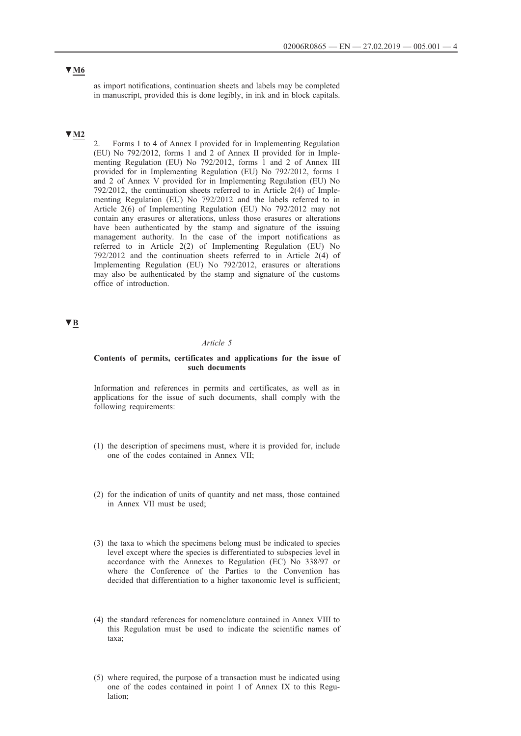▼M6

as import notifications, continuation sheets and labels may be completed in manuscript, provided this is done legibly, in ink and in block capitals.

▼M2

2. Forms 1 to 4 of Annex I provided for in Implementing Regulation (EU) No 792/2012, forms 1 and 2 of Annex II provided for in Implementing Regulation (EU) No 792/2012, forms 1 and 2 of Annex III provided for in Implementing Regulation (EU) No 792/2012, forms 1 and 2 of Annex V provided for in Implementing Regulation (EU) No 792/2012, the continuation sheets referred to in Article 2(4) of Implementing Regulation (EU) No 792/2012 and the labels referred to in Article 2(6) of Implementing Regulation (EU) No 792/2012 may not contain any erasures or alterations, unless those erasures or alterations have been authenticated by the stamp and signature of the issuing management authority. In the case of the import notifications as referred to in Article 2(2) of Implementing Regulation (EU) No 792/2012 and the continuation sheets referred to in Article 2(4) of Implementing Regulation (EU) No 792/2012, erasures or alterations may also be authenticated by the stamp and signature of the customs office of introduction.

▼B

*Article 5*

**Contents of permits, certificates and applications for the issue of such documents**

Information and references in permits and certificates, as well as in applications for the issue of such documents, shall comply with the following requirements:

(1) the description of specimens must, where it is provided for, include one of the codes contained in Annex VII;

(2) for the indication of units of quantity and net mass, those contained in Annex VII must be used;

(3) the taxa to which the specimens belong must be indicated to species level except where the species is differentiated to subspecies level in accordance with the Annexes to Regulation (EC) No 338/97 or where the Conference of the Parties to the Convention has decided that differentiation to a higher taxonomic level is sufficient;

(4) the standard references for nomenclature contained in Annex VIII to this Regulation must be used to indicate the scientific names of taxa;

(5) where required, the purpose of a transaction must be indicated using one of the codes contained in point 1 of Annex IX to this Regulation;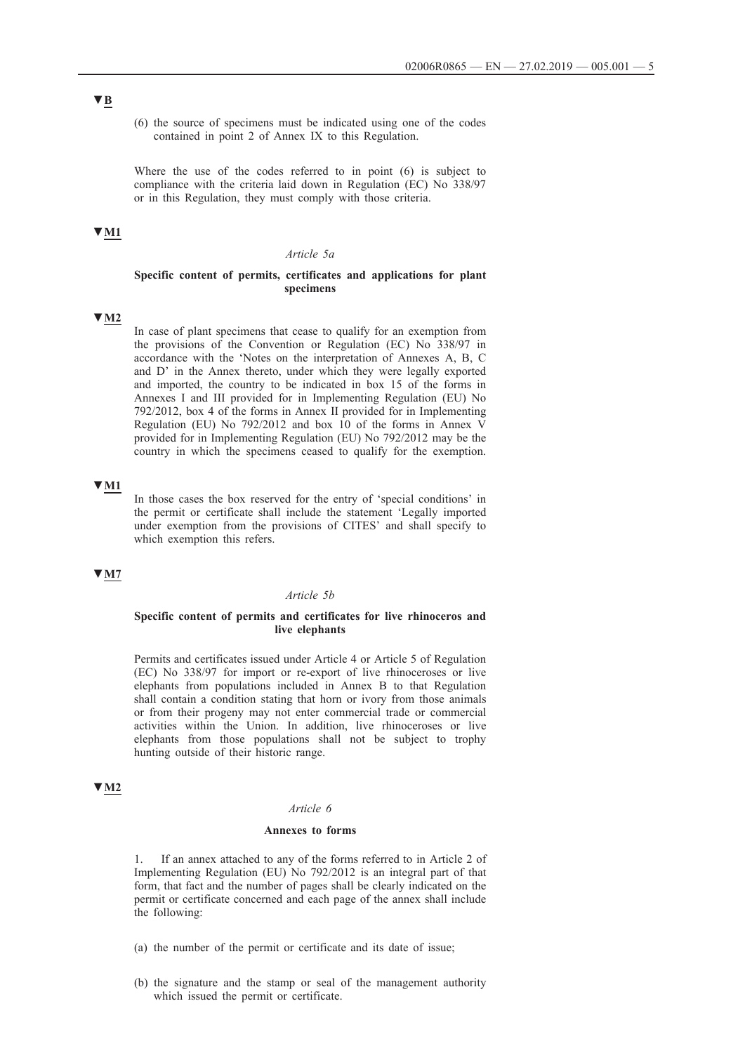▼B

(6) the source of specimens must be indicated using one of the codes contained in point 2 of Annex IX to this Regulation.

Where the use of the codes referred to in point (6) is subject to compliance with the criteria laid down in Regulation (EC) No 338/97 or in this Regulation, they must comply with those criteria.

▼M1

*Article 5a*

**Specific content of permits, certificates and applications for plant specimens**

▼M2

In case of plant specimens that cease to qualify for an exemption from the provisions of the Convention or Regulation (EC) No 338/97 in accordance with the 'Notes on the interpretation of Annexes A, B, C and D' in the Annex thereto, under which they were legally exported and imported, the country to be indicated in box 15 of the forms in Annexes I and III provided for in Implementing Regulation (EU) No 792/2012, box 4 of the forms in Annex II provided for in Implementing Regulation (EU) No 792/2012 and box 10 of the forms in Annex V provided for in Implementing Regulation (EU) No 792/2012 may be the country in which the specimens ceased to qualify for the exemption.

▼M1

In those cases the box reserved for the entry of 'special conditions' in the permit or certificate shall include the statement 'Legally imported under exemption from the provisions of CITES' and shall specify to which exemption this refers.

▼M7

*Article 5b*

**Specific content of permits and certificates for live rhinoceros and live elephants**

Permits and certificates issued under Article 4 or Article 5 of Regulation (EC) No 338/97 for import or re-export of live rhinoceroses or live elephants from populations included in Annex B to that Regulation shall contain a condition stating that horn or ivory from those animals or from their progeny may not enter commercial trade or commercial activities within the Union. In addition, live rhinoceroses or live elephants from those populations shall not be subject to trophy hunting outside of their historic range.

▼M2

*Article 6*

**Annexes to forms**

1. If an annex attached to any of the forms referred to in Article 2 of Implementing Regulation (EU) No 792/2012 is an integral part of that form, that fact and the number of pages shall be clearly indicated on the permit or certificate concerned and each page of the annex shall include the following:

(a) the number of the permit or certificate and its date of issue;

(b) the signature and the stamp or seal of the management authority which issued the permit or certificate.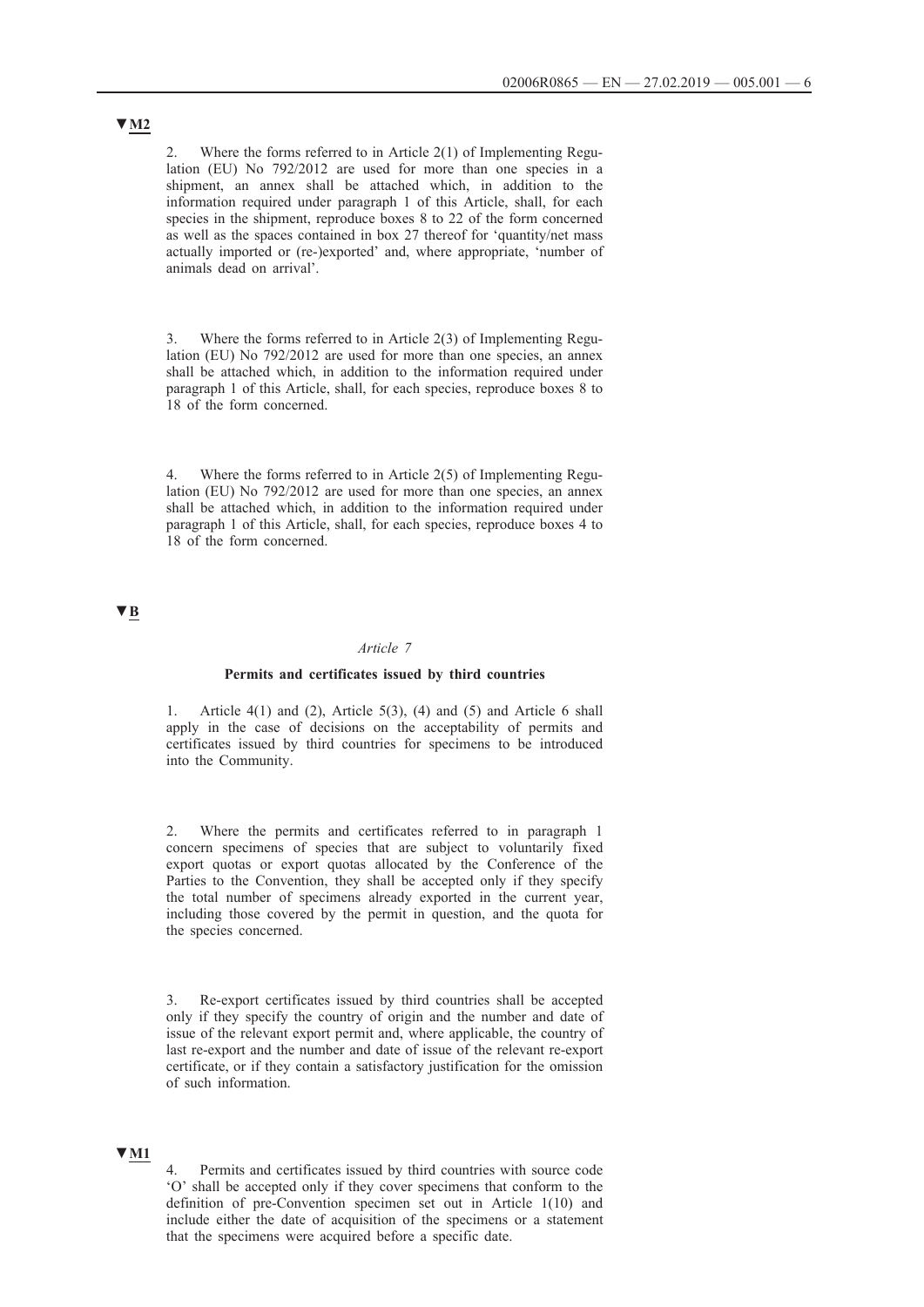▼M2

2. Where the forms referred to in Article 2(1) of Implementing Regulation (EU) No 792/2012 are used for more than one species in a shipment, an annex shall be attached which, in addition to the information required under paragraph 1 of this Article, shall, for each species in the shipment, reproduce boxes 8 to 22 of the form concerned as well as the spaces contained in box 27 thereof for 'quantity/net mass actually imported or (re-)exported' and, where appropriate, 'number of animals dead on arrival'.

3. Where the forms referred to in Article 2(3) of Implementing Regulation (EU) No 792/2012 are used for more than one species, an annex shall be attached which, in addition to the information required under paragraph 1 of this Article, shall, for each species, reproduce boxes 8 to 18 of the form concerned.

4. Where the forms referred to in Article 2(5) of Implementing Regulation (EU) No 792/2012 are used for more than one species, an annex shall be attached which, in addition to the information required under paragraph 1 of this Article, shall, for each species, reproduce boxes 4 to 18 of the form concerned.

▼B

*Article 7*

**Permits and certificates issued by third countries**

1. Article 4(1) and (2), Article 5(3), (4) and (5) and Article 6 shall apply in the case of decisions on the acceptability of permits and certificates issued by third countries for specimens to be introduced into the Community.

2. Where the permits and certificates referred to in paragraph 1 concern specimens of species that are subject to voluntarily fixed export quotas or export quotas allocated by the Conference of the Parties to the Convention, they shall be accepted only if they specify the total number of specimens already exported in the current year, including those covered by the permit in question, and the quota for the species concerned.

3. Re-export certificates issued by third countries shall be accepted only if they specify the country of origin and the number and date of issue of the relevant export permit and, where applicable, the country of last re-export and the number and date of issue of the relevant re-export certificate, or if they contain a satisfactory justification for the omission of such information.

▼M1

4. Permits and certificates issued by third countries with source code 'O' shall be accepted only if they cover specimens that conform to the definition of pre-Convention specimen set out in Article 1(10) and include either the date of acquisition of the specimens or a statement that the specimens were acquired before a specific date.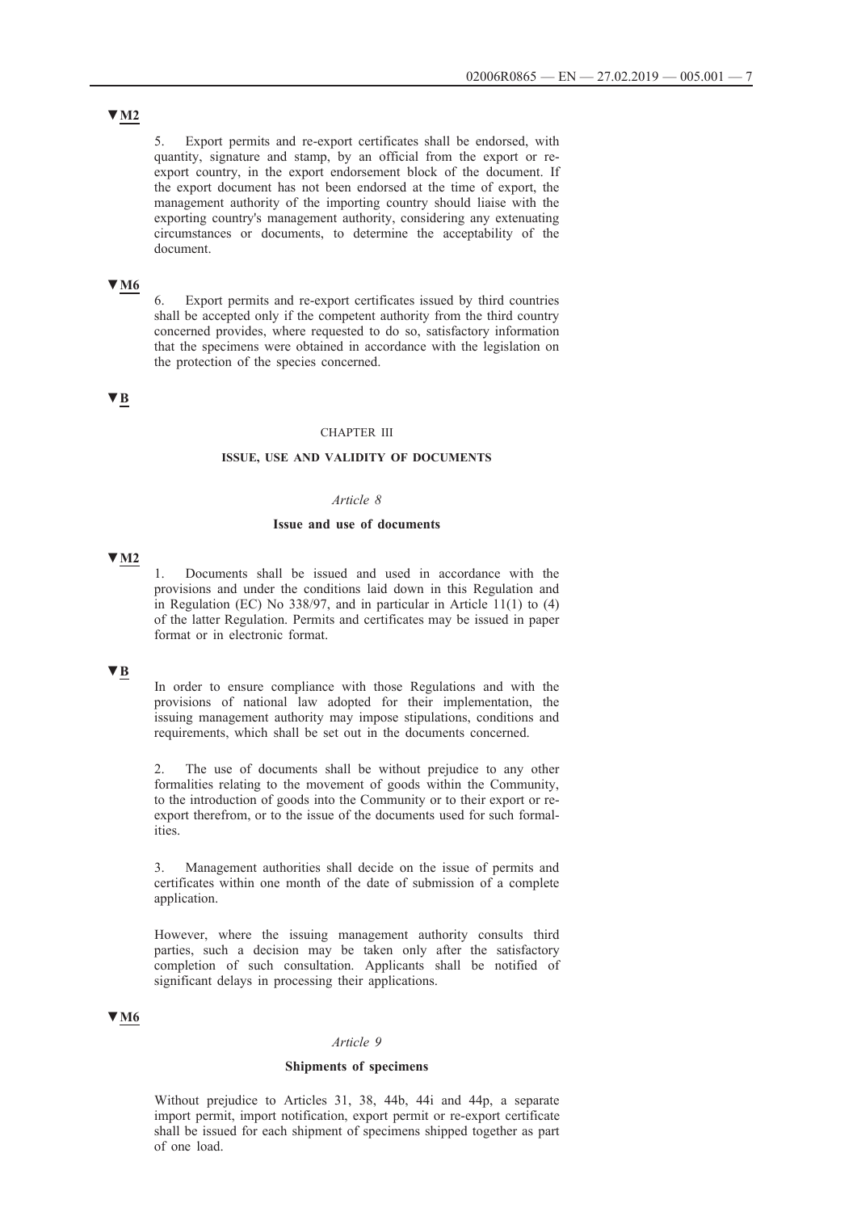▼M2

5. Export permits and re-export certificates shall be endorsed, with quantity, signature and stamp, by an official from the export or re-export country, in the export endorsement block of the document. If the export document has not been endorsed at the time of export, the management authority of the importing country should liaise with the exporting country's management authority, considering any extenuating circumstances or documents, to determine the acceptability of the document.

▼M6

6. Export permits and re-export certificates issued by third countries shall be accepted only if the competent authority from the third country concerned provides, where requested to do so, satisfactory information that the specimens were obtained in accordance with the legislation on the protection of the species concerned.

▼B

## CHAPTER III

## ISSUE, USE AND VALIDITY OF DOCUMENTS

### *Article 8*

### Issue and use of documents

▼M2

1. Documents shall be issued and used in accordance with the provisions and under the conditions laid down in this Regulation and in Regulation (EC) No 338/97, and in particular in Article 11(1) to (4) of the latter Regulation. Permits and certificates may be issued in paper format or in electronic format.

▼B

In order to ensure compliance with those Regulations and with the provisions of national law adopted for their implementation, the issuing management authority may impose stipulations, conditions and requirements, which shall be set out in the documents concerned.

2. The use of documents shall be without prejudice to any other formalities relating to the movement of goods within the Community, to the introduction of goods into the Community or to their export or re-export therefrom, or to the issue of the documents used for such formalities.

3. Management authorities shall decide on the issue of permits and certificates within one month of the date of submission of a complete application.

However, where the issuing management authority consults third parties, such a decision may be taken only after the satisfactory completion of such consultation. Applicants shall be notified of significant delays in processing their applications.

▼M6

### *Article 9*

### Shipments of specimens

Without prejudice to Articles 31, 38, 44b, 44i and 44p, a separate import permit, import notification, export permit or re-export certificate shall be issued for each shipment of specimens shipped together as part of one load.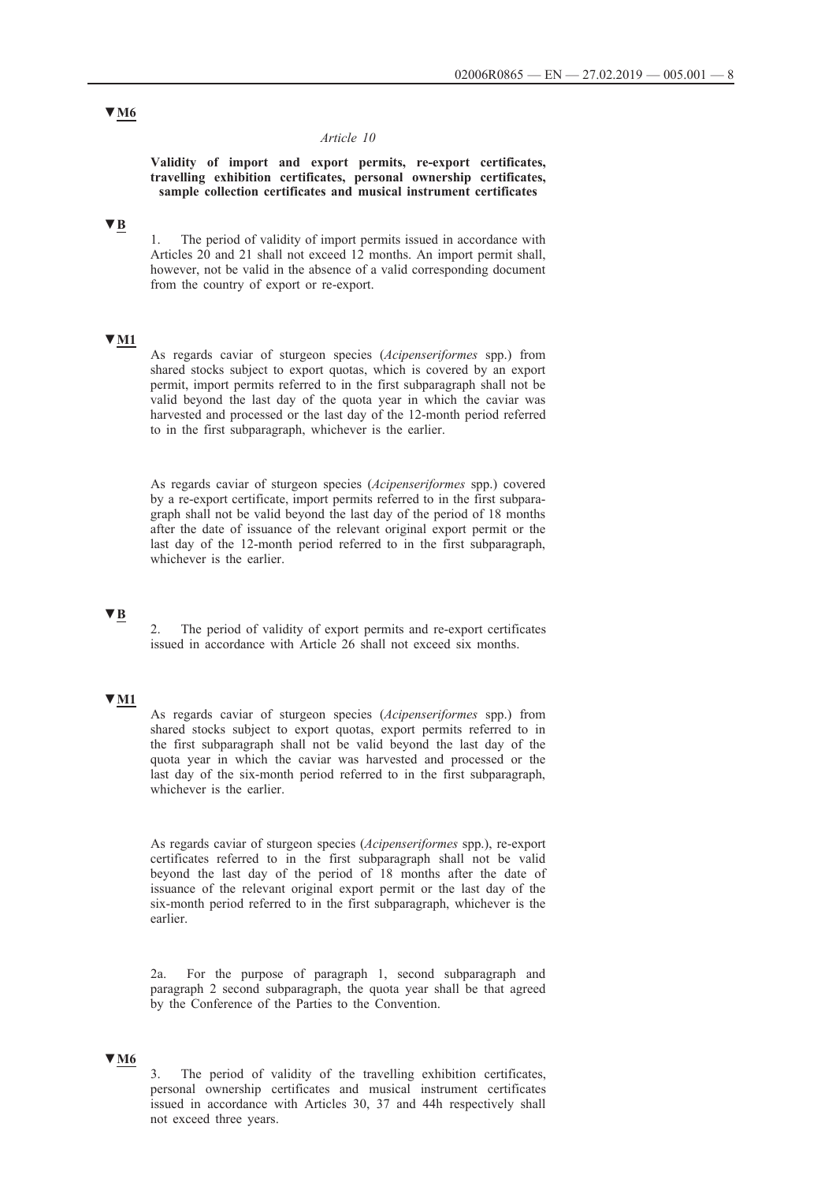▼M6

*Article 10*

**Validity of import and export permits, re-export certificates, travelling exhibition certificates, personal ownership certificates, sample collection certificates and musical instrument certificates**

▼B

1. The period of validity of import permits issued in accordance with Articles 20 and 21 shall not exceed 12 months. An import permit shall, however, not be valid in the absence of a valid corresponding document from the country of export or re-export.

▼M1

As regards caviar of sturgeon species (*Acipenseriformes* spp.) from shared stocks subject to export quotas, which is covered by an export permit, import permits referred to in the first subparagraph shall not be valid beyond the last day of the quota year in which the caviar was harvested and processed or the last day of the 12-month period referred to in the first subparagraph, whichever is the earlier.

As regards caviar of sturgeon species (*Acipenseriformes* spp.) covered by a re-export certificate, import permits referred to in the first subparagraph shall not be valid beyond the last day of the period of 18 months after the date of issuance of the relevant original export permit or the last day of the 12-month period referred to in the first subparagraph, whichever is the earlier.

▼B

2. The period of validity of export permits and re-export certificates issued in accordance with Article 26 shall not exceed six months.

▼M1

As regards caviar of sturgeon species (*Acipenseriformes* spp.) from shared stocks subject to export quotas, export permits referred to in the first subparagraph shall not be valid beyond the last day of the quota year in which the caviar was harvested and processed or the last day of the six-month period referred to in the first subparagraph, whichever is the earlier.

As regards caviar of sturgeon species (*Acipenseriformes* spp.), re-export certificates referred to in the first subparagraph shall not be valid beyond the last day of the period of 18 months after the date of issuance of the relevant original export permit or the last day of the six-month period referred to in the first subparagraph, whichever is the earlier.

2a. For the purpose of paragraph 1, second subparagraph and paragraph 2 second subparagraph, the quota year shall be that agreed by the Conference of the Parties to the Convention.

▼M6

3. The period of validity of the travelling exhibition certificates, personal ownership certificates and musical instrument certificates issued in accordance with Articles 30, 37 and 44h respectively shall not exceed three years.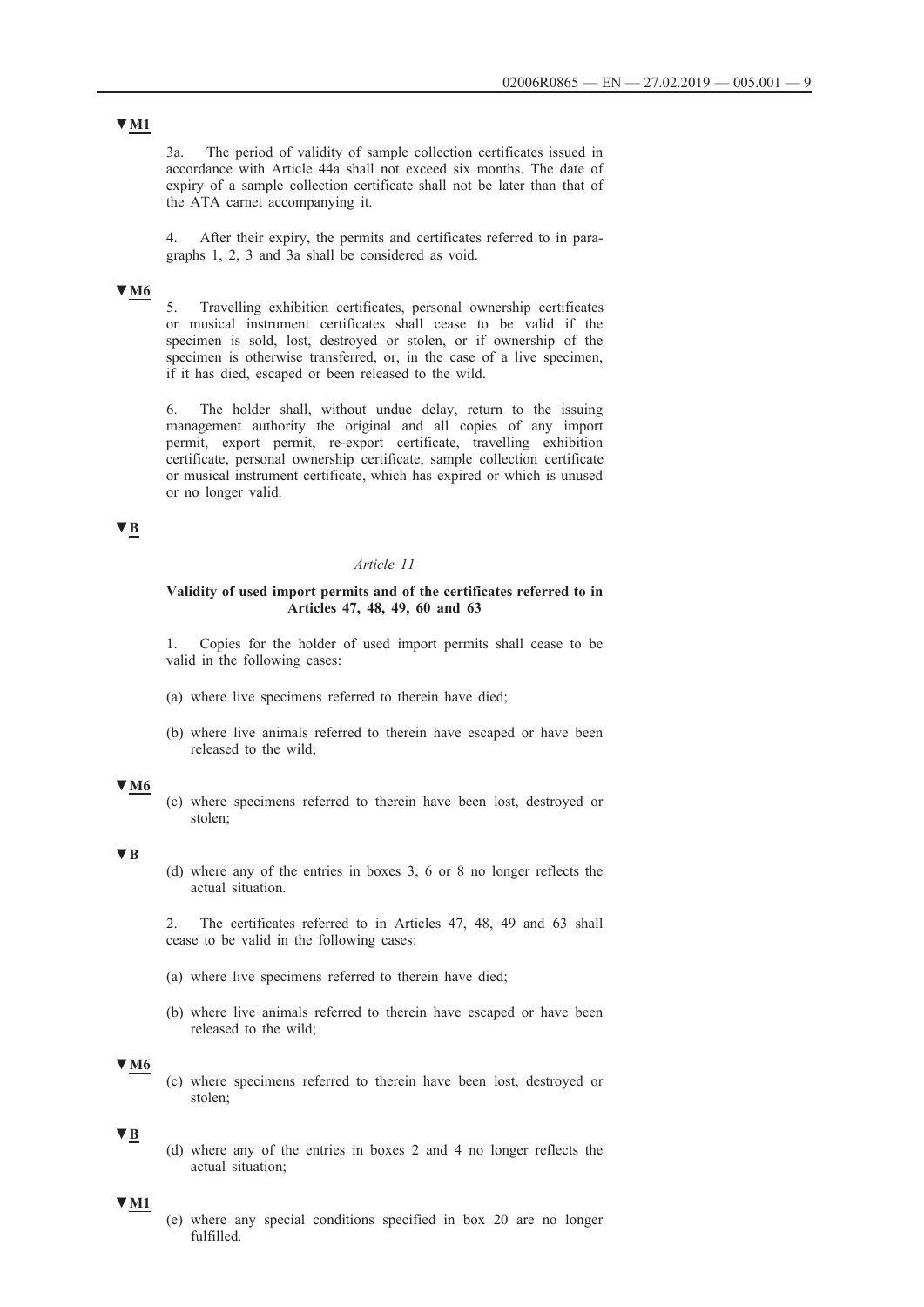▼M1

3a. The period of validity of sample collection certificates issued in accordance with Article 44a shall not exceed six months. The date of expiry of a sample collection certificate shall not be later than that of the ATA carnet accompanying it.

4. After their expiry, the permits and certificates referred to in paragraphs 1, 2, 3 and 3a shall be considered as void.

▼M6

5. Travelling exhibition certificates, personal ownership certificates or musical instrument certificates shall cease to be valid if the specimen is sold, lost, destroyed or stolen, or if ownership of the specimen is otherwise transferred, or, in the case of a live specimen, if it has died, escaped or been released to the wild.

6. The holder shall, without undue delay, return to the issuing management authority the original and all copies of any import permit, export permit, re-export certificate, travelling exhibition certificate, personal ownership certificate, sample collection certificate or musical instrument certificate, which has expired or which is unused or no longer valid.

▼B

*Article 11*

**Validity of used import permits and of the certificates referred to in Articles 47, 48, 49, 60 and 63**

1. Copies for the holder of used import permits shall cease to be valid in the following cases:

(a) where live specimens referred to therein have died;

(b) where live animals referred to therein have escaped or have been released to the wild;

▼M6

(c) where specimens referred to therein have been lost, destroyed or stolen;

▼B

(d) where any of the entries in boxes 3, 6 or 8 no longer reflects the actual situation.

2. The certificates referred to in Articles 47, 48, 49 and 63 shall cease to be valid in the following cases:

(a) where live specimens referred to therein have died;

(b) where live animals referred to therein have escaped or have been released to the wild;

▼M6

(c) where specimens referred to therein have been lost, destroyed or stolen;

▼B

(d) where any of the entries in boxes 2 and 4 no longer reflects the actual situation;

▼M1

(e) where any special conditions specified in box 20 are no longer fulfilled.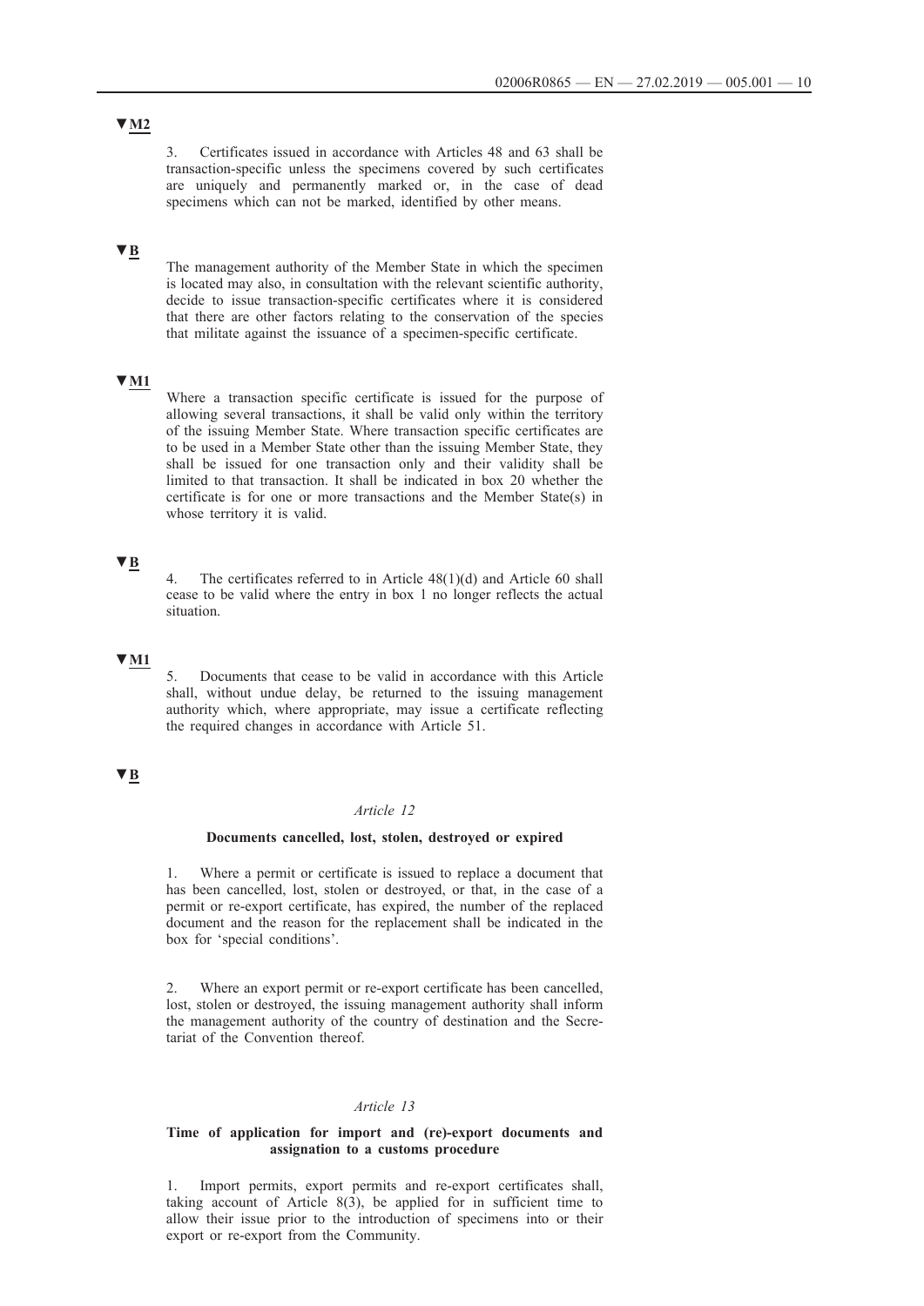▼M2

3. Certificates issued in accordance with Articles 48 and 63 shall be transaction-specific unless the specimens covered by such certificates are uniquely and permanently marked or, in the case of dead specimens which can not be marked, identified by other means.

▼B

The management authority of the Member State in which the specimen is located may also, in consultation with the relevant scientific authority, decide to issue transaction-specific certificates where it is considered that there are other factors relating to the conservation of the species that militate against the issuance of a specimen-specific certificate.

▼M1

Where a transaction specific certificate is issued for the purpose of allowing several transactions, it shall be valid only within the territory of the issuing Member State. Where transaction specific certificates are to be used in a Member State other than the issuing Member State, they shall be issued for one transaction only and their validity shall be limited to that transaction. It shall be indicated in box 20 whether the certificate is for one or more transactions and the Member State(s) in whose territory it is valid.

▼B

4. The certificates referred to in Article 48(1)(d) and Article 60 shall cease to be valid where the entry in box 1 no longer reflects the actual situation.

▼M1

5. Documents that cease to be valid in accordance with this Article shall, without undue delay, be returned to the issuing management authority which, where appropriate, may issue a certificate reflecting the required changes in accordance with Article 51.

▼B

*Article 12*

**Documents cancelled, lost, stolen, destroyed or expired**

1. Where a permit or certificate is issued to replace a document that has been cancelled, lost, stolen or destroyed, or that, in the case of a permit or re-export certificate, has expired, the number of the replaced document and the reason for the replacement shall be indicated in the box for 'special conditions'.

2. Where an export permit or re-export certificate has been cancelled, lost, stolen or destroyed, the issuing management authority shall inform the management authority of the country of destination and the Secretariat of the Convention thereof.

*Article 13*

**Time of application for import and (re)-export documents and assignation to a customs procedure**

1. Import permits, export permits and re-export certificates shall, taking account of Article 8(3), be applied for in sufficient time to allow their issue prior to the introduction of specimens into or their export or re-export from the Community.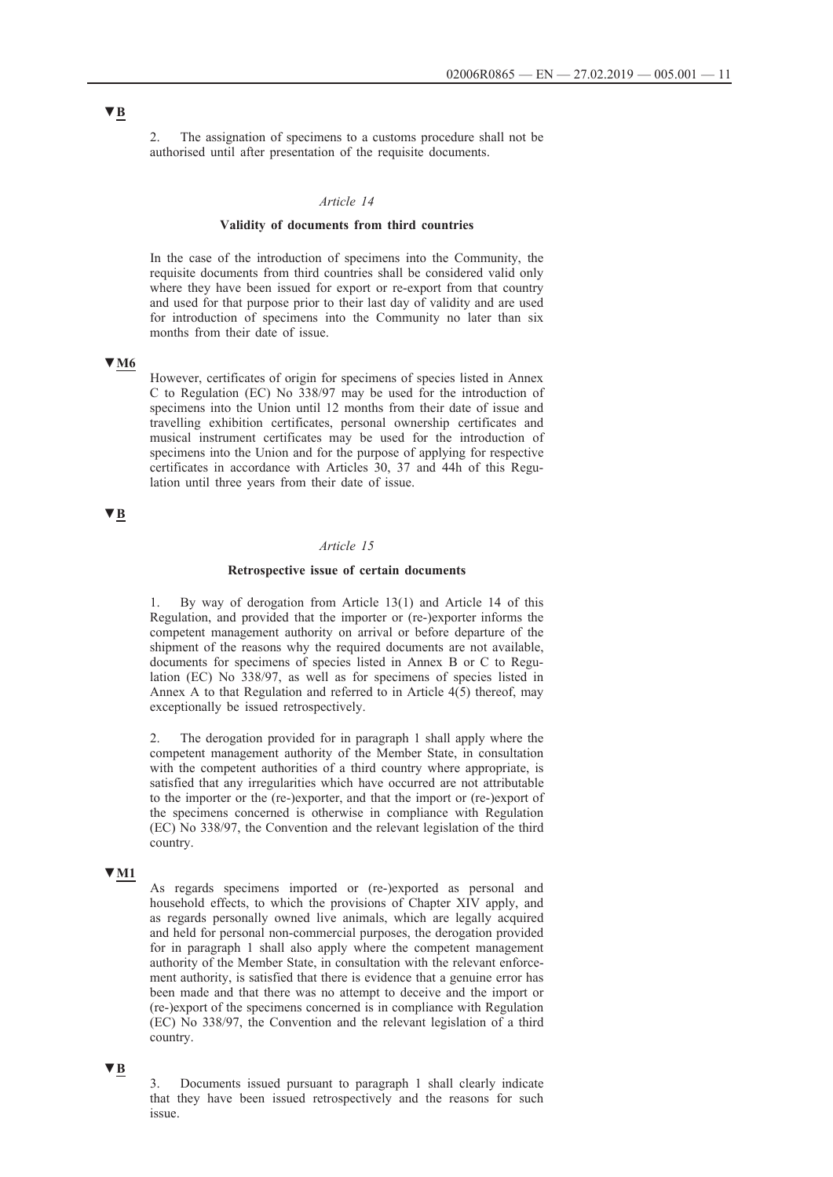▼B

2. The assignation of specimens to a customs procedure shall not be authorised until after presentation of the requisite documents.

*Article 14*

**Validity of documents from third countries**

In the case of the introduction of specimens into the Community, the requisite documents from third countries shall be considered valid only where they have been issued for export or re-export from that country and used for that purpose prior to their last day of validity and are used for introduction of specimens into the Community no later than six months from their date of issue.

▼M6

However, certificates of origin for specimens of species listed in Annex C to Regulation (EC) No 338/97 may be used for the introduction of specimens into the Union until 12 months from their date of issue and travelling exhibition certificates, personal ownership certificates and musical instrument certificates may be used for the introduction of specimens into the Union and for the purpose of applying for respective certificates in accordance with Articles 30, 37 and 44h of this Regulation until three years from their date of issue.

▼B

*Article 15*

**Retrospective issue of certain documents**

1. By way of derogation from Article 13(1) and Article 14 of this Regulation, and provided that the importer or (re-)exporter informs the competent management authority on arrival or before departure of the shipment of the reasons why the required documents are not available, documents for specimens of species listed in Annex B or C to Regulation (EC) No 338/97, as well as for specimens of species listed in Annex A to that Regulation and referred to in Article 4(5) thereof, may exceptionally be issued retrospectively.

2. The derogation provided for in paragraph 1 shall apply where the competent management authority of the Member State, in consultation with the competent authorities of a third country where appropriate, is satisfied that any irregularities which have occurred are not attributable to the importer or the (re-)exporter, and that the import or (re-)export of the specimens concerned is otherwise in compliance with Regulation (EC) No 338/97, the Convention and the relevant legislation of the third country.

▼M1

As regards specimens imported or (re-)exported as personal and household effects, to which the provisions of Chapter XIV apply, and as regards personally owned live animals, which are legally acquired and held for personal non-commercial purposes, the derogation provided for in paragraph 1 shall also apply where the competent management authority of the Member State, in consultation with the relevant enforcement authority, is satisfied that there is evidence that a genuine error has been made and that there was no attempt to deceive and the import or (re-)export of the specimens concerned is in compliance with Regulation (EC) No 338/97, the Convention and the relevant legislation of a third country.

▼B

3. Documents issued pursuant to paragraph 1 shall clearly indicate that they have been issued retrospectively and the reasons for such issue.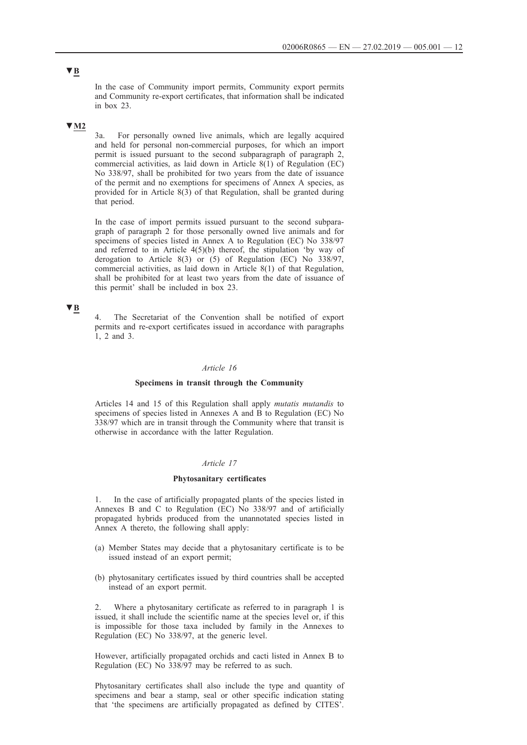▼B

In the case of Community import permits, Community export permits and Community re-export certificates, that information shall be indicated in box 23.

▼M2

3a. For personally owned live animals, which are legally acquired and held for personal non-commercial purposes, for which an import permit is issued pursuant to the second subparagraph of paragraph 2, commercial activities, as laid down in Article 8(1) of Regulation (EC) No 338/97, shall be prohibited for two years from the date of issuance of the permit and no exemptions for specimens of Annex A species, as provided for in Article 8(3) of that Regulation, shall be granted during that period.

In the case of import permits issued pursuant to the second subparagraph of paragraph 2 for those personally owned live animals and for specimens of species listed in Annex A to Regulation (EC) No 338/97 and referred to in Article 4(5)(b) thereof, the stipulation 'by way of derogation to Article 8(3) or (5) of Regulation (EC) No 338/97, commercial activities, as laid down in Article 8(1) of that Regulation, shall be prohibited for at least two years from the date of issuance of this permit' shall be included in box 23.

▼B

4. The Secretariat of the Convention shall be notified of export permits and re-export certificates issued in accordance with paragraphs 1, 2 and 3.

*Article 16*

**Specimens in transit through the Community**

Articles 14 and 15 of this Regulation shall apply *mutatis mutandis* to specimens of species listed in Annexes A and B to Regulation (EC) No 338/97 which are in transit through the Community where that transit is otherwise in accordance with the latter Regulation.

*Article 17*

**Phytosanitary certificates**

1. In the case of artificially propagated plants of the species listed in Annexes B and C to Regulation (EC) No 338/97 and of artificially propagated hybrids produced from the unannotated species listed in Annex A thereto, the following shall apply:

(a) Member States may decide that a phytosanitary certificate is to be issued instead of an export permit;

(b) phytosanitary certificates issued by third countries shall be accepted instead of an export permit.

2. Where a phytosanitary certificate as referred to in paragraph 1 is issued, it shall include the scientific name at the species level or, if this is impossible for those taxa included by family in the Annexes to Regulation (EC) No 338/97, at the generic level.

However, artificially propagated orchids and cacti listed in Annex B to Regulation (EC) No 338/97 may be referred to as such.

Phytosanitary certificates shall also include the type and quantity of specimens and bear a stamp, seal or other specific indication stating that 'the specimens are artificially propagated as defined by CITES'.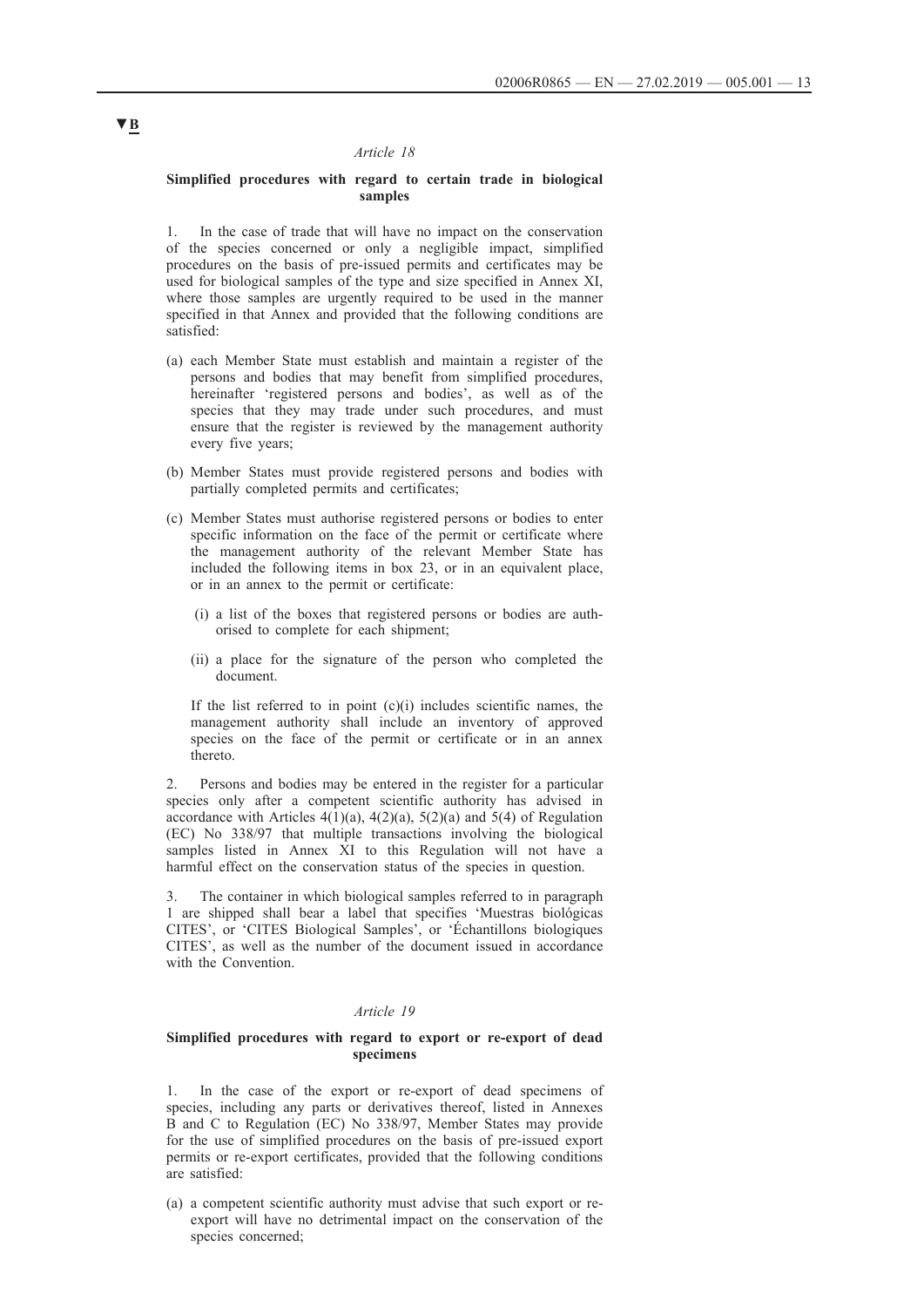▼B

*Article 18*

**Simplified procedures with regard to certain trade in biological samples**

1. In the case of trade that will have no impact on the conservation of the species concerned or only a negligible impact, simplified procedures on the basis of pre-issued permits and certificates may be used for biological samples of the type and size specified in Annex XI, where those samples are urgently required to be used in the manner specified in that Annex and provided that the following conditions are satisfied:

(a) each Member State must establish and maintain a register of the persons and bodies that may benefit from simplified procedures, hereinafter 'registered persons and bodies', as well as of the species that they may trade under such procedures, and must ensure that the register is reviewed by the management authority every five years;

(b) Member States must provide registered persons and bodies with partially completed permits and certificates;

(c) Member States must authorise registered persons or bodies to enter specific information on the face of the permit or certificate where the management authority of the relevant Member State has included the following items in box 23, or in an equivalent place, or in an annex to the permit or certificate:

   (i) a list of the boxes that registered persons or bodies are authorised to complete for each shipment;

   (ii) a place for the signature of the person who completed the document.

   If the list referred to in point (c)(i) includes scientific names, the management authority shall include an inventory of approved species on the face of the permit or certificate or in an annex thereto.

2. Persons and bodies may be entered in the register for a particular species only after a competent scientific authority has advised in accordance with Articles 4(1)(a), 4(2)(a), 5(2)(a) and 5(4) of Regulation (EC) No 338/97 that multiple transactions involving the biological samples listed in Annex XI to this Regulation will not have a harmful effect on the conservation status of the species in question.

3. The container in which biological samples referred to in paragraph 1 are shipped shall bear a label that specifies 'Muestras biológicas CITES', or 'CITES Biological Samples', or 'Échantillons biologiques CITES', as well as the number of the document issued in accordance with the Convention.

*Article 19*

**Simplified procedures with regard to export or re-export of dead specimens**

1. In the case of the export or re-export of dead specimens of species, including any parts or derivatives thereof, listed in Annexes B and C to Regulation (EC) No 338/97, Member States may provide for the use of simplified procedures on the basis of pre-issued export permits or re-export certificates, provided that the following conditions are satisfied:

(a) a competent scientific authority must advise that such export or re-export will have no detrimental impact on the conservation of the species concerned;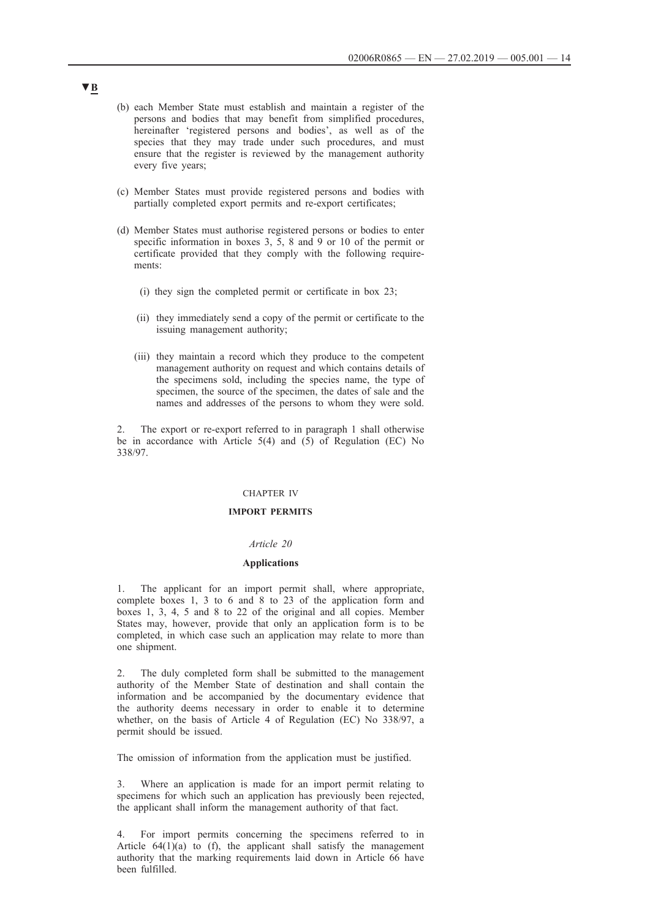▼B

(b) each Member State must establish and maintain a register of the persons and bodies that may benefit from simplified procedures, hereinafter 'registered persons and bodies', as well as of the species that they may trade under such procedures, and must ensure that the register is reviewed by the management authority every five years;

(c) Member States must provide registered persons and bodies with partially completed export permits and re-export certificates;

(d) Member States must authorise registered persons or bodies to enter specific information in boxes 3, 5, 8 and 9 or 10 of the permit or certificate provided that they comply with the following requirements:

(i) they sign the completed permit or certificate in box 23;

(ii) they immediately send a copy of the permit or certificate to the issuing management authority;

(iii) they maintain a record which they produce to the competent management authority on request and which contains details of the specimens sold, including the species name, the type of specimen, the source of the specimen, the dates of sale and the names and addresses of the persons to whom they were sold.

2. The export or re-export referred to in paragraph 1 shall otherwise be in accordance with Article 5(4) and (5) of Regulation (EC) No 338/97.

## CHAPTER IV

## IMPORT PERMITS

### *Article 20*

### Applications

1. The applicant for an import permit shall, where appropriate, complete boxes 1, 3 to 6 and 8 to 23 of the application form and boxes 1, 3, 4, 5 and 8 to 22 of the original and all copies. Member States may, however, provide that only an application form is to be completed, in which case such an application may relate to more than one shipment.

2. The duly completed form shall be submitted to the management authority of the Member State of destination and shall contain the information and be accompanied by the documentary evidence that the authority deems necessary in order to enable it to determine whether, on the basis of Article 4 of Regulation (EC) No 338/97, a permit should be issued.

The omission of information from the application must be justified.

3. Where an application is made for an import permit relating to specimens for which such an application has previously been rejected, the applicant shall inform the management authority of that fact.

4. For import permits concerning the specimens referred to in Article 64(1)(a) to (f), the applicant shall satisfy the management authority that the marking requirements laid down in Article 66 have been fulfilled.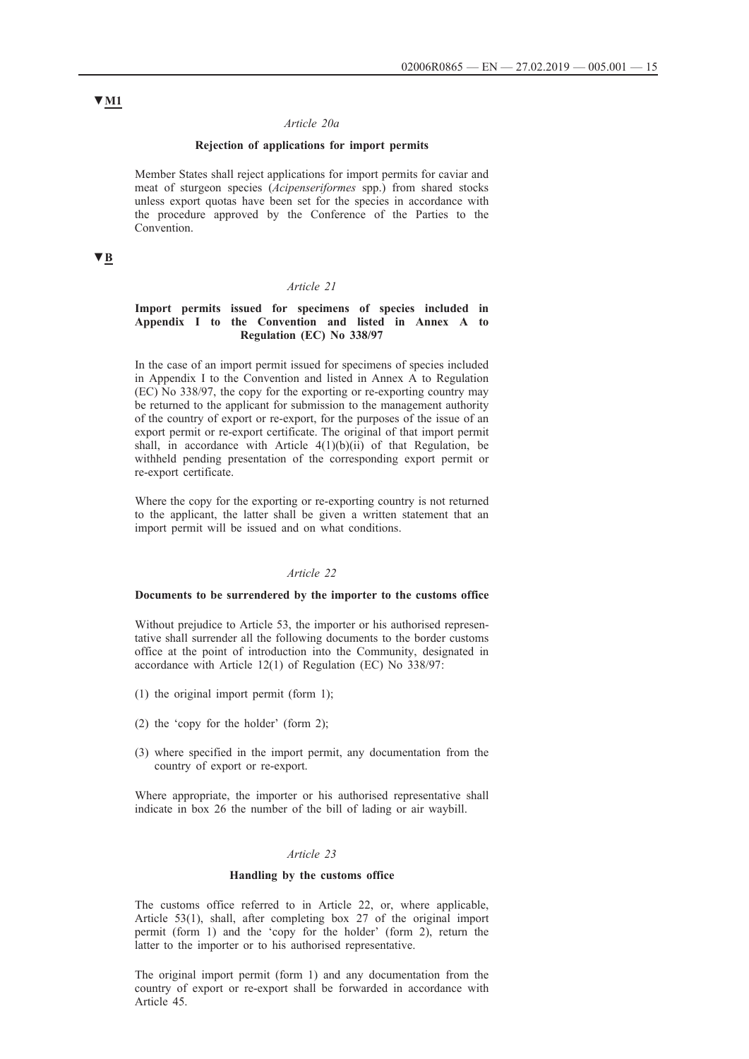▼M1

### *Article 20a*

#### Rejection of applications for import permits

Member States shall reject applications for import permits for caviar and meat of sturgeon species (*Acipenseriformes* spp.) from shared stocks unless export quotas have been set for the species in accordance with the procedure approved by the Conference of the Parties to the Convention.

▼B

### *Article 21*

#### Import permits issued for specimens of species included in Appendix I to the Convention and listed in Annex A to Regulation (EC) No 338/97

In the case of an import permit issued for specimens of species included in Appendix I to the Convention and listed in Annex A to Regulation (EC) No 338/97, the copy for the exporting or re-exporting country may be returned to the applicant for submission to the management authority of the country of export or re-export, for the purposes of the issue of an export permit or re-export certificate. The original of that import permit shall, in accordance with Article 4(1)(b)(ii) of that Regulation, be withheld pending presentation of the corresponding export permit or re-export certificate.

Where the copy for the exporting or re-exporting country is not returned to the applicant, the latter shall be given a written statement that an import permit will be issued and on what conditions.

### *Article 22*

#### Documents to be surrendered by the importer to the customs office

Without prejudice to Article 53, the importer or his authorised representative shall surrender all the following documents to the border customs office at the point of introduction into the Community, designated in accordance with Article 12(1) of Regulation (EC) No 338/97:

(1) the original import permit (form 1);

(2) the 'copy for the holder' (form 2);

(3) where specified in the import permit, any documentation from the country of export or re-export.

Where appropriate, the importer or his authorised representative shall indicate in box 26 the number of the bill of lading or air waybill.

### *Article 23*

#### Handling by the customs office

The customs office referred to in Article 22, or, where applicable, Article 53(1), shall, after completing box 27 of the original import permit (form 1) and the 'copy for the holder' (form 2), return the latter to the importer or to his authorised representative.

The original import permit (form 1) and any documentation from the country of export or re-export shall be forwarded in accordance with Article 45.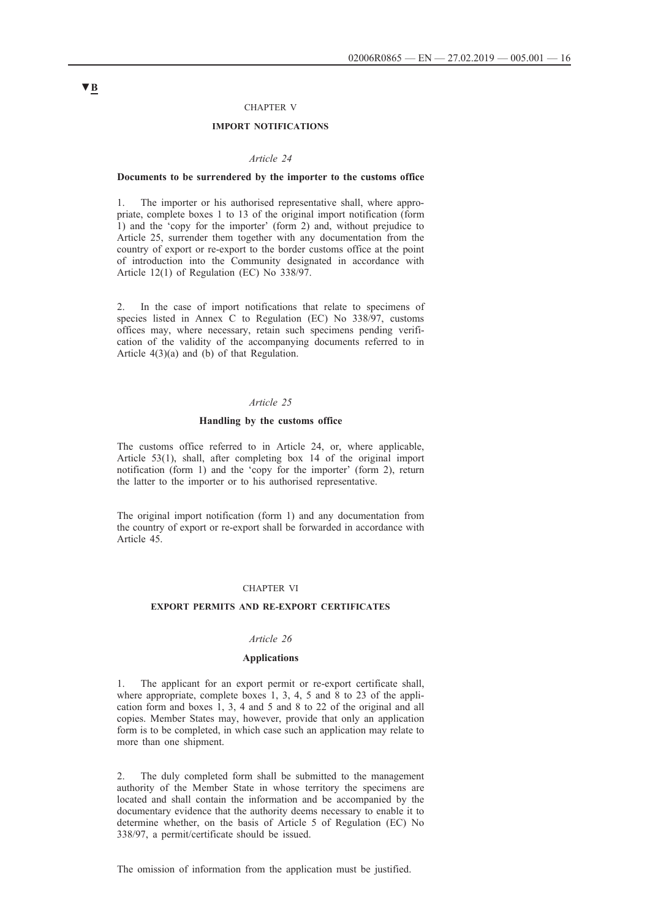▼**B**

CHAPTER V

**IMPORT NOTIFICATIONS**

*Article 24*

**Documents to be surrendered by the importer to the customs office**

1. The importer or his authorised representative shall, where appropriate, complete boxes 1 to 13 of the original import notification (form 1) and the 'copy for the importer' (form 2) and, without prejudice to Article 25, surrender them together with any documentation from the country of export or re-export to the border customs office at the point of introduction into the Community designated in accordance with Article 12(1) of Regulation (EC) No 338/97.

2. In the case of import notifications that relate to specimens of species listed in Annex C to Regulation (EC) No 338/97, customs offices may, where necessary, retain such specimens pending verification of the validity of the accompanying documents referred to in Article 4(3)(a) and (b) of that Regulation.

*Article 25*

**Handling by the customs office**

The customs office referred to in Article 24, or, where applicable, Article 53(1), shall, after completing box 14 of the original import notification (form 1) and the 'copy for the importer' (form 2), return the latter to the importer or to his authorised representative.

The original import notification (form 1) and any documentation from the country of export or re-export shall be forwarded in accordance with Article 45.

CHAPTER VI

**EXPORT PERMITS AND RE-EXPORT CERTIFICATES**

*Article 26*

**Applications**

1. The applicant for an export permit or re-export certificate shall, where appropriate, complete boxes 1, 3, 4, 5 and 8 to 23 of the application form and boxes 1, 3, 4 and 5 and 8 to 22 of the original and all copies. Member States may, however, provide that only an application form is to be completed, in which case such an application may relate to more than one shipment.

2. The duly completed form shall be submitted to the management authority of the Member State in whose territory the specimens are located and shall contain the information and be accompanied by the documentary evidence that the authority deems necessary to enable it to determine whether, on the basis of Article 5 of Regulation (EC) No 338/97, a permit/certificate should be issued.

The omission of information from the application must be justified.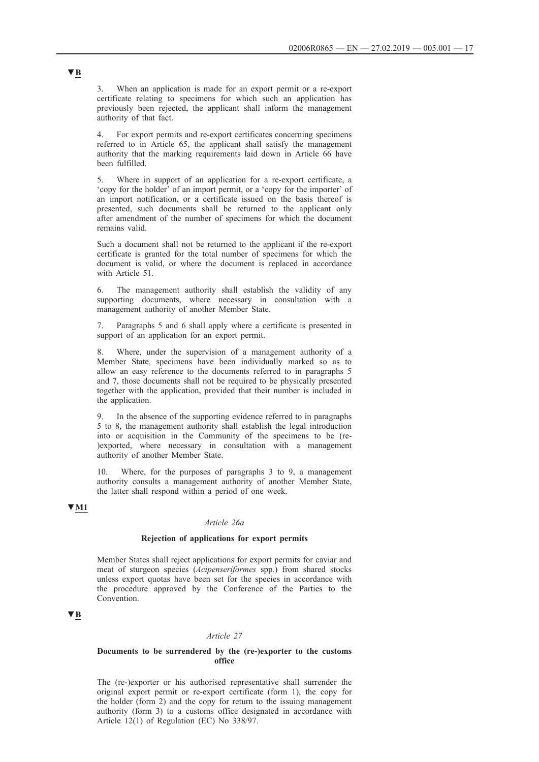▼B

3. When an application is made for an export permit or a re-export certificate relating to specimens for which such an application has previously been rejected, the applicant shall inform the management authority of that fact.

4. For export permits and re-export certificates concerning specimens referred to in Article 65, the applicant shall satisfy the management authority that the marking requirements laid down in Article 66 have been fulfilled.

5. Where in support of an application for a re-export certificate, a 'copy for the holder' of an import permit, or a 'copy for the importer' of an import notification, or a certificate issued on the basis thereof is presented, such documents shall be returned to the applicant only after amendment of the number of specimens for which the document remains valid.

Such a document shall not be returned to the applicant if the re-export certificate is granted for the total number of specimens for which the document is valid, or where the document is replaced in accordance with Article 51.

6. The management authority shall establish the validity of any supporting documents, where necessary in consultation with a management authority of another Member State.

7. Paragraphs 5 and 6 shall apply where a certificate is presented in support of an application for an export permit.

8. Where, under the supervision of a management authority of a Member State, specimens have been individually marked so as to allow an easy reference to the documents referred to in paragraphs 5 and 7, those documents shall not be required to be physically presented together with the application, provided that their number is included in the application.

9. In the absence of the supporting evidence referred to in paragraphs 5 to 8, the management authority shall establish the legal introduction into or acquisition in the Community of the specimens to be (re-)exported, where necessary in consultation with a management authority of another Member State.

10. Where, for the purposes of paragraphs 3 to 9, a management authority consults a management authority of another Member State, the latter shall respond within a period of one week.

▼M1

*Article 26a*

**Rejection of applications for export permits**

Member States shall reject applications for export permits for caviar and meat of sturgeon species (*Acipenseriformes* spp.) from shared stocks unless export quotas have been set for the species in accordance with the procedure approved by the Conference of the Parties to the Convention.

▼B

*Article 27*

**Documents to be surrendered by the (re-)exporter to the customs office**

The (re-)exporter or his authorised representative shall surrender the original export permit or re-export certificate (form 1), the copy for the holder (form 2) and the copy for return to the issuing management authority (form 3) to a customs office designated in accordance with Article 12(1) of Regulation (EC) No 338/97.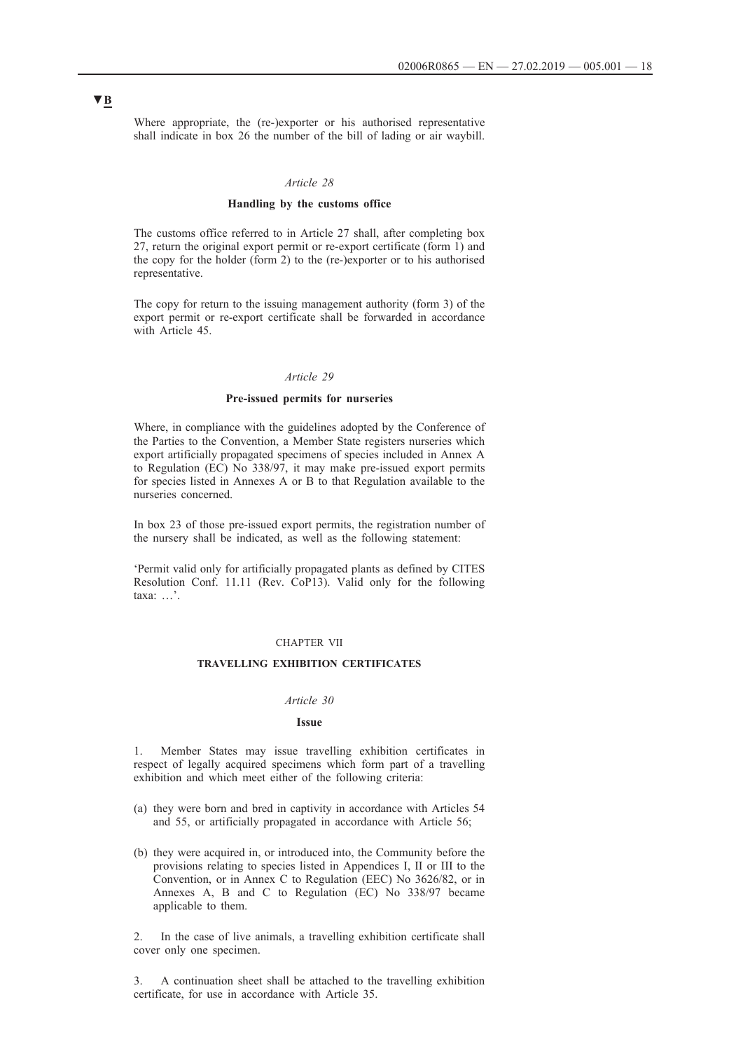▼B

Where appropriate, the (re-)exporter or his authorised representative shall indicate in box 26 the number of the bill of lading or air waybill.

*Article 28*

**Handling by the customs office**

The customs office referred to in Article 27 shall, after completing box 27, return the original export permit or re-export certificate (form 1) and the copy for the holder (form 2) to the (re-)exporter or to his authorised representative.

The copy for return to the issuing management authority (form 3) of the export permit or re-export certificate shall be forwarded in accordance with Article 45.

*Article 29*

**Pre-issued permits for nurseries**

Where, in compliance with the guidelines adopted by the Conference of the Parties to the Convention, a Member State registers nurseries which export artificially propagated specimens of species included in Annex A to Regulation (EC) No 338/97, it may make pre-issued export permits for species listed in Annexes A or B to that Regulation available to the nurseries concerned.

In box 23 of those pre-issued export permits, the registration number of the nursery shall be indicated, as well as the following statement:

'Permit valid only for artificially propagated plants as defined by CITES Resolution Conf. 11.11 (Rev. CoP13). Valid only for the following taxa: …'.

CHAPTER VII

**TRAVELLING EXHIBITION CERTIFICATES**

*Article 30*

**Issue**

1. Member States may issue travelling exhibition certificates in respect of legally acquired specimens which form part of a travelling exhibition and which meet either of the following criteria:

(a) they were born and bred in captivity in accordance with Articles 54 and 55, or artificially propagated in accordance with Article 56;

(b) they were acquired in, or introduced into, the Community before the provisions relating to species listed in Appendices I, II or III to the Convention, or in Annex C to Regulation (EEC) No 3626/82, or in Annexes A, B and C to Regulation (EC) No 338/97 became applicable to them.

2. In the case of live animals, a travelling exhibition certificate shall cover only one specimen.

3. A continuation sheet shall be attached to the travelling exhibition certificate, for use in accordance with Article 35.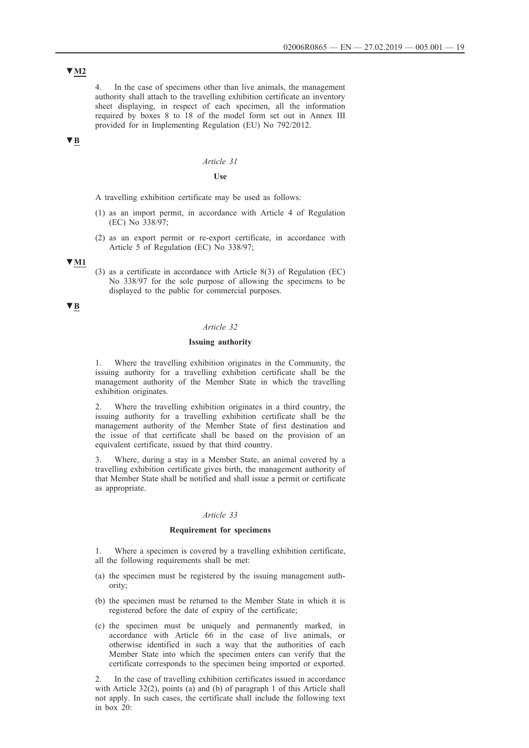▼M2

4. In the case of specimens other than live animals, the management authority shall attach to the travelling exhibition certificate an inventory sheet displaying, in respect of each specimen, all the information required by boxes 8 to 18 of the model form set out in Annex III provided for in Implementing Regulation (EU) No 792/2012.

▼B

*Article 31*

**Use**

A travelling exhibition certificate may be used as follows:

(1) as an import permit, in accordance with Article 4 of Regulation (EC) No 338/97;

(2) as an export permit or re-export certificate, in accordance with Article 5 of Regulation (EC) No 338/97;

▼M1

(3) as a certificate in accordance with Article 8(3) of Regulation (EC) No 338/97 for the sole purpose of allowing the specimens to be displayed to the public for commercial purposes.

▼B

*Article 32*

**Issuing authority**

1. Where the travelling exhibition originates in the Community, the issuing authority for a travelling exhibition certificate shall be the management authority of the Member State in which the travelling exhibition originates.

2. Where the travelling exhibition originates in a third country, the issuing authority for a travelling exhibition certificate shall be the management authority of the Member State of first destination and the issue of that certificate shall be based on the provision of an equivalent certificate, issued by that third country.

3. Where, during a stay in a Member State, an animal covered by a travelling exhibition certificate gives birth, the management authority of that Member State shall be notified and shall issue a permit or certificate as appropriate.

*Article 33*

**Requirement for specimens**

1. Where a specimen is covered by a travelling exhibition certificate, all the following requirements shall be met:

(a) the specimen must be registered by the issuing management authority;

(b) the specimen must be returned to the Member State in which it is registered before the date of expiry of the certificate;

(c) the specimen must be uniquely and permanently marked, in accordance with Article 66 in the case of live animals, or otherwise identified in such a way that the authorities of each Member State into which the specimen enters can verify that the certificate corresponds to the specimen being imported or exported.

2. In the case of travelling exhibition certificates issued in accordance with Article 32(2), points (a) and (b) of paragraph 1 of this Article shall not apply. In such cases, the certificate shall include the following text in box 20: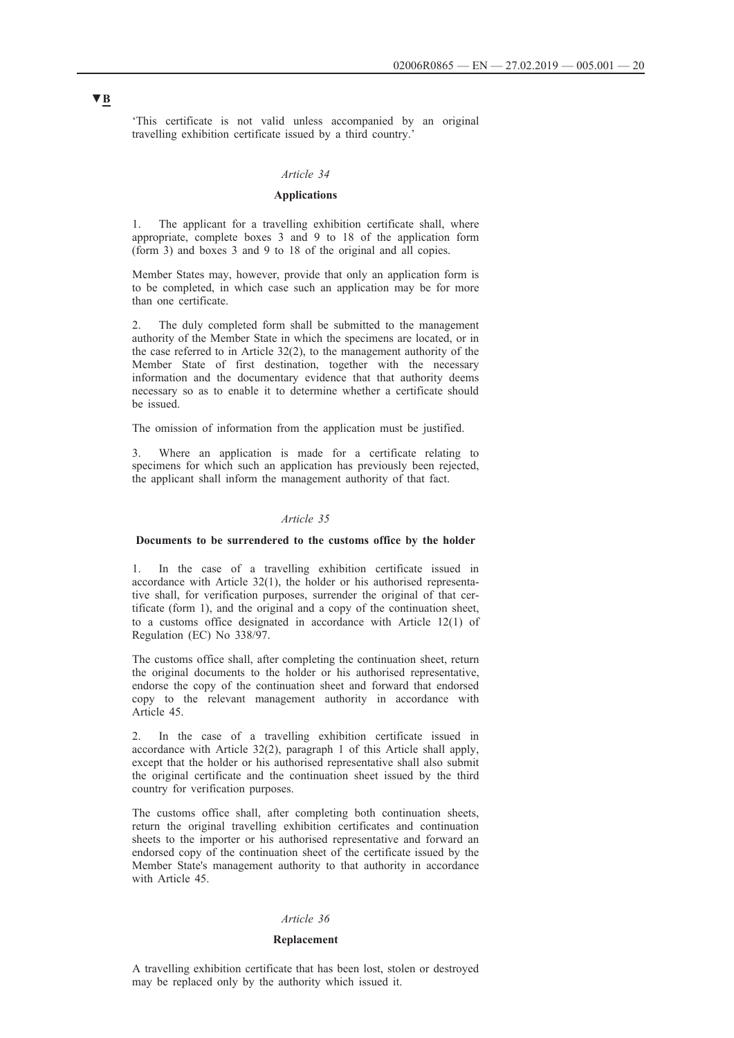▼B

'This certificate is not valid unless accompanied by an original travelling exhibition certificate issued by a third country.'

*Article 34*

**Applications**

1. The applicant for a travelling exhibition certificate shall, where appropriate, complete boxes 3 and 9 to 18 of the application form (form 3) and boxes 3 and 9 to 18 of the original and all copies.

Member States may, however, provide that only an application form is to be completed, in which case such an application may be for more than one certificate.

2. The duly completed form shall be submitted to the management authority of the Member State in which the specimens are located, or in the case referred to in Article 32(2), to the management authority of the Member State of first destination, together with the necessary information and the documentary evidence that that authority deems necessary so as to enable it to determine whether a certificate should be issued.

The omission of information from the application must be justified.

3. Where an application is made for a certificate relating to specimens for which such an application has previously been rejected, the applicant shall inform the management authority of that fact.

*Article 35*

**Documents to be surrendered to the customs office by the holder**

1. In the case of a travelling exhibition certificate issued in accordance with Article 32(1), the holder or his authorised representative shall, for verification purposes, surrender the original of that certificate (form 1), and the original and a copy of the continuation sheet, to a customs office designated in accordance with Article 12(1) of Regulation (EC) No 338/97.

The customs office shall, after completing the continuation sheet, return the original documents to the holder or his authorised representative, endorse the copy of the continuation sheet and forward that endorsed copy to the relevant management authority in accordance with Article 45.

2. In the case of a travelling exhibition certificate issued in accordance with Article 32(2), paragraph 1 of this Article shall apply, except that the holder or his authorised representative shall also submit the original certificate and the continuation sheet issued by the third country for verification purposes.

The customs office shall, after completing both continuation sheets, return the original travelling exhibition certificates and continuation sheets to the importer or his authorised representative and forward an endorsed copy of the continuation sheet of the certificate issued by the Member State's management authority to that authority in accordance with Article 45.

*Article 36*

**Replacement**

A travelling exhibition certificate that has been lost, stolen or destroyed may be replaced only by the authority which issued it.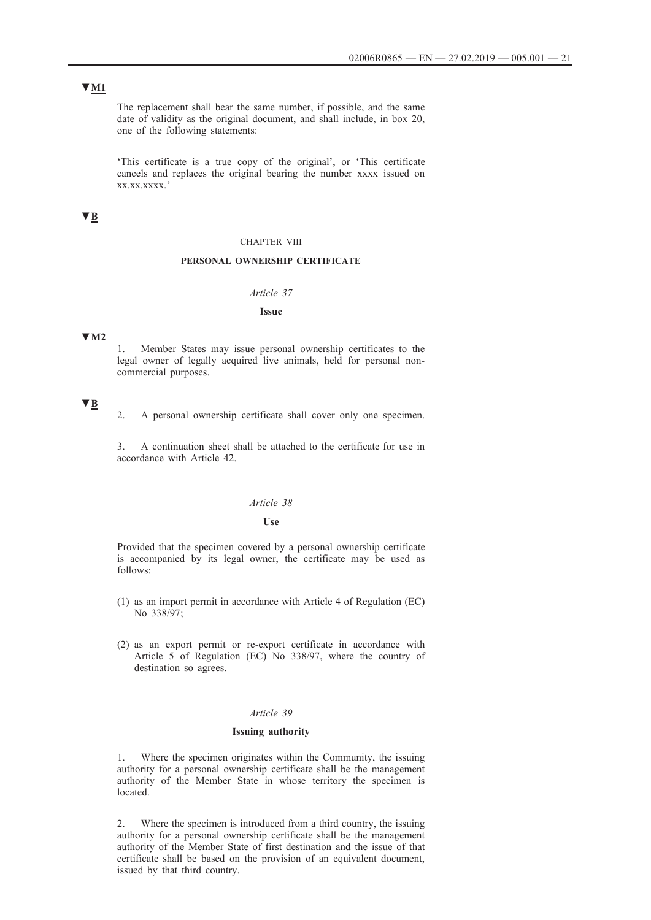▼M1

The replacement shall bear the same number, if possible, and the same date of validity as the original document, and shall include, in box 20, one of the following statements:

'This certificate is a true copy of the original', or 'This certificate cancels and replaces the original bearing the number xxxx issued on xx.xx.xxxx.'

▼B

CHAPTER VIII

**PERSONAL OWNERSHIP CERTIFICATE**

*Article 37*

**Issue**

▼M2

1. Member States may issue personal ownership certificates to the legal owner of legally acquired live animals, held for personal non-commercial purposes.

▼B

2. A personal ownership certificate shall cover only one specimen.

3. A continuation sheet shall be attached to the certificate for use in accordance with Article 42.

*Article 38*

**Use**

Provided that the specimen covered by a personal ownership certificate is accompanied by its legal owner, the certificate may be used as follows:

(1) as an import permit in accordance with Article 4 of Regulation (EC) No 338/97;

(2) as an export permit or re-export certificate in accordance with Article 5 of Regulation (EC) No 338/97, where the country of destination so agrees.

*Article 39*

**Issuing authority**

1. Where the specimen originates within the Community, the issuing authority for a personal ownership certificate shall be the management authority of the Member State in whose territory the specimen is located.

2. Where the specimen is introduced from a third country, the issuing authority for a personal ownership certificate shall be the management authority of the Member State of first destination and the issue of that certificate shall be based on the provision of an equivalent document, issued by that third country.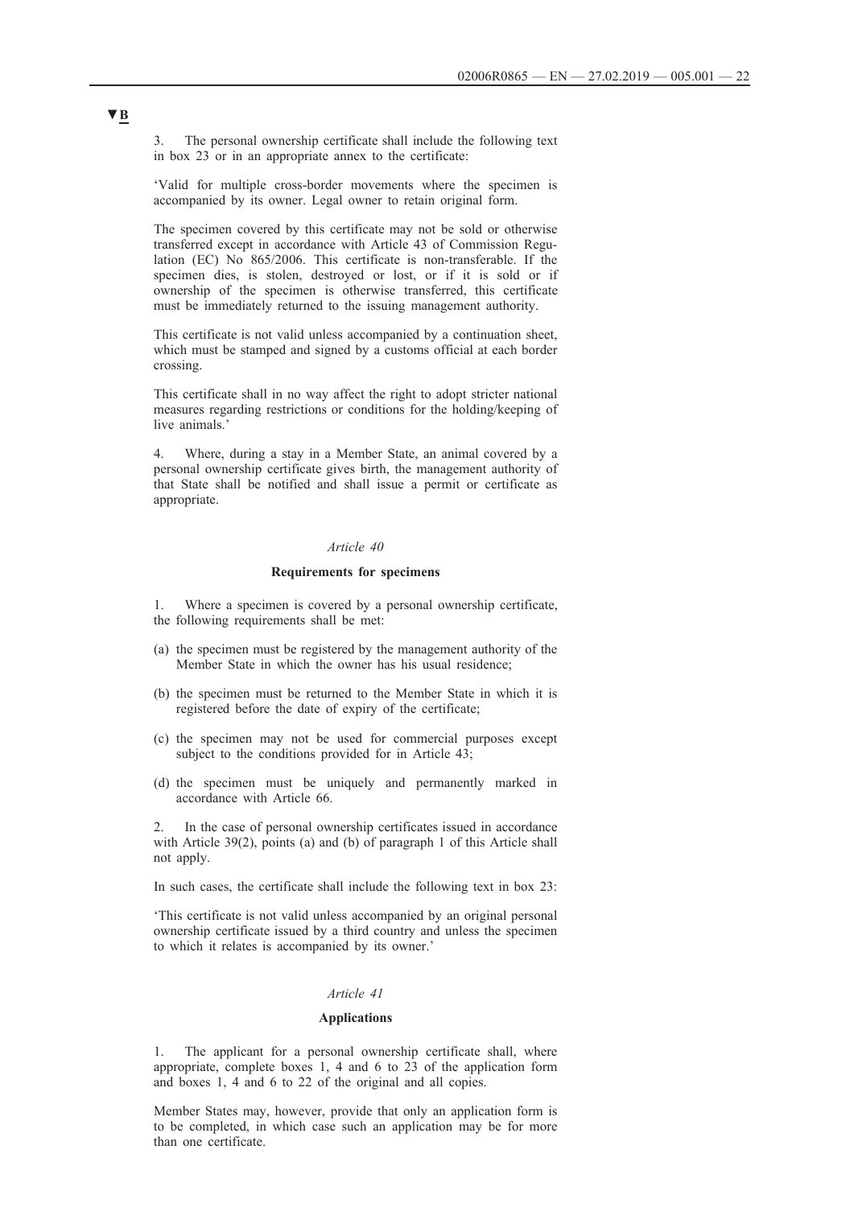▼B

3. The personal ownership certificate shall include the following text in box 23 or in an appropriate annex to the certificate:

'Valid for multiple cross-border movements where the specimen is accompanied by its owner. Legal owner to retain original form.

The specimen covered by this certificate may not be sold or otherwise transferred except in accordance with Article 43 of Commission Regulation (EC) No 865/2006. This certificate is non-transferable. If the specimen dies, is stolen, destroyed or lost, or if it is sold or if ownership of the specimen is otherwise transferred, this certificate must be immediately returned to the issuing management authority.

This certificate is not valid unless accompanied by a continuation sheet, which must be stamped and signed by a customs official at each border crossing.

This certificate shall in no way affect the right to adopt stricter national measures regarding restrictions or conditions for the holding/keeping of live animals.'

4. Where, during a stay in a Member State, an animal covered by a personal ownership certificate gives birth, the management authority of that State shall be notified and shall issue a permit or certificate as appropriate.

*Article 40*

**Requirements for specimens**

1. Where a specimen is covered by a personal ownership certificate, the following requirements shall be met:

(a) the specimen must be registered by the management authority of the Member State in which the owner has his usual residence;

(b) the specimen must be returned to the Member State in which it is registered before the date of expiry of the certificate;

(c) the specimen may not be used for commercial purposes except subject to the conditions provided for in Article 43;

(d) the specimen must be uniquely and permanently marked in accordance with Article 66.

2. In the case of personal ownership certificates issued in accordance with Article 39(2), points (a) and (b) of paragraph 1 of this Article shall not apply.

In such cases, the certificate shall include the following text in box 23:

'This certificate is not valid unless accompanied by an original personal ownership certificate issued by a third country and unless the specimen to which it relates is accompanied by its owner.'

*Article 41*

**Applications**

1. The applicant for a personal ownership certificate shall, where appropriate, complete boxes 1, 4 and 6 to 23 of the application form and boxes 1, 4 and 6 to 22 of the original and all copies.

Member States may, however, provide that only an application form is to be completed, in which case such an application may be for more than one certificate.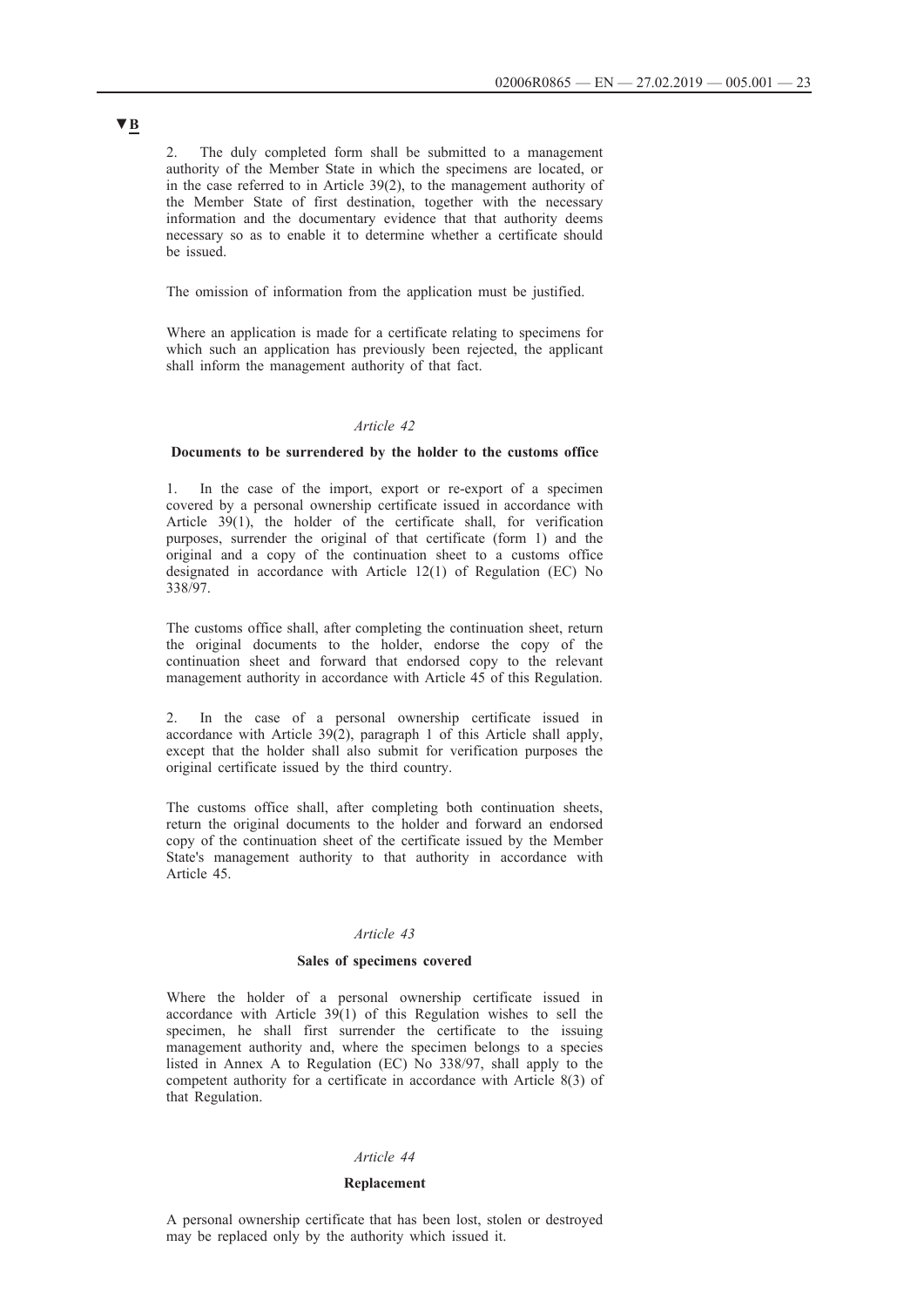▼B

2. The duly completed form shall be submitted to a management authority of the Member State in which the specimens are located, or in the case referred to in Article 39(2), to the management authority of the Member State of first destination, together with the necessary information and the documentary evidence that that authority deems necessary so as to enable it to determine whether a certificate should be issued.

The omission of information from the application must be justified.

Where an application is made for a certificate relating to specimens for which such an application has previously been rejected, the applicant shall inform the management authority of that fact.

*Article 42*

**Documents to be surrendered by the holder to the customs office**

1. In the case of the import, export or re-export of a specimen covered by a personal ownership certificate issued in accordance with Article 39(1), the holder of the certificate shall, for verification purposes, surrender the original of that certificate (form 1) and the original and a copy of the continuation sheet to a customs office designated in accordance with Article 12(1) of Regulation (EC) No 338/97.

The customs office shall, after completing the continuation sheet, return the original documents to the holder, endorse the copy of the continuation sheet and forward that endorsed copy to the relevant management authority in accordance with Article 45 of this Regulation.

2. In the case of a personal ownership certificate issued in accordance with Article 39(2), paragraph 1 of this Article shall apply, except that the holder shall also submit for verification purposes the original certificate issued by the third country.

The customs office shall, after completing both continuation sheets, return the original documents to the holder and forward an endorsed copy of the continuation sheet of the certificate issued by the Member State's management authority to that authority in accordance with Article 45.

*Article 43*

**Sales of specimens covered**

Where the holder of a personal ownership certificate issued in accordance with Article 39(1) of this Regulation wishes to sell the specimen, he shall first surrender the certificate to the issuing management authority and, where the specimen belongs to a species listed in Annex A to Regulation (EC) No 338/97, shall apply to the competent authority for a certificate in accordance with Article 8(3) of that Regulation.

*Article 44*

**Replacement**

A personal ownership certificate that has been lost, stolen or destroyed may be replaced only by the authority which issued it.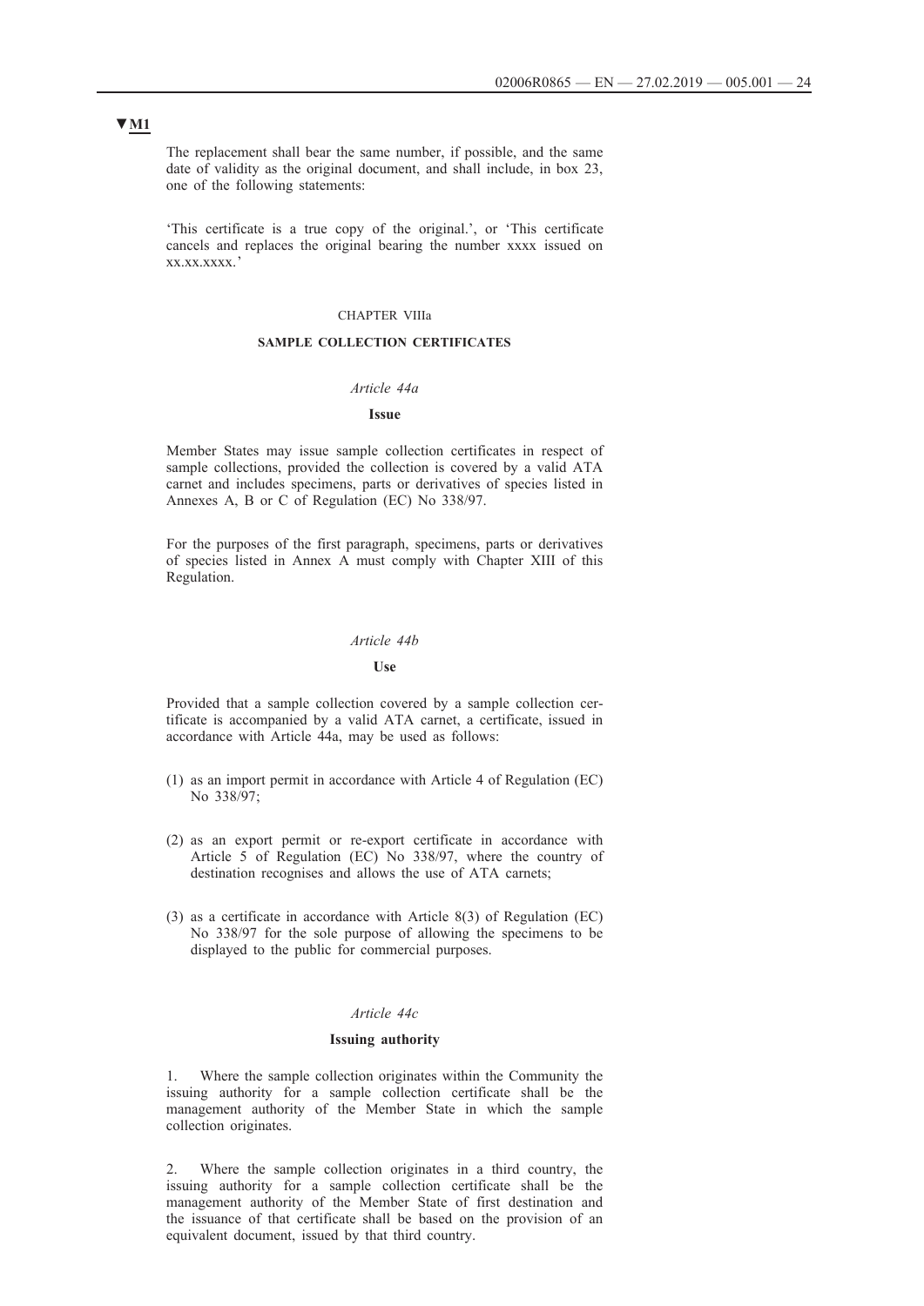▼M1

The replacement shall bear the same number, if possible, and the same date of validity as the original document, and shall include, in box 23, one of the following statements:

'This certificate is a true copy of the original.', or 'This certificate cancels and replaces the original bearing the number xxxx issued on xx.xx.xxxx.'

CHAPTER VIIIa

## SAMPLE COLLECTION CERTIFICATES

*Article 44a*

### Issue

Member States may issue sample collection certificates in respect of sample collections, provided the collection is covered by a valid ATA carnet and includes specimens, parts or derivatives of species listed in Annexes A, B or C of Regulation (EC) No 338/97.

For the purposes of the first paragraph, specimens, parts or derivatives of species listed in Annex A must comply with Chapter XIII of this Regulation.

*Article 44b*

### Use

Provided that a sample collection covered by a sample collection certificate is accompanied by a valid ATA carnet, a certificate, issued in accordance with Article 44a, may be used as follows:

(1) as an import permit in accordance with Article 4 of Regulation (EC) No 338/97;

(2) as an export permit or re-export certificate in accordance with Article 5 of Regulation (EC) No 338/97, where the country of destination recognises and allows the use of ATA carnets;

(3) as a certificate in accordance with Article 8(3) of Regulation (EC) No 338/97 for the sole purpose of allowing the specimens to be displayed to the public for commercial purposes.

*Article 44c*

### Issuing authority

1. Where the sample collection originates within the Community the issuing authority for a sample collection certificate shall be the management authority of the Member State in which the sample collection originates.

2. Where the sample collection originates in a third country, the issuing authority for a sample collection certificate shall be the management authority of the Member State of first destination and the issuance of that certificate shall be based on the provision of an equivalent document, issued by that third country.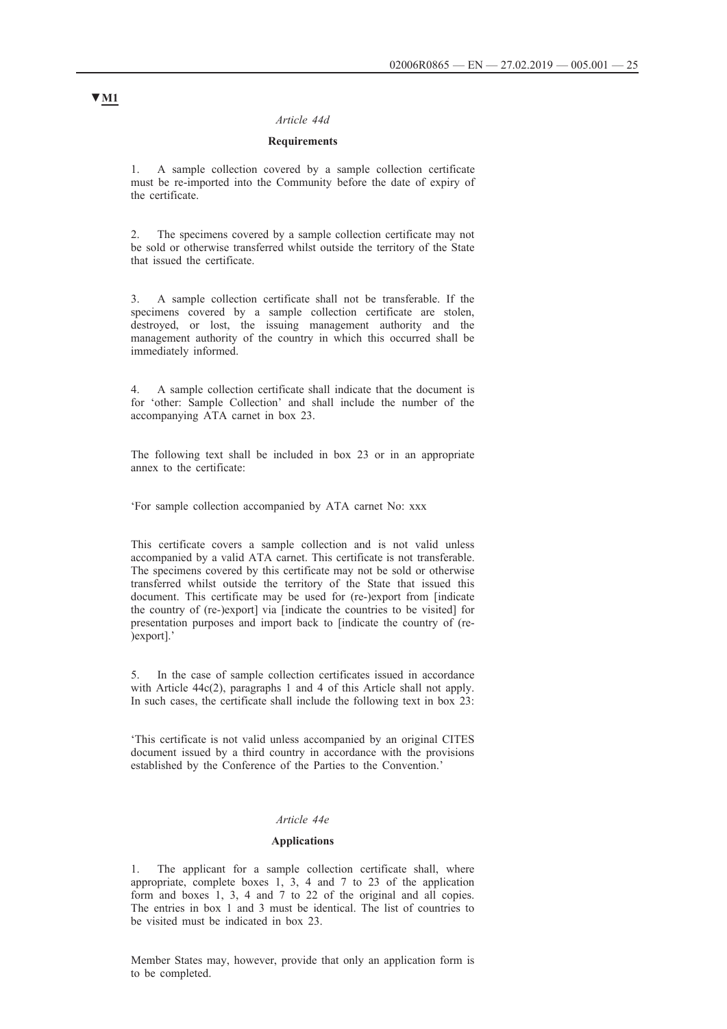▼M1

*Article 44d*

**Requirements**

1. A sample collection covered by a sample collection certificate must be re-imported into the Community before the date of expiry of the certificate.

2. The specimens covered by a sample collection certificate may not be sold or otherwise transferred whilst outside the territory of the State that issued the certificate.

3. A sample collection certificate shall not be transferable. If the specimens covered by a sample collection certificate are stolen, destroyed, or lost, the issuing management authority and the management authority of the country in which this occurred shall be immediately informed.

4. A sample collection certificate shall indicate that the document is for 'other: Sample Collection' and shall include the number of the accompanying ATA carnet in box 23.

The following text shall be included in box 23 or in an appropriate annex to the certificate:

'For sample collection accompanied by ATA carnet No: xxx

This certificate covers a sample collection and is not valid unless accompanied by a valid ATA carnet. This certificate is not transferable. The specimens covered by this certificate may not be sold or otherwise transferred whilst outside the territory of the State that issued this document. This certificate may be used for (re-)export from [indicate the country of (re-)export] via [indicate the countries to be visited] for presentation purposes and import back to [indicate the country of (re-)export].'

5. In the case of sample collection certificates issued in accordance with Article 44c(2), paragraphs 1 and 4 of this Article shall not apply. In such cases, the certificate shall include the following text in box 23:

'This certificate is not valid unless accompanied by an original CITES document issued by a third country in accordance with the provisions established by the Conference of the Parties to the Convention.'

*Article 44e*

**Applications**

1. The applicant for a sample collection certificate shall, where appropriate, complete boxes 1, 3, 4 and 7 to 23 of the application form and boxes 1, 3, 4 and 7 to 22 of the original and all copies. The entries in box 1 and 3 must be identical. The list of countries to be visited must be indicated in box 23.

Member States may, however, provide that only an application form is to be completed.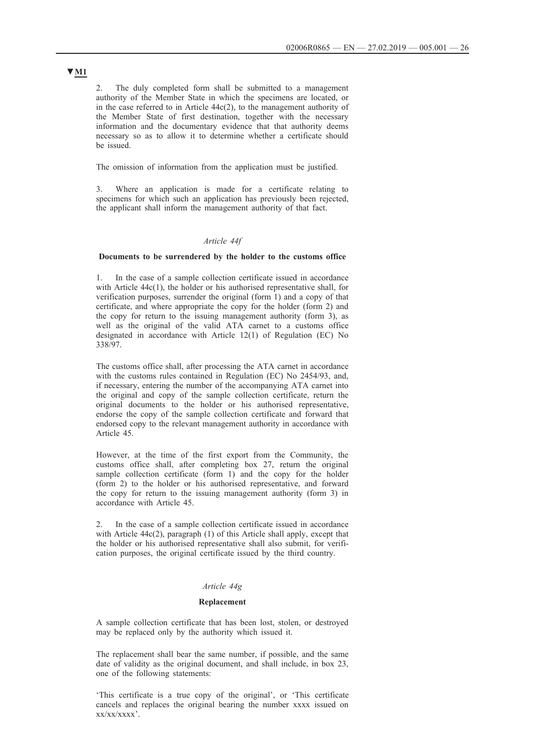**▼M1**

2. The duly completed form shall be submitted to a management authority of the Member State in which the specimens are located, or in the case referred to in Article 44c(2), to the management authority of the Member State of first destination, together with the necessary information and the documentary evidence that that authority deems necessary so as to allow it to determine whether a certificate should be issued.

The omission of information from the application must be justified.

3. Where an application is made for a certificate relating to specimens for which such an application has previously been rejected, the applicant shall inform the management authority of that fact.

*Article 44f*

**Documents to be surrendered by the holder to the customs office**

1. In the case of a sample collection certificate issued in accordance with Article 44c(1), the holder or his authorised representative shall, for verification purposes, surrender the original (form 1) and a copy of that certificate, and where appropriate the copy for the holder (form 2) and the copy for return to the issuing management authority (form 3), as well as the original of the valid ATA carnet to a customs office designated in accordance with Article 12(1) of Regulation (EC) No 338/97.

The customs office shall, after processing the ATA carnet in accordance with the customs rules contained in Regulation (EC) No 2454/93, and, if necessary, entering the number of the accompanying ATA carnet into the original and copy of the sample collection certificate, return the original documents to the holder or his authorised representative, endorse the copy of the sample collection certificate and forward that endorsed copy to the relevant management authority in accordance with Article 45.

However, at the time of the first export from the Community, the customs office shall, after completing box 27, return the original sample collection certificate (form 1) and the copy for the holder (form 2) to the holder or his authorised representative, and forward the copy for return to the issuing management authority (form 3) in accordance with Article 45.

2. In the case of a sample collection certificate issued in accordance with Article 44c(2), paragraph (1) of this Article shall apply, except that the holder or his authorised representative shall also submit, for verification purposes, the original certificate issued by the third country.

*Article 44g*

**Replacement**

A sample collection certificate that has been lost, stolen, or destroyed may be replaced only by the authority which issued it.

The replacement shall bear the same number, if possible, and the same date of validity as the original document, and shall include, in box 23, one of the following statements:

'This certificate is a true copy of the original', or 'This certificate cancels and replaces the original bearing the number xxxx issued on xx/xx/xxxx'.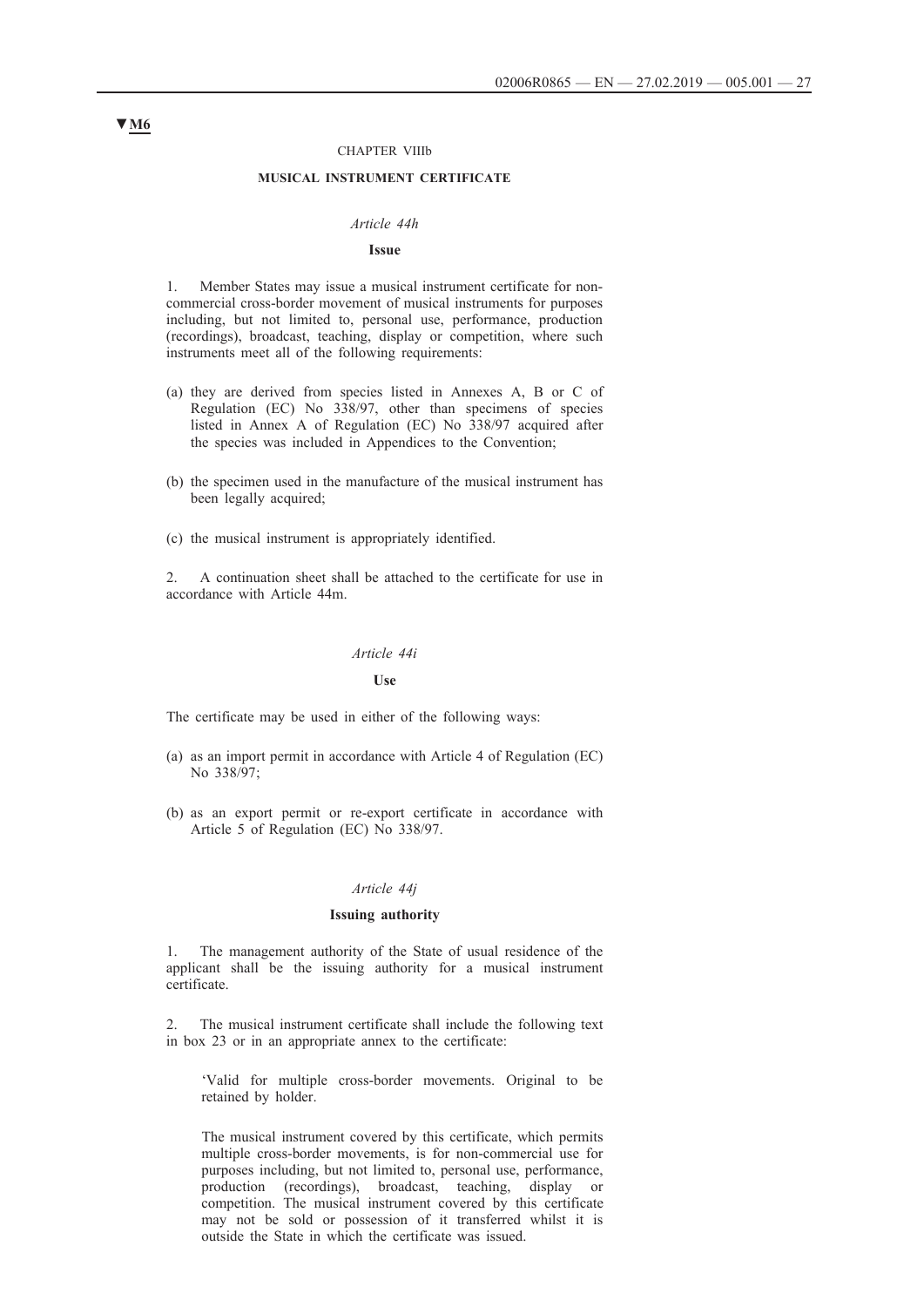**▼M6**

CHAPTER VIIIb

**MUSICAL INSTRUMENT CERTIFICATE**

*Article 44h*

**Issue**

1. Member States may issue a musical instrument certificate for non-commercial cross-border movement of musical instruments for purposes including, but not limited to, personal use, performance, production (recordings), broadcast, teaching, display or competition, where such instruments meet all of the following requirements:

(a) they are derived from species listed in Annexes A, B or C of Regulation (EC) No 338/97, other than specimens of species listed in Annex A of Regulation (EC) No 338/97 acquired after the species was included in Appendices to the Convention;

(b) the specimen used in the manufacture of the musical instrument has been legally acquired;

(c) the musical instrument is appropriately identified.

2. A continuation sheet shall be attached to the certificate for use in accordance with Article 44m.

*Article 44i*

**Use**

The certificate may be used in either of the following ways:

(a) as an import permit in accordance with Article 4 of Regulation (EC) No 338/97;

(b) as an export permit or re-export certificate in accordance with Article 5 of Regulation (EC) No 338/97.

*Article 44j*

**Issuing authority**

1. The management authority of the State of usual residence of the applicant shall be the issuing authority for a musical instrument certificate.

2. The musical instrument certificate shall include the following text in box 23 or in an appropriate annex to the certificate:

'Valid for multiple cross-border movements. Original to be retained by holder.

The musical instrument covered by this certificate, which permits multiple cross-border movements, is for non-commercial use for purposes including, but not limited to, personal use, performance, production (recordings), broadcast, teaching, display or competition. The musical instrument covered by this certificate may not be sold or possession of it transferred whilst it is outside the State in which the certificate was issued.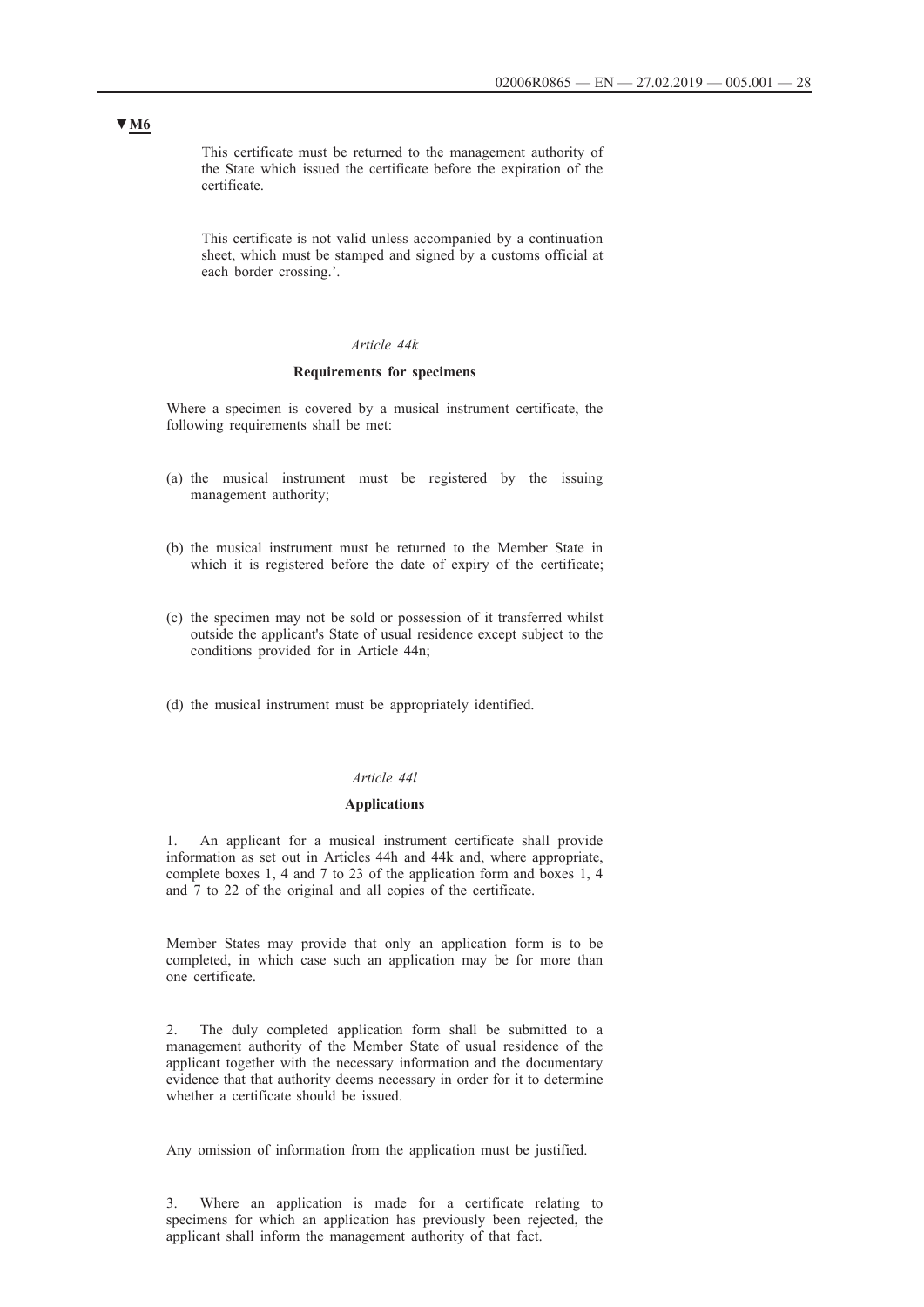▼M6

This certificate must be returned to the management authority of the State which issued the certificate before the expiration of the certificate.

This certificate is not valid unless accompanied by a continuation sheet, which must be stamped and signed by a customs official at each border crossing.'.

*Article 44k*

**Requirements for specimens**

Where a specimen is covered by a musical instrument certificate, the following requirements shall be met:

(a) the musical instrument must be registered by the issuing management authority;

(b) the musical instrument must be returned to the Member State in which it is registered before the date of expiry of the certificate;

(c) the specimen may not be sold or possession of it transferred whilst outside the applicant's State of usual residence except subject to the conditions provided for in Article 44n;

(d) the musical instrument must be appropriately identified.

*Article 44l*

**Applications**

1. An applicant for a musical instrument certificate shall provide information as set out in Articles 44h and 44k and, where appropriate, complete boxes 1, 4 and 7 to 23 of the application form and boxes 1, 4 and 7 to 22 of the original and all copies of the certificate.

Member States may provide that only an application form is to be completed, in which case such an application may be for more than one certificate.

2. The duly completed application form shall be submitted to a management authority of the Member State of usual residence of the applicant together with the necessary information and the documentary evidence that that authority deems necessary in order for it to determine whether a certificate should be issued.

Any omission of information from the application must be justified.

3. Where an application is made for a certificate relating to specimens for which an application has previously been rejected, the applicant shall inform the management authority of that fact.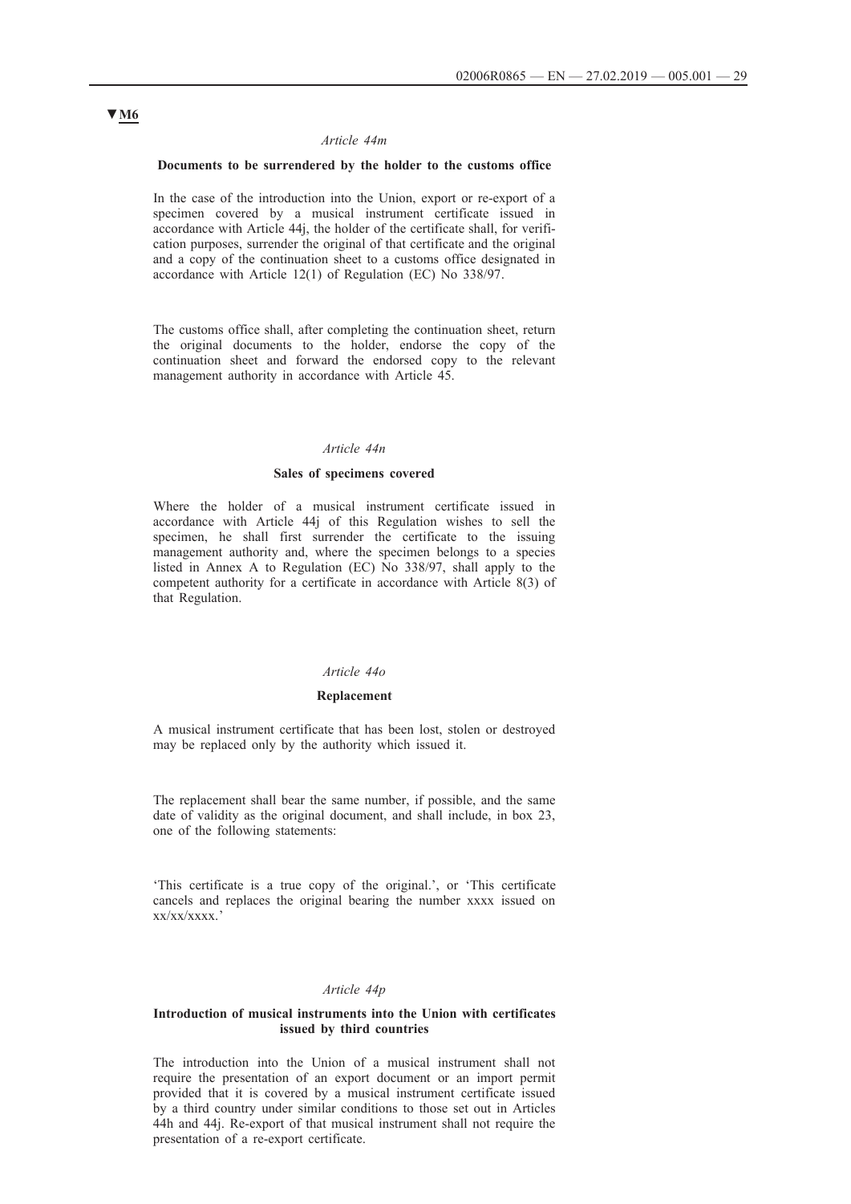▼M6

*Article 44m*

**Documents to be surrendered by the holder to the customs office**

In the case of the introduction into the Union, export or re-export of a specimen covered by a musical instrument certificate issued in accordance with Article 44j, the holder of the certificate shall, for verification purposes, surrender the original of that certificate and the original and a copy of the continuation sheet to a customs office designated in accordance with Article 12(1) of Regulation (EC) No 338/97.

The customs office shall, after completing the continuation sheet, return the original documents to the holder, endorse the copy of the continuation sheet and forward the endorsed copy to the relevant management authority in accordance with Article 45.

*Article 44n*

**Sales of specimens covered**

Where the holder of a musical instrument certificate issued in accordance with Article 44j of this Regulation wishes to sell the specimen, he shall first surrender the certificate to the issuing management authority and, where the specimen belongs to a species listed in Annex A to Regulation (EC) No 338/97, shall apply to the competent authority for a certificate in accordance with Article 8(3) of that Regulation.

*Article 44o*

**Replacement**

A musical instrument certificate that has been lost, stolen or destroyed may be replaced only by the authority which issued it.

The replacement shall bear the same number, if possible, and the same date of validity as the original document, and shall include, in box 23, one of the following statements:

'This certificate is a true copy of the original.', or 'This certificate cancels and replaces the original bearing the number xxxx issued on xx/xx/xxxx.'

*Article 44p*

**Introduction of musical instruments into the Union with certificates issued by third countries**

The introduction into the Union of a musical instrument shall not require the presentation of an export document or an import permit provided that it is covered by a musical instrument certificate issued by a third country under similar conditions to those set out in Articles 44h and 44j. Re-export of that musical instrument shall not require the presentation of a re-export certificate.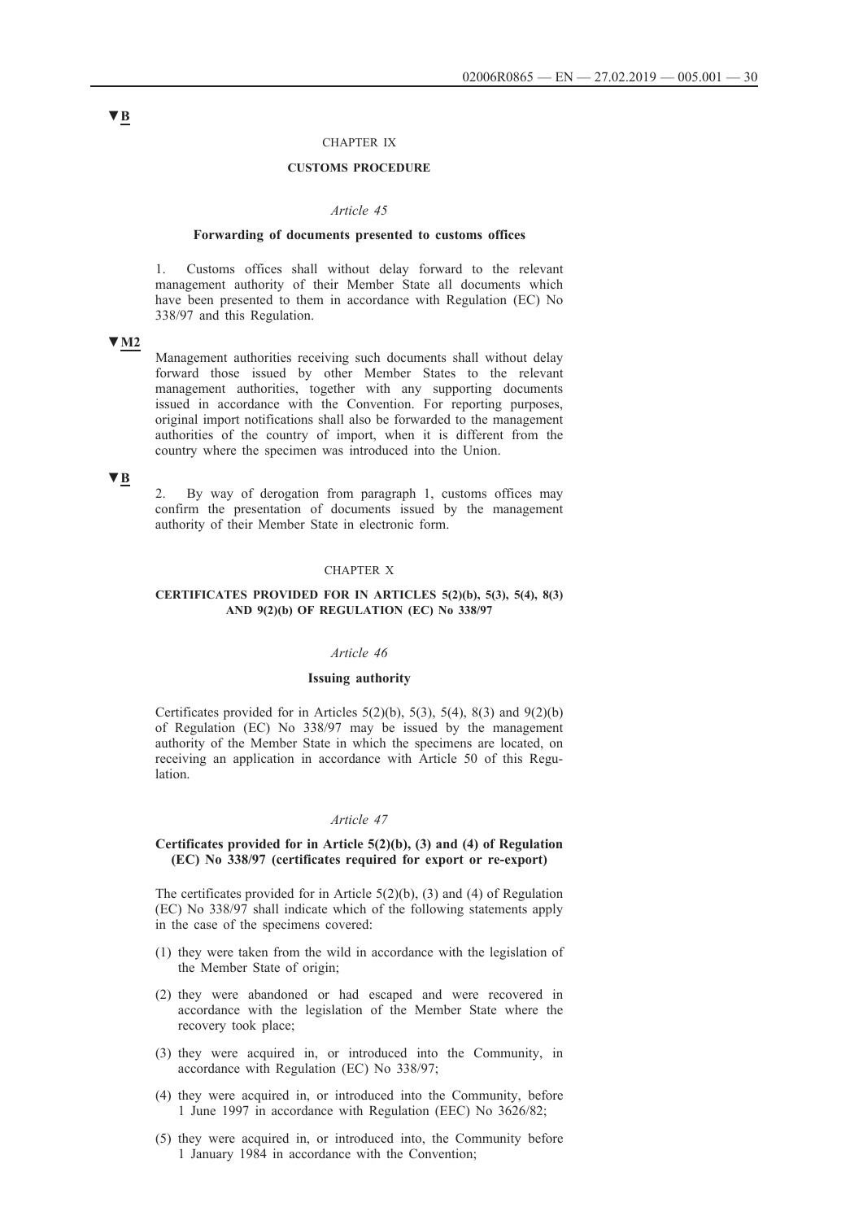▼B

CHAPTER IX

**CUSTOMS PROCEDURE**

*Article 45*

**Forwarding of documents presented to customs offices**

1. Customs offices shall without delay forward to the relevant management authority of their Member State all documents which have been presented to them in accordance with Regulation (EC) No 338/97 and this Regulation.

▼M2

Management authorities receiving such documents shall without delay forward those issued by other Member States to the relevant management authorities, together with any supporting documents issued in accordance with the Convention. For reporting purposes, original import notifications shall also be forwarded to the management authorities of the country of import, when it is different from the country where the specimen was introduced into the Union.

▼B

2. By way of derogation from paragraph 1, customs offices may confirm the presentation of documents issued by the management authority of their Member State in electronic form.

CHAPTER X

**CERTIFICATES PROVIDED FOR IN ARTICLES 5(2)(b), 5(3), 5(4), 8(3) AND 9(2)(b) OF REGULATION (EC) No 338/97**

*Article 46*

**Issuing authority**

Certificates provided for in Articles 5(2)(b), 5(3), 5(4), 8(3) and 9(2)(b) of Regulation (EC) No 338/97 may be issued by the management authority of the Member State in which the specimens are located, on receiving an application in accordance with Article 50 of this Regulation.

*Article 47*

**Certificates provided for in Article 5(2)(b), (3) and (4) of Regulation (EC) No 338/97 (certificates required for export or re-export)**

The certificates provided for in Article 5(2)(b), (3) and (4) of Regulation (EC) No 338/97 shall indicate which of the following statements apply in the case of the specimens covered:

(1) they were taken from the wild in accordance with the legislation of the Member State of origin;

(2) they were abandoned or had escaped and were recovered in accordance with the legislation of the Member State where the recovery took place;

(3) they were acquired in, or introduced into the Community, in accordance with Regulation (EC) No 338/97;

(4) they were acquired in, or introduced into the Community, before 1 June 1997 in accordance with Regulation (EEC) No 3626/82;

(5) they were acquired in, or introduced into, the Community before 1 January 1984 in accordance with the Convention;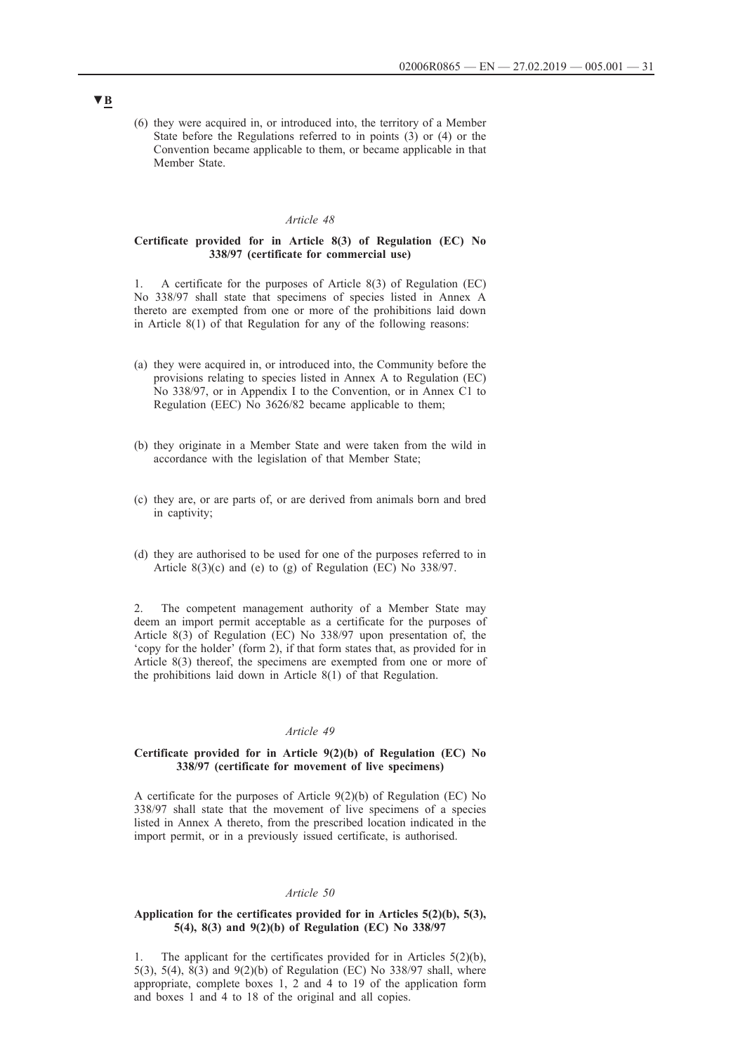▼B

(6) they were acquired in, or introduced into, the territory of a Member State before the Regulations referred to in points (3) or (4) or the Convention became applicable to them, or became applicable in that Member State.

*Article 48*

**Certificate provided for in Article 8(3) of Regulation (EC) No 338/97 (certificate for commercial use)**

1. A certificate for the purposes of Article 8(3) of Regulation (EC) No 338/97 shall state that specimens of species listed in Annex A thereto are exempted from one or more of the prohibitions laid down in Article 8(1) of that Regulation for any of the following reasons:

(a) they were acquired in, or introduced into, the Community before the provisions relating to species listed in Annex A to Regulation (EC) No 338/97, or in Appendix I to the Convention, or in Annex C1 to Regulation (EEC) No 3626/82 became applicable to them;

(b) they originate in a Member State and were taken from the wild in accordance with the legislation of that Member State;

(c) they are, or are parts of, or are derived from animals born and bred in captivity;

(d) they are authorised to be used for one of the purposes referred to in Article 8(3)(c) and (e) to (g) of Regulation (EC) No 338/97.

2. The competent management authority of a Member State may deem an import permit acceptable as a certificate for the purposes of Article 8(3) of Regulation (EC) No 338/97 upon presentation of, the 'copy for the holder' (form 2), if that form states that, as provided for in Article 8(3) thereof, the specimens are exempted from one or more of the prohibitions laid down in Article 8(1) of that Regulation.

*Article 49*

**Certificate provided for in Article 9(2)(b) of Regulation (EC) No 338/97 (certificate for movement of live specimens)**

A certificate for the purposes of Article 9(2)(b) of Regulation (EC) No 338/97 shall state that the movement of live specimens of a species listed in Annex A thereto, from the prescribed location indicated in the import permit, or in a previously issued certificate, is authorised.

*Article 50*

**Application for the certificates provided for in Articles 5(2)(b), 5(3), 5(4), 8(3) and 9(2)(b) of Regulation (EC) No 338/97**

1. The applicant for the certificates provided for in Articles 5(2)(b), 5(3), 5(4), 8(3) and 9(2)(b) of Regulation (EC) No 338/97 shall, where appropriate, complete boxes 1, 2 and 4 to 19 of the application form and boxes 1 and 4 to 18 of the original and all copies.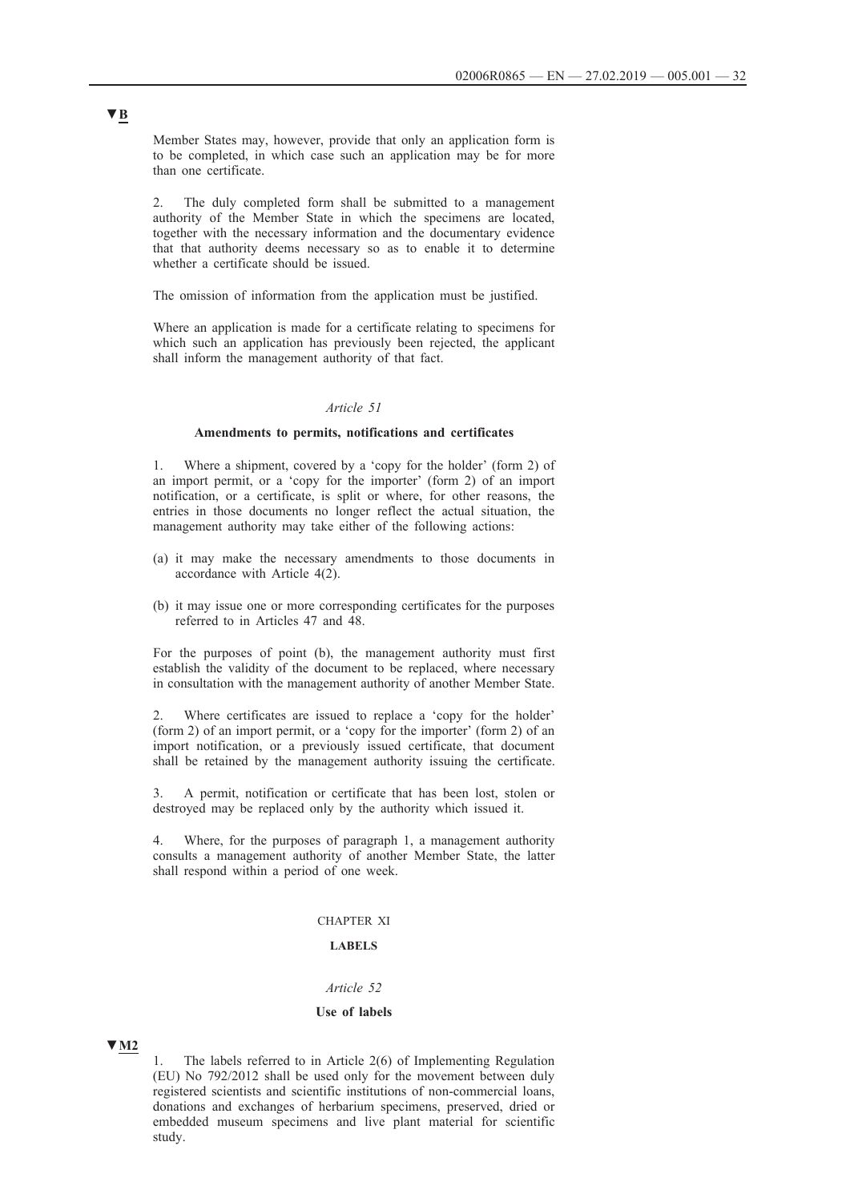▼B

Member States may, however, provide that only an application form is to be completed, in which case such an application may be for more than one certificate.

2. The duly completed form shall be submitted to a management authority of the Member State in which the specimens are located, together with the necessary information and the documentary evidence that that authority deems necessary so as to enable it to determine whether a certificate should be issued.

The omission of information from the application must be justified.

Where an application is made for a certificate relating to specimens for which such an application has previously been rejected, the applicant shall inform the management authority of that fact.

*Article 51*

**Amendments to permits, notifications and certificates**

1. Where a shipment, covered by a 'copy for the holder' (form 2) of an import permit, or a 'copy for the importer' (form 2) of an import notification, or a certificate, is split or where, for other reasons, the entries in those documents no longer reflect the actual situation, the management authority may take either of the following actions:

(a) it may make the necessary amendments to those documents in accordance with Article 4(2).

(b) it may issue one or more corresponding certificates for the purposes referred to in Articles 47 and 48.

For the purposes of point (b), the management authority must first establish the validity of the document to be replaced, where necessary in consultation with the management authority of another Member State.

2. Where certificates are issued to replace a 'copy for the holder' (form 2) of an import permit, or a 'copy for the importer' (form 2) of an import notification, or a previously issued certificate, that document shall be retained by the management authority issuing the certificate.

3. A permit, notification or certificate that has been lost, stolen or destroyed may be replaced only by the authority which issued it.

4. Where, for the purposes of paragraph 1, a management authority consults a management authority of another Member State, the latter shall respond within a period of one week.

CHAPTER XI

**LABELS**

*Article 52*

**Use of labels**

▼M2

1. The labels referred to in Article 2(6) of Implementing Regulation (EU) No 792/2012 shall be used only for the movement between duly registered scientists and scientific institutions of non-commercial loans, donations and exchanges of herbarium specimens, preserved, dried or embedded museum specimens and live plant material for scientific study.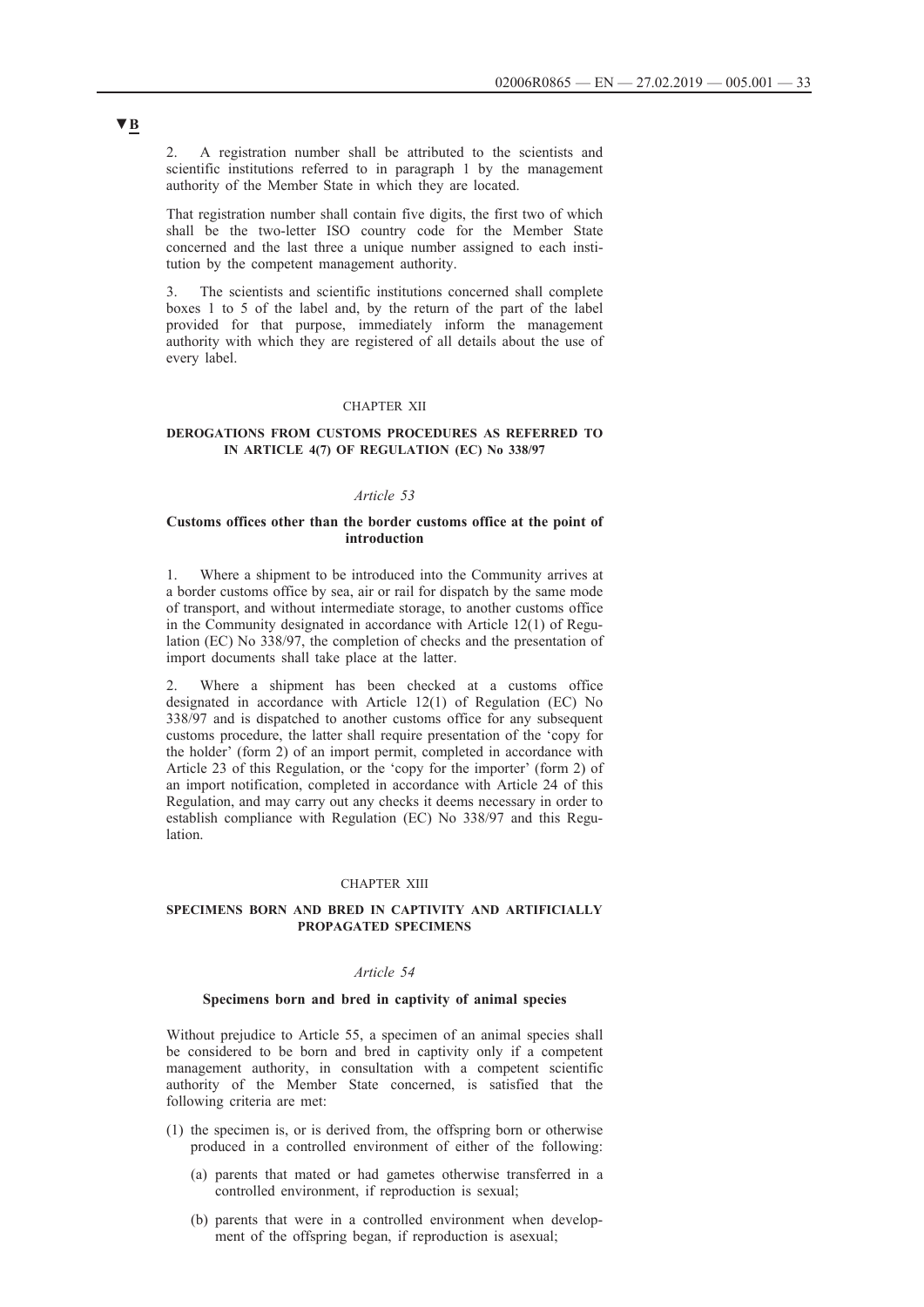▼B

2. A registration number shall be attributed to the scientists and scientific institutions referred to in paragraph 1 by the management authority of the Member State in which they are located.

That registration number shall contain five digits, the first two of which shall be the two-letter ISO country code for the Member State concerned and the last three a unique number assigned to each institution by the competent management authority.

3. The scientists and scientific institutions concerned shall complete boxes 1 to 5 of the label and, by the return of the part of the label provided for that purpose, immediately inform the management authority with which they are registered of all details about the use of every label.

## CHAPTER XII

## DEROGATIONS FROM CUSTOMS PROCEDURES AS REFERRED TO IN ARTICLE 4(7) OF REGULATION (EC) No 338/97

*Article 53*

### Customs offices other than the border customs office at the point of introduction

1. Where a shipment to be introduced into the Community arrives at a border customs office by sea, air or rail for dispatch by the same mode of transport, and without intermediate storage, to another customs office in the Community designated in accordance with Article 12(1) of Regulation (EC) No 338/97, the completion of checks and the presentation of import documents shall take place at the latter.

2. Where a shipment has been checked at a customs office designated in accordance with Article 12(1) of Regulation (EC) No 338/97 and is dispatched to another customs office for any subsequent customs procedure, the latter shall require presentation of the 'copy for the holder' (form 2) of an import permit, completed in accordance with Article 23 of this Regulation, or the 'copy for the importer' (form 2) of an import notification, completed in accordance with Article 24 of this Regulation, and may carry out any checks it deems necessary in order to establish compliance with Regulation (EC) No 338/97 and this Regulation.

## CHAPTER XIII

## SPECIMENS BORN AND BRED IN CAPTIVITY AND ARTIFICIALLY PROPAGATED SPECIMENS

*Article 54*

### Specimens born and bred in captivity of animal species

Without prejudice to Article 55, a specimen of an animal species shall be considered to be born and bred in captivity only if a competent management authority, in consultation with a competent scientific authority of the Member State concerned, is satisfied that the following criteria are met:

(1) the specimen is, or is derived from, the offspring born or otherwise produced in a controlled environment of either of the following:

   (a) parents that mated or had gametes otherwise transferred in a controlled environment, if reproduction is sexual;

   (b) parents that were in a controlled environment when development of the offspring began, if reproduction is asexual;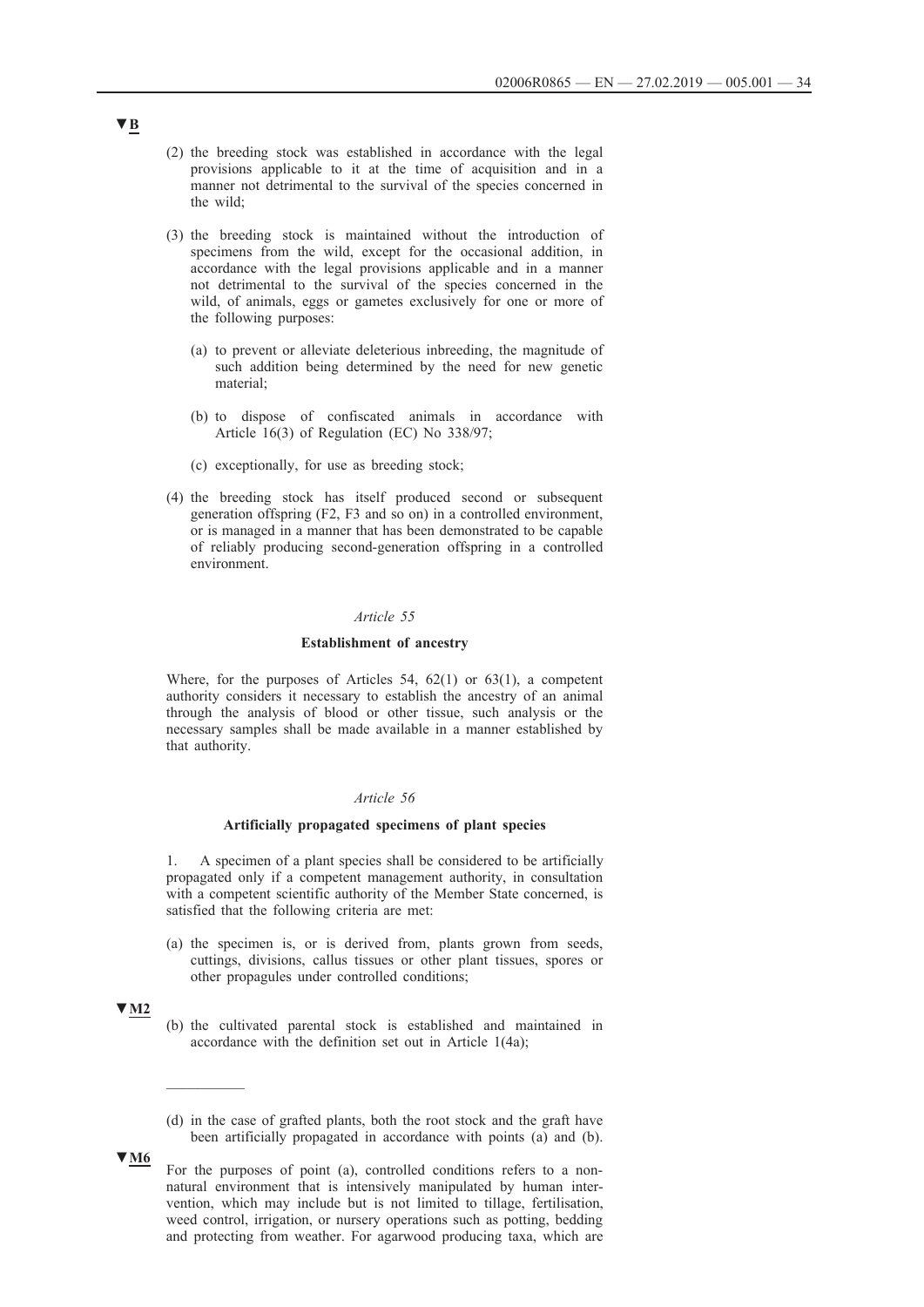▼B

(2) the breeding stock was established in accordance with the legal provisions applicable to it at the time of acquisition and in a manner not detrimental to the survival of the species concerned in the wild;

(3) the breeding stock is maintained without the introduction of specimens from the wild, except for the occasional addition, in accordance with the legal provisions applicable and in a manner not detrimental to the survival of the species concerned in the wild, of animals, eggs or gametes exclusively for one or more of the following purposes:

   (a) to prevent or alleviate deleterious inbreeding, the magnitude of such addition being determined by the need for new genetic material;

   (b) to dispose of confiscated animals in accordance with Article 16(3) of Regulation (EC) No 338/97;

   (c) exceptionally, for use as breeding stock;

(4) the breeding stock has itself produced second or subsequent generation offspring (F2, F3 and so on) in a controlled environment, or is managed in a manner that has been demonstrated to be capable of reliably producing second-generation offspring in a controlled environment.

*Article 55*

**Establishment of ancestry**

Where, for the purposes of Articles 54, 62(1) or 63(1), a competent authority considers it necessary to establish the ancestry of an animal through the analysis of blood or other tissue, such analysis or the necessary samples shall be made available in a manner established by that authority.

*Article 56*

**Artificially propagated specimens of plant species**

1. A specimen of a plant species shall be considered to be artificially propagated only if a competent management authority, in consultation with a competent scientific authority of the Member State concerned, is satisfied that the following criteria are met:

(a) the specimen is, or is derived from, plants grown from seeds, cuttings, divisions, callus tissues or other plant tissues, spores or other propagules under controlled conditions;

▼M2

(b) the cultivated parental stock is established and maintained in accordance with the definition set out in Article 1(4a);

__________

(d) in the case of grafted plants, both the root stock and the graft have been artificially propagated in accordance with points (a) and (b).

▼M6

For the purposes of point (a), controlled conditions refers to a non-natural environment that is intensively manipulated by human intervention, which may include but is not limited to tillage, fertilisation, weed control, irrigation, or nursery operations such as potting, bedding and protecting from weather. For agarwood producing taxa, which are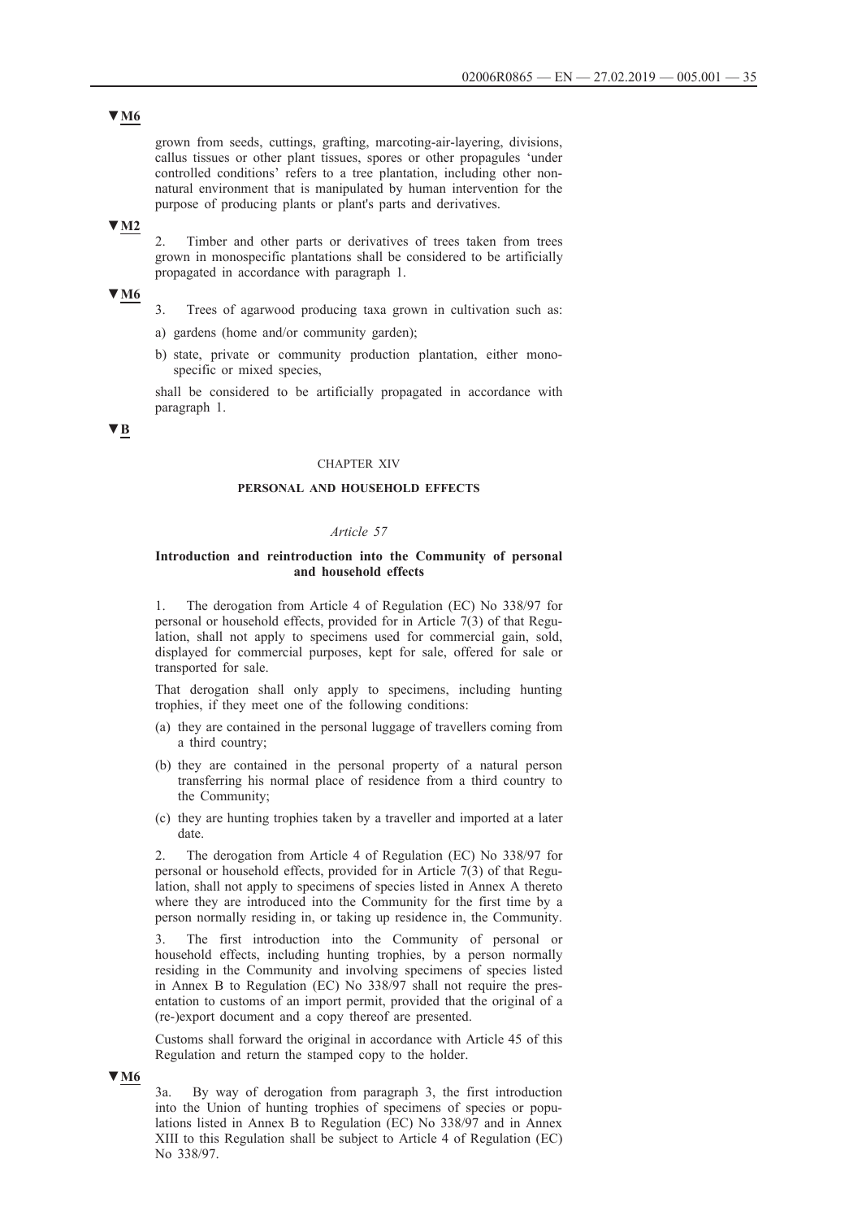▼M6

grown from seeds, cuttings, grafting, marcoting-air-layering, divisions, callus tissues or other plant tissues, spores or other propagules 'under controlled conditions' refers to a tree plantation, including other non-natural environment that is manipulated by human intervention for the purpose of producing plants or plant's parts and derivatives.

▼M2

2. Timber and other parts or derivatives of trees taken from trees grown in monospecific plantations shall be considered to be artificially propagated in accordance with paragraph 1.

▼M6

3. Trees of agarwood producing taxa grown in cultivation such as:

a) gardens (home and/or community garden);

b) state, private or community production plantation, either mono-specific or mixed species,

shall be considered to be artificially propagated in accordance with paragraph 1.

▼B

## CHAPTER XIV

## PERSONAL AND HOUSEHOLD EFFECTS

### *Article 57*

### Introduction and reintroduction into the Community of personal and household effects

1. The derogation from Article 4 of Regulation (EC) No 338/97 for personal or household effects, provided for in Article 7(3) of that Regulation, shall not apply to specimens used for commercial gain, sold, displayed for commercial purposes, kept for sale, offered for sale or transported for sale.

That derogation shall only apply to specimens, including hunting trophies, if they meet one of the following conditions:

(a) they are contained in the personal luggage of travellers coming from a third country;

(b) they are contained in the personal property of a natural person transferring his normal place of residence from a third country to the Community;

(c) they are hunting trophies taken by a traveller and imported at a later date.

2. The derogation from Article 4 of Regulation (EC) No 338/97 for personal or household effects, provided for in Article 7(3) of that Regulation, shall not apply to specimens of species listed in Annex A thereto where they are introduced into the Community for the first time by a person normally residing in, or taking up residence in, the Community.

3. The first introduction into the Community of personal or household effects, including hunting trophies, by a person normally residing in the Community and involving specimens of species listed in Annex B to Regulation (EC) No 338/97 shall not require the presentation to customs of an import permit, provided that the original of a (re-)export document and a copy thereof are presented.

Customs shall forward the original in accordance with Article 45 of this Regulation and return the stamped copy to the holder.

▼M6

3a. By way of derogation from paragraph 3, the first introduction into the Union of hunting trophies of specimens of species or populations listed in Annex B to Regulation (EC) No 338/97 and in Annex XIII to this Regulation shall be subject to Article 4 of Regulation (EC) No 338/97.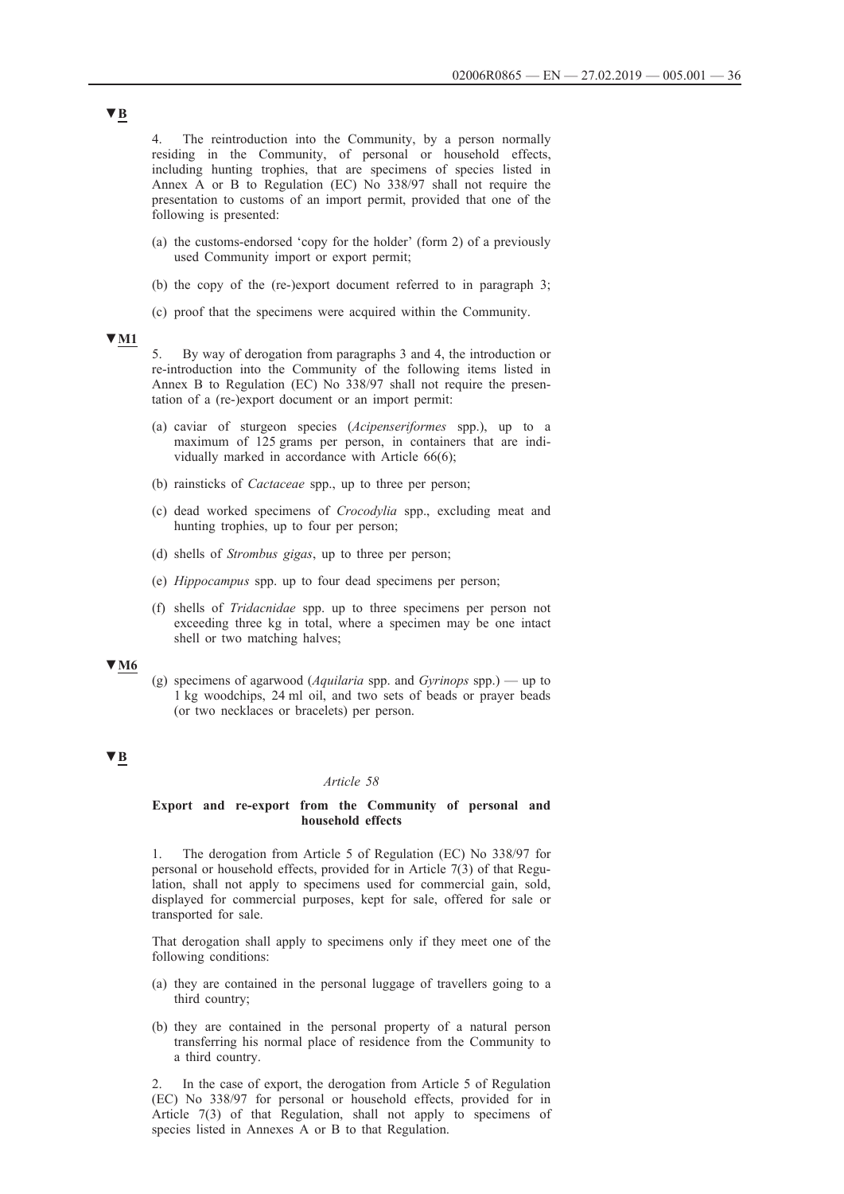▼B

4. The reintroduction into the Community, by a person normally residing in the Community, of personal or household effects, including hunting trophies, that are specimens of species listed in Annex A or B to Regulation (EC) No 338/97 shall not require the presentation to customs of an import permit, provided that one of the following is presented:

(a) the customs-endorsed 'copy for the holder' (form 2) of a previously used Community import or export permit;

(b) the copy of the (re-)export document referred to in paragraph 3;

(c) proof that the specimens were acquired within the Community.

▼M1

5. By way of derogation from paragraphs 3 and 4, the introduction or re-introduction into the Community of the following items listed in Annex B to Regulation (EC) No 338/97 shall not require the presentation of a (re-)export document or an import permit:

(a) caviar of sturgeon species (*Acipenseriformes* spp.), up to a maximum of 125 grams per person, in containers that are individually marked in accordance with Article 66(6);

(b) rainsticks of *Cactaceae* spp., up to three per person;

(c) dead worked specimens of *Crocodylia* spp., excluding meat and hunting trophies, up to four per person;

(d) shells of *Strombus gigas*, up to three per person;

(e) *Hippocampus* spp. up to four dead specimens per person;

(f) shells of *Tridacnidae* spp. up to three specimens per person not exceeding three kg in total, where a specimen may be one intact shell or two matching halves;

▼M6

(g) specimens of agarwood (*Aquilaria* spp. and *Gyrinops* spp.) — up to 1 kg woodchips, 24 ml oil, and two sets of beads or prayer beads (or two necklaces or bracelets) per person.

▼B

*Article 58*

**Export and re-export from the Community of personal and household effects**

1. The derogation from Article 5 of Regulation (EC) No 338/97 for personal or household effects, provided for in Article 7(3) of that Regulation, shall not apply to specimens used for commercial gain, sold, displayed for commercial purposes, kept for sale, offered for sale or transported for sale.

That derogation shall apply to specimens only if they meet one of the following conditions:

(a) they are contained in the personal luggage of travellers going to a third country;

(b) they are contained in the personal property of a natural person transferring his normal place of residence from the Community to a third country.

2. In the case of export, the derogation from Article 5 of Regulation (EC) No 338/97 for personal or household effects, provided for in Article 7(3) of that Regulation, shall not apply to specimens of species listed in Annexes A or B to that Regulation.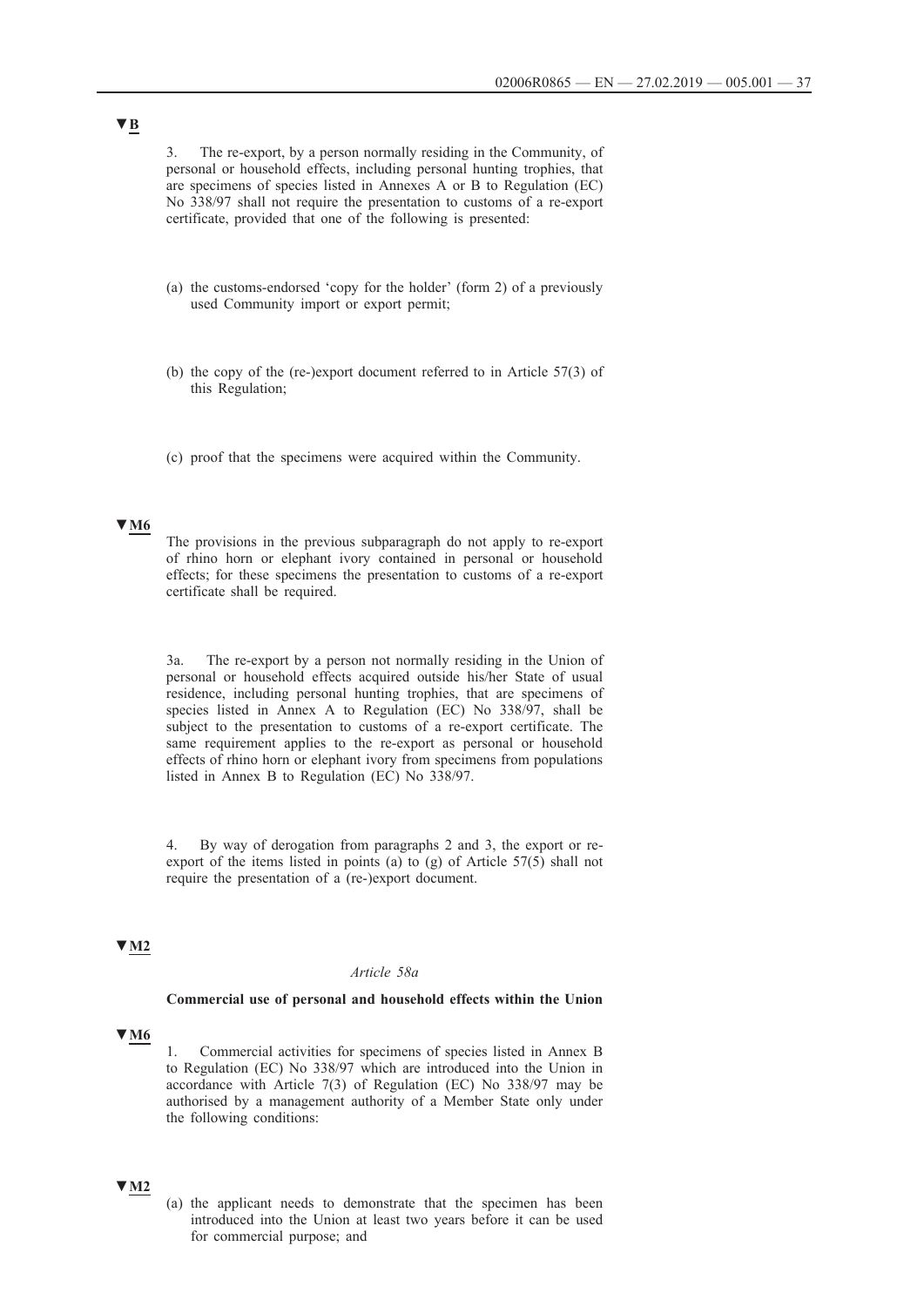▼B

3. The re-export, by a person normally residing in the Community, of personal or household effects, including personal hunting trophies, that are specimens of species listed in Annexes A or B to Regulation (EC) No 338/97 shall not require the presentation to customs of a re-export certificate, provided that one of the following is presented:

(a) the customs-endorsed 'copy for the holder' (form 2) of a previously used Community import or export permit;

(b) the copy of the (re-)export document referred to in Article 57(3) of this Regulation;

(c) proof that the specimens were acquired within the Community.

▼M6

The provisions in the previous subparagraph do not apply to re-export of rhino horn or elephant ivory contained in personal or household effects; for these specimens the presentation to customs of a re-export certificate shall be required.

3a. The re-export by a person not normally residing in the Union of personal or household effects acquired outside his/her State of usual residence, including personal hunting trophies, that are specimens of species listed in Annex A to Regulation (EC) No 338/97, shall be subject to the presentation to customs of a re-export certificate. The same requirement applies to the re-export as personal or household effects of rhino horn or elephant ivory from specimens from populations listed in Annex B to Regulation (EC) No 338/97.

4. By way of derogation from paragraphs 2 and 3, the export or re-export of the items listed in points (a) to (g) of Article 57(5) shall not require the presentation of a (re-)export document.

▼M2

*Article 58a*

**Commercial use of personal and household effects within the Union**

▼M6

1. Commercial activities for specimens of species listed in Annex B to Regulation (EC) No 338/97 which are introduced into the Union in accordance with Article 7(3) of Regulation (EC) No 338/97 may be authorised by a management authority of a Member State only under the following conditions:

▼M2

(a) the applicant needs to demonstrate that the specimen has been introduced into the Union at least two years before it can be used for commercial purpose; and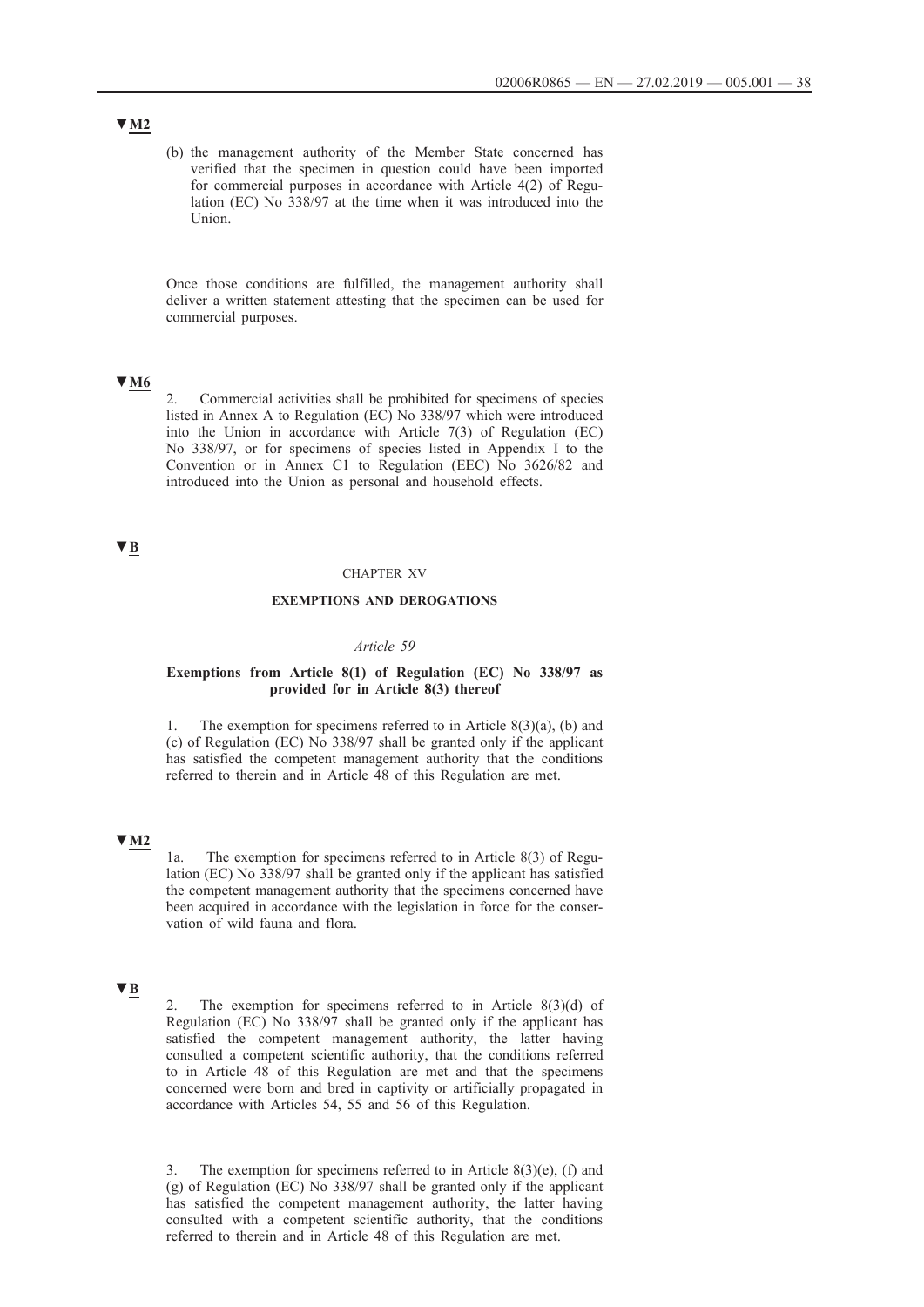▼M2

(b) the management authority of the Member State concerned has verified that the specimen in question could have been imported for commercial purposes in accordance with Article 4(2) of Regulation (EC) No 338/97 at the time when it was introduced into the Union.

Once those conditions are fulfilled, the management authority shall deliver a written statement attesting that the specimen can be used for commercial purposes.

▼M6

2. Commercial activities shall be prohibited for specimens of species listed in Annex A to Regulation (EC) No 338/97 which were introduced into the Union in accordance with Article 7(3) of Regulation (EC) No 338/97, or for specimens of species listed in Appendix I to the Convention or in Annex C1 to Regulation (EEC) No 3626/82 and introduced into the Union as personal and household effects.

▼B

## CHAPTER XV

## EXEMPTIONS AND DEROGATIONS

### *Article 59*

### Exemptions from Article 8(1) of Regulation (EC) No 338/97 as provided for in Article 8(3) thereof

1. The exemption for specimens referred to in Article 8(3)(a), (b) and (c) of Regulation (EC) No 338/97 shall be granted only if the applicant has satisfied the competent management authority that the conditions referred to therein and in Article 48 of this Regulation are met.

▼M2

1a. The exemption for specimens referred to in Article 8(3) of Regulation (EC) No 338/97 shall be granted only if the applicant has satisfied the competent management authority that the specimens concerned have been acquired in accordance with the legislation in force for the conservation of wild fauna and flora.

▼B

2. The exemption for specimens referred to in Article 8(3)(d) of Regulation (EC) No 338/97 shall be granted only if the applicant has satisfied the competent management authority, the latter having consulted a competent scientific authority, that the conditions referred to in Article 48 of this Regulation are met and that the specimens concerned were born and bred in captivity or artificially propagated in accordance with Articles 54, 55 and 56 of this Regulation.

3. The exemption for specimens referred to in Article 8(3)(e), (f) and (g) of Regulation (EC) No 338/97 shall be granted only if the applicant has satisfied the competent management authority, the latter having consulted with a competent scientific authority, that the conditions referred to therein and in Article 48 of this Regulation are met.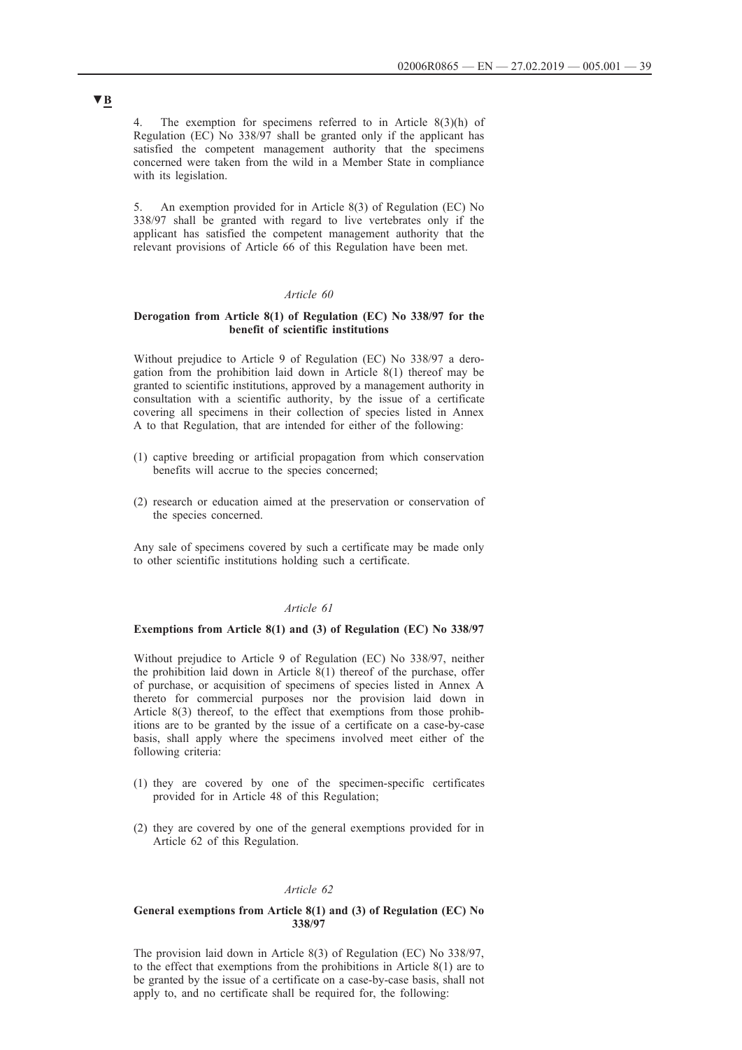▼B

4. The exemption for specimens referred to in Article 8(3)(h) of Regulation (EC) No 338/97 shall be granted only if the applicant has satisfied the competent management authority that the specimens concerned were taken from the wild in a Member State in compliance with its legislation.

5. An exemption provided for in Article 8(3) of Regulation (EC) No 338/97 shall be granted with regard to live vertebrates only if the applicant has satisfied the competent management authority that the relevant provisions of Article 66 of this Regulation have been met.

*Article 60*

**Derogation from Article 8(1) of Regulation (EC) No 338/97 for the benefit of scientific institutions**

Without prejudice to Article 9 of Regulation (EC) No 338/97 a derogation from the prohibition laid down in Article 8(1) thereof may be granted to scientific institutions, approved by a management authority in consultation with a scientific authority, by the issue of a certificate covering all specimens in their collection of species listed in Annex A to that Regulation, that are intended for either of the following:

(1) captive breeding or artificial propagation from which conservation benefits will accrue to the species concerned;

(2) research or education aimed at the preservation or conservation of the species concerned.

Any sale of specimens covered by such a certificate may be made only to other scientific institutions holding such a certificate.

*Article 61*

**Exemptions from Article 8(1) and (3) of Regulation (EC) No 338/97**

Without prejudice to Article 9 of Regulation (EC) No 338/97, neither the prohibition laid down in Article 8(1) thereof of the purchase, offer of purchase, or acquisition of specimens of species listed in Annex A thereto for commercial purposes nor the provision laid down in Article 8(3) thereof, to the effect that exemptions from those prohibitions are to be granted by the issue of a certificate on a case-by-case basis, shall apply where the specimens involved meet either of the following criteria:

(1) they are covered by one of the specimen-specific certificates provided for in Article 48 of this Regulation;

(2) they are covered by one of the general exemptions provided for in Article 62 of this Regulation.

*Article 62*

**General exemptions from Article 8(1) and (3) of Regulation (EC) No 338/97**

The provision laid down in Article 8(3) of Regulation (EC) No 338/97, to the effect that exemptions from the prohibitions in Article 8(1) are to be granted by the issue of a certificate on a case-by-case basis, shall not apply to, and no certificate shall be required for, the following: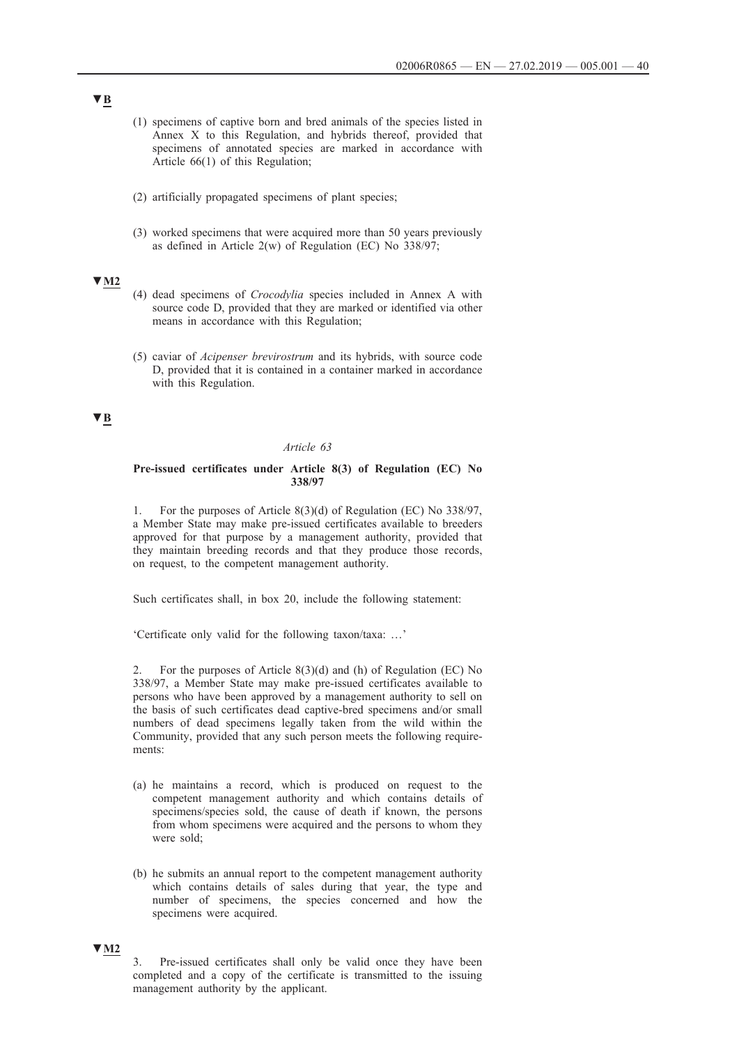▼B

(1) specimens of captive born and bred animals of the species listed in Annex X to this Regulation, and hybrids thereof, provided that specimens of annotated species are marked in accordance with Article 66(1) of this Regulation;

(2) artificially propagated specimens of plant species;

(3) worked specimens that were acquired more than 50 years previously as defined in Article 2(w) of Regulation (EC) No 338/97;

▼M2

(4) dead specimens of *Crocodylia* species included in Annex A with source code D, provided that they are marked or identified via other means in accordance with this Regulation;

(5) caviar of *Acipenser brevirostrum* and its hybrids, with source code D, provided that it is contained in a container marked in accordance with this Regulation.

▼B

*Article 63*

**Pre-issued certificates under Article 8(3) of Regulation (EC) No 338/97**

1. For the purposes of Article 8(3)(d) of Regulation (EC) No 338/97, a Member State may make pre-issued certificates available to breeders approved for that purpose by a management authority, provided that they maintain breeding records and that they produce those records, on request, to the competent management authority.

Such certificates shall, in box 20, include the following statement:

'Certificate only valid for the following taxon/taxa: …'

2. For the purposes of Article 8(3)(d) and (h) of Regulation (EC) No 338/97, a Member State may make pre-issued certificates available to persons who have been approved by a management authority to sell on the basis of such certificates dead captive-bred specimens and/or small numbers of dead specimens legally taken from the wild within the Community, provided that any such person meets the following requirements:

(a) he maintains a record, which is produced on request to the competent management authority and which contains details of specimens/species sold, the cause of death if known, the persons from whom specimens were acquired and the persons to whom they were sold;

(b) he submits an annual report to the competent management authority which contains details of sales during that year, the type and number of specimens, the species concerned and how the specimens were acquired.

▼M2

3. Pre-issued certificates shall only be valid once they have been completed and a copy of the certificate is transmitted to the issuing management authority by the applicant.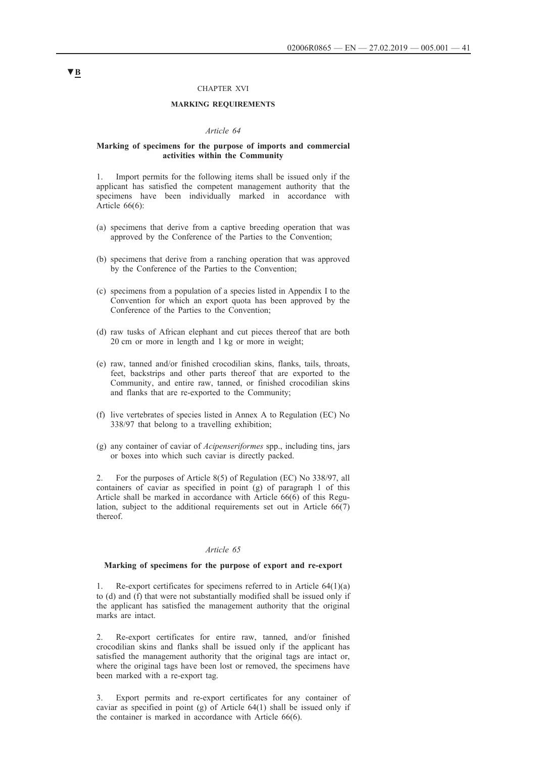▼B

## CHAPTER XVI

## MARKING REQUIREMENTS

### *Article 64*

### Marking of specimens for the purpose of imports and commercial activities within the Community

1. Import permits for the following items shall be issued only if the applicant has satisfied the competent management authority that the specimens have been individually marked in accordance with Article 66(6):

(a) specimens that derive from a captive breeding operation that was approved by the Conference of the Parties to the Convention;

(b) specimens that derive from a ranching operation that was approved by the Conference of the Parties to the Convention;

(c) specimens from a population of a species listed in Appendix I to the Convention for which an export quota has been approved by the Conference of the Parties to the Convention;

(d) raw tusks of African elephant and cut pieces thereof that are both 20 cm or more in length and 1 kg or more in weight;

(e) raw, tanned and/or finished crocodilian skins, flanks, tails, throats, feet, backstrips and other parts thereof that are exported to the Community, and entire raw, tanned, or finished crocodilian skins and flanks that are re-exported to the Community;

(f) live vertebrates of species listed in Annex A to Regulation (EC) No 338/97 that belong to a travelling exhibition;

(g) any container of caviar of *Acipenseriformes* spp., including tins, jars or boxes into which such caviar is directly packed.

2. For the purposes of Article 8(5) of Regulation (EC) No 338/97, all containers of caviar as specified in point (g) of paragraph 1 of this Article shall be marked in accordance with Article 66(6) of this Regulation, subject to the additional requirements set out in Article 66(7) thereof.

### *Article 65*

### Marking of specimens for the purpose of export and re-export

1. Re-export certificates for specimens referred to in Article 64(1)(a) to (d) and (f) that were not substantially modified shall be issued only if the applicant has satisfied the management authority that the original marks are intact.

2. Re-export certificates for entire raw, tanned, and/or finished crocodilian skins and flanks shall be issued only if the applicant has satisfied the management authority that the original tags are intact or, where the original tags have been lost or removed, the specimens have been marked with a re-export tag.

3. Export permits and re-export certificates for any container of caviar as specified in point (g) of Article 64(1) shall be issued only if the container is marked in accordance with Article 66(6).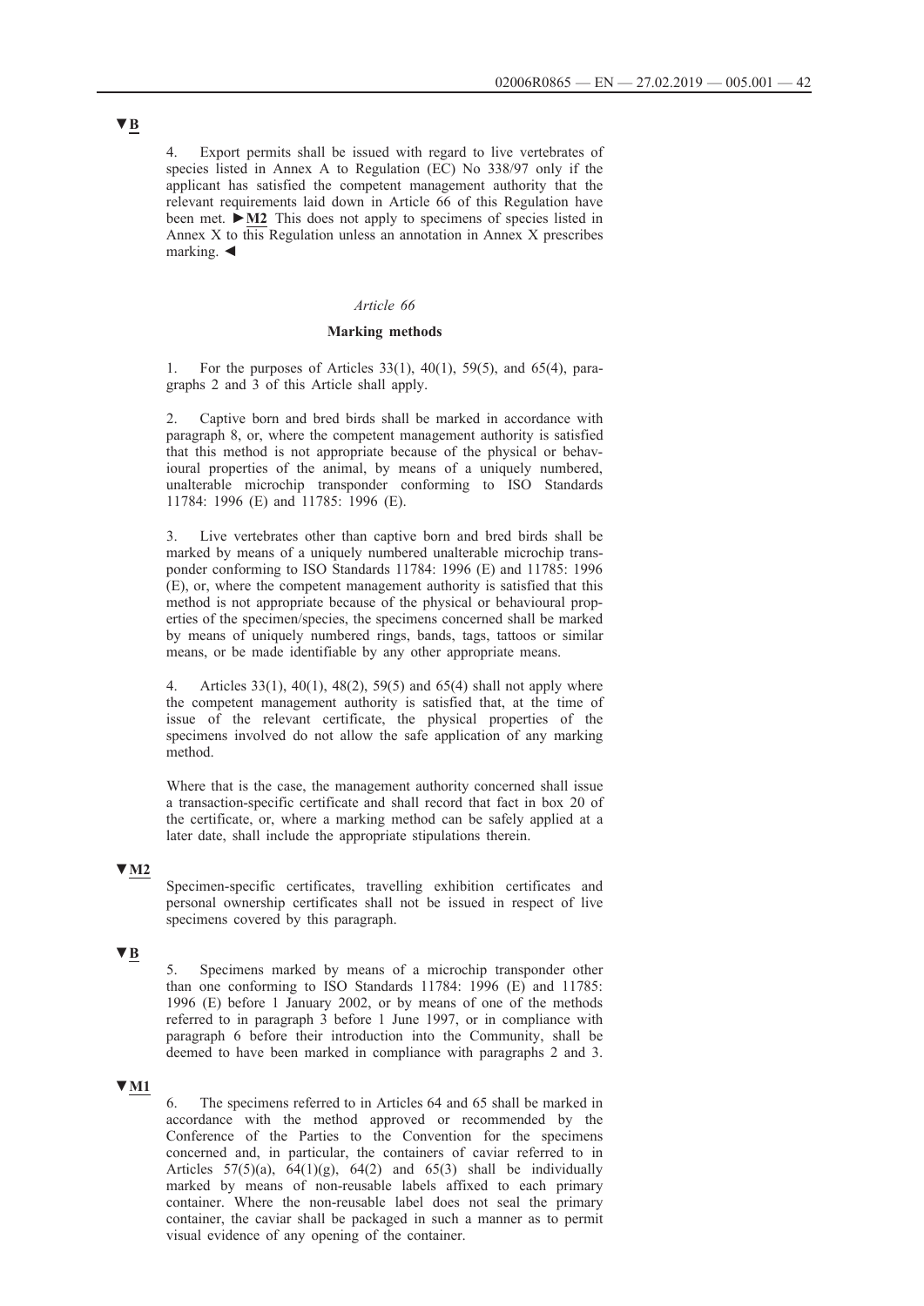▼B

4. Export permits shall be issued with regard to live vertebrates of species listed in Annex A to Regulation (EC) No 338/97 only if the applicant has satisfied the competent management authority that the relevant requirements laid down in Article 66 of this Regulation have been met. ►M2 This does not apply to specimens of species listed in Annex X to this Regulation unless an annotation in Annex X prescribes marking. ◄

*Article 66*

**Marking methods**

1. For the purposes of Articles 33(1), 40(1), 59(5), and 65(4), paragraphs 2 and 3 of this Article shall apply.

2. Captive born and bred birds shall be marked in accordance with paragraph 8, or, where the competent management authority is satisfied that this method is not appropriate because of the physical or behavioural properties of the animal, by means of a uniquely numbered, unalterable microchip transponder conforming to ISO Standards 11784: 1996 (E) and 11785: 1996 (E).

3. Live vertebrates other than captive born and bred birds shall be marked by means of a uniquely numbered unalterable microchip transponder conforming to ISO Standards 11784: 1996 (E) and 11785: 1996 (E), or, where the competent management authority is satisfied that this method is not appropriate because of the physical or behavioural properties of the specimen/species, the specimens concerned shall be marked by means of uniquely numbered rings, bands, tags, tattoos or similar means, or be made identifiable by any other appropriate means.

4. Articles 33(1), 40(1), 48(2), 59(5) and 65(4) shall not apply where the competent management authority is satisfied that, at the time of issue of the relevant certificate, the physical properties of the specimens involved do not allow the safe application of any marking method.

Where that is the case, the management authority concerned shall issue a transaction-specific certificate and shall record that fact in box 20 of the certificate, or, where a marking method can be safely applied at a later date, shall include the appropriate stipulations therein.

▼M2

Specimen-specific certificates, travelling exhibition certificates and personal ownership certificates shall not be issued in respect of live specimens covered by this paragraph.

▼B

5. Specimens marked by means of a microchip transponder other than one conforming to ISO Standards 11784: 1996 (E) and 11785: 1996 (E) before 1 January 2002, or by means of one of the methods referred to in paragraph 3 before 1 June 1997, or in compliance with paragraph 6 before their introduction into the Community, shall be deemed to have been marked in compliance with paragraphs 2 and 3.

▼M1

6. The specimens referred to in Articles 64 and 65 shall be marked in accordance with the method approved or recommended by the Conference of the Parties to the Convention for the specimens concerned and, in particular, the containers of caviar referred to in Articles 57(5)(a), 64(1)(g), 64(2) and 65(3) shall be individually marked by means of non-reusable labels affixed to each primary container. Where the non-reusable label does not seal the primary container, the caviar shall be packaged in such a manner as to permit visual evidence of any opening of the container.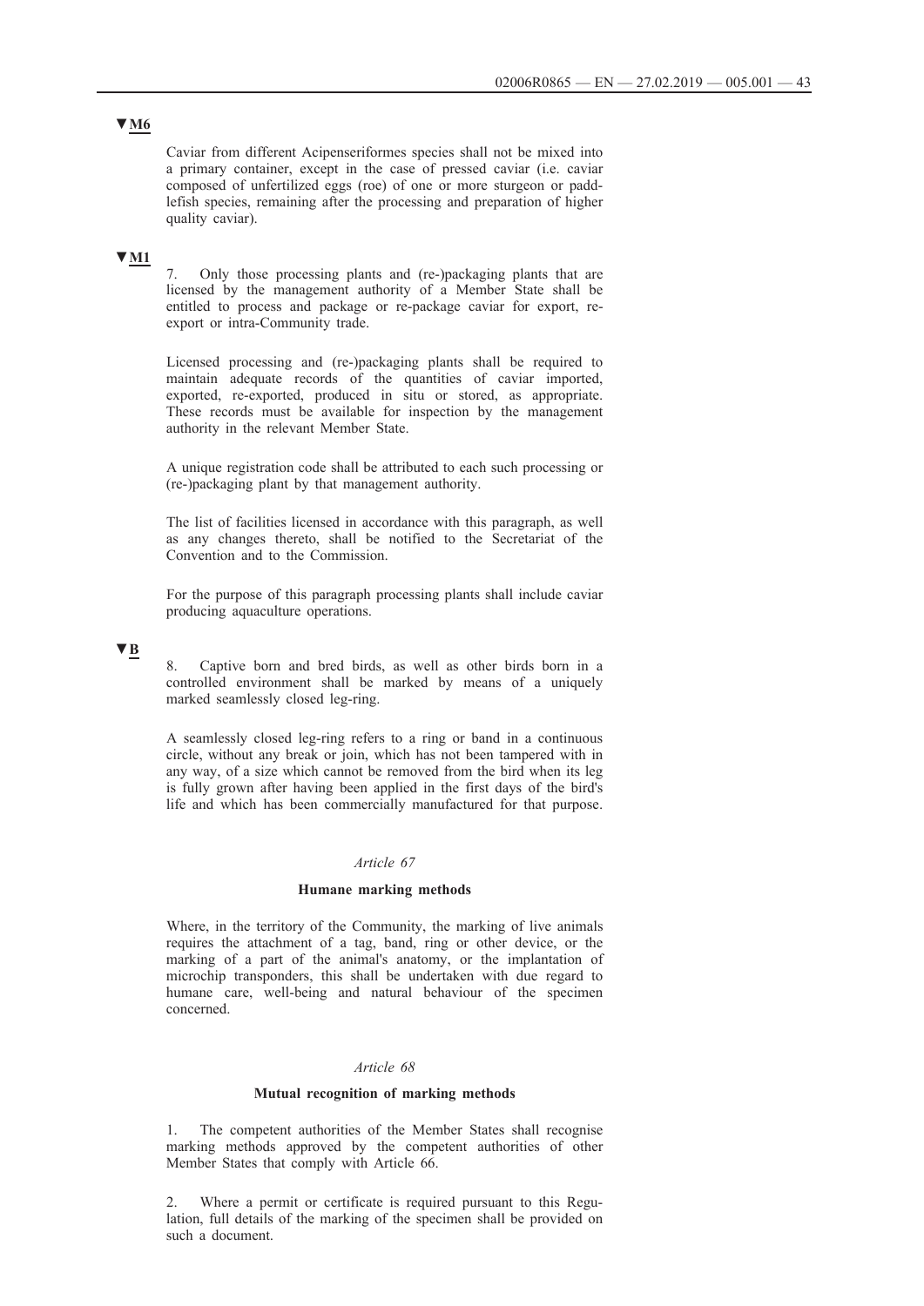▼**M6**

Caviar from different Acipenseriformes species shall not be mixed into a primary container, except in the case of pressed caviar (i.e. caviar composed of unfertilized eggs (roe) of one or more sturgeon or paddlefish species, remaining after the processing and preparation of higher quality caviar).

▼**M1**

7. Only those processing plants and (re-)packaging plants that are licensed by the management authority of a Member State shall be entitled to process and package or re-package caviar for export, re-export or intra-Community trade.

Licensed processing and (re-)packaging plants shall be required to maintain adequate records of the quantities of caviar imported, exported, re-exported, produced in situ or stored, as appropriate. These records must be available for inspection by the management authority in the relevant Member State.

A unique registration code shall be attributed to each such processing or (re-)packaging plant by that management authority.

The list of facilities licensed in accordance with this paragraph, as well as any changes thereto, shall be notified to the Secretariat of the Convention and to the Commission.

For the purpose of this paragraph processing plants shall include caviar producing aquaculture operations.

▼**B**

8. Captive born and bred birds, as well as other birds born in a controlled environment shall be marked by means of a uniquely marked seamlessly closed leg-ring.

A seamlessly closed leg-ring refers to a ring or band in a continuous circle, without any break or join, which has not been tampered with in any way, of a size which cannot be removed from the bird when its leg is fully grown after having been applied in the first days of the bird's life and which has been commercially manufactured for that purpose.

*Article 67*

**Humane marking methods**

Where, in the territory of the Community, the marking of live animals requires the attachment of a tag, band, ring or other device, or the marking of a part of the animal's anatomy, or the implantation of microchip transponders, this shall be undertaken with due regard to humane care, well-being and natural behaviour of the specimen concerned.

*Article 68*

**Mutual recognition of marking methods**

1. The competent authorities of the Member States shall recognise marking methods approved by the competent authorities of other Member States that comply with Article 66.

2. Where a permit or certificate is required pursuant to this Regulation, full details of the marking of the specimen shall be provided on such a document.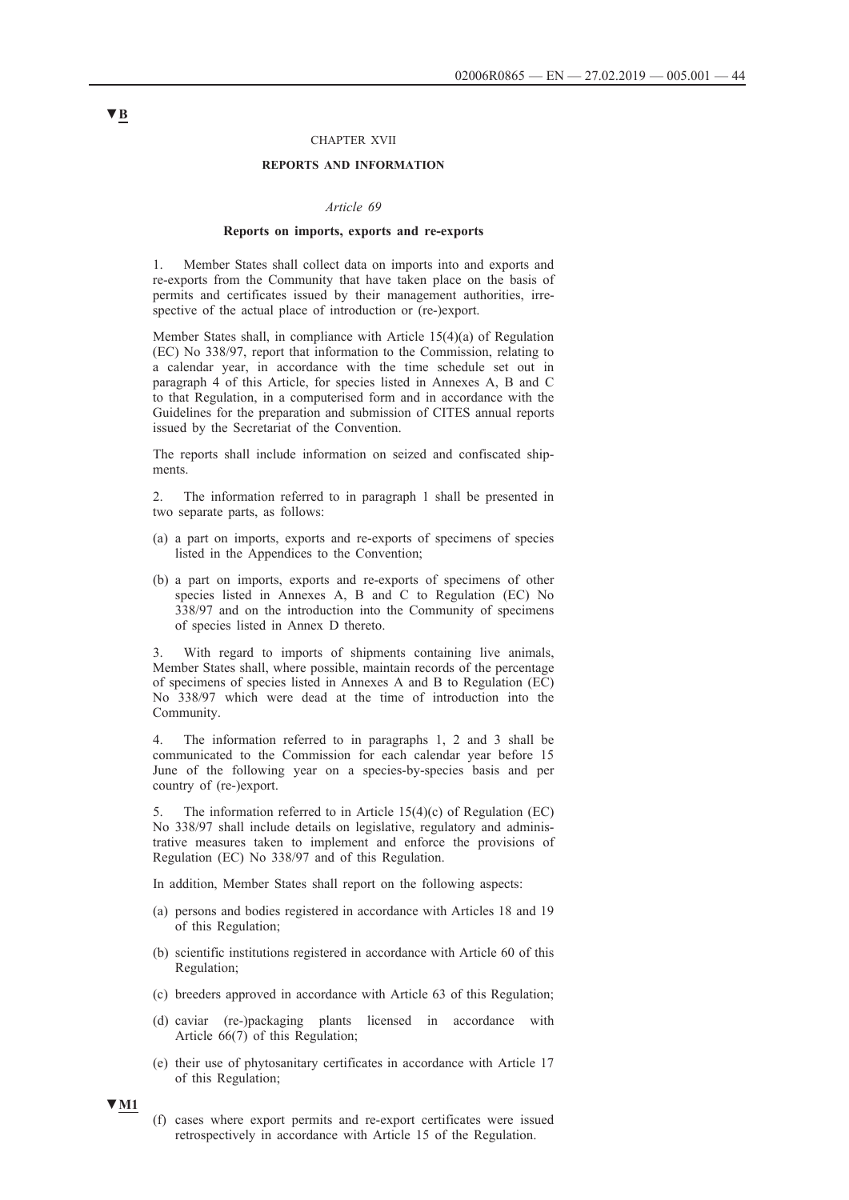▼B

CHAPTER XVII

**REPORTS AND INFORMATION**

*Article 69*

**Reports on imports, exports and re-exports**

1. Member States shall collect data on imports into and exports and re-exports from the Community that have taken place on the basis of permits and certificates issued by their management authorities, irrespective of the actual place of introduction or (re-)export.

Member States shall, in compliance with Article 15(4)(a) of Regulation (EC) No 338/97, report that information to the Commission, relating to a calendar year, in accordance with the time schedule set out in paragraph 4 of this Article, for species listed in Annexes A, B and C to that Regulation, in a computerised form and in accordance with the Guidelines for the preparation and submission of CITES annual reports issued by the Secretariat of the Convention.

The reports shall include information on seized and confiscated shipments.

2. The information referred to in paragraph 1 shall be presented in two separate parts, as follows:

(a) a part on imports, exports and re-exports of specimens of species listed in the Appendices to the Convention;

(b) a part on imports, exports and re-exports of specimens of other species listed in Annexes A, B and C to Regulation (EC) No 338/97 and on the introduction into the Community of specimens of species listed in Annex D thereto.

3. With regard to imports of shipments containing live animals, Member States shall, where possible, maintain records of the percentage of specimens of species listed in Annexes A and B to Regulation (EC) No 338/97 which were dead at the time of introduction into the Community.

4. The information referred to in paragraphs 1, 2 and 3 shall be communicated to the Commission for each calendar year before 15 June of the following year on a species-by-species basis and per country of (re-)export.

5. The information referred to in Article 15(4)(c) of Regulation (EC) No 338/97 shall include details on legislative, regulatory and administrative measures taken to implement and enforce the provisions of Regulation (EC) No 338/97 and of this Regulation.

In addition, Member States shall report on the following aspects:

(a) persons and bodies registered in accordance with Articles 18 and 19 of this Regulation;

(b) scientific institutions registered in accordance with Article 60 of this Regulation;

(c) breeders approved in accordance with Article 63 of this Regulation;

(d) caviar (re-)packaging plants licensed in accordance with Article 66(7) of this Regulation;

(e) their use of phytosanitary certificates in accordance with Article 17 of this Regulation;

▼M1

(f) cases where export permits and re-export certificates were issued retrospectively in accordance with Article 15 of the Regulation.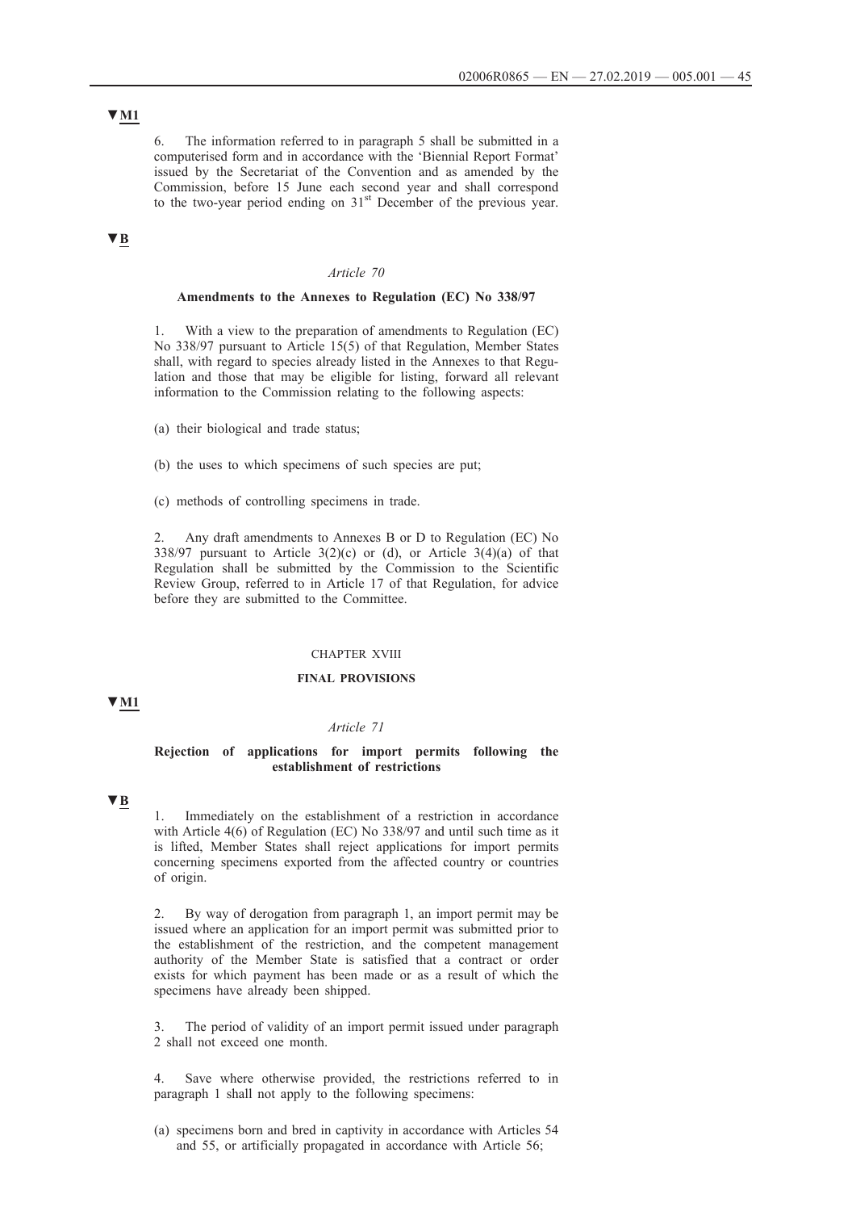▼M1

6. The information referred to in paragraph 5 shall be submitted in a computerised form and in accordance with the 'Biennial Report Format' issued by the Secretariat of the Convention and as amended by the Commission, before 15 June each second year and shall correspond to the two-year period ending on 31st December of the previous year.

▼B

*Article 70*

**Amendments to the Annexes to Regulation (EC) No 338/97**

1. With a view to the preparation of amendments to Regulation (EC) No 338/97 pursuant to Article 15(5) of that Regulation, Member States shall, with regard to species already listed in the Annexes to that Regulation and those that may be eligible for listing, forward all relevant information to the Commission relating to the following aspects:

(a) their biological and trade status;

(b) the uses to which specimens of such species are put;

(c) methods of controlling specimens in trade.

2. Any draft amendments to Annexes B or D to Regulation (EC) No 338/97 pursuant to Article 3(2)(c) or (d), or Article 3(4)(a) of that Regulation shall be submitted by the Commission to the Scientific Review Group, referred to in Article 17 of that Regulation, for advice before they are submitted to the Committee.

CHAPTER XVIII

**FINAL PROVISIONS**

▼M1

*Article 71*

**Rejection of applications for import permits following the establishment of restrictions**

▼B

1. Immediately on the establishment of a restriction in accordance with Article 4(6) of Regulation (EC) No 338/97 and until such time as it is lifted, Member States shall reject applications for import permits concerning specimens exported from the affected country or countries of origin.

2. By way of derogation from paragraph 1, an import permit may be issued where an application for an import permit was submitted prior to the establishment of the restriction, and the competent management authority of the Member State is satisfied that a contract or order exists for which payment has been made or as a result of which the specimens have already been shipped.

3. The period of validity of an import permit issued under paragraph 2 shall not exceed one month.

4. Save where otherwise provided, the restrictions referred to in paragraph 1 shall not apply to the following specimens:

(a) specimens born and bred in captivity in accordance with Articles 54 and 55, or artificially propagated in accordance with Article 56;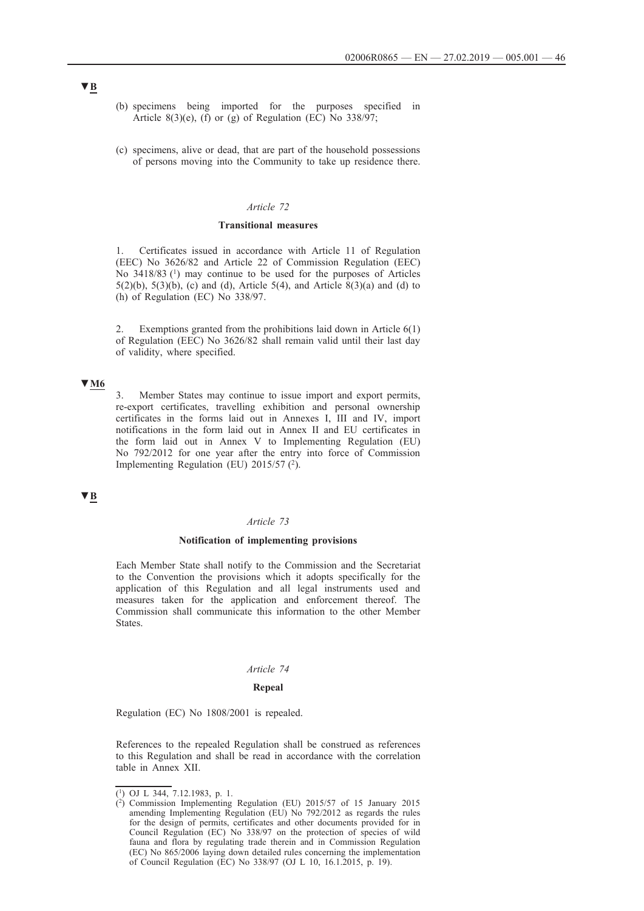▼B

(b) specimens being imported for the purposes specified in Article 8(3)(e), (f) or (g) of Regulation (EC) No 338/97;

(c) specimens, alive or dead, that are part of the household possessions of persons moving into the Community to take up residence there.

*Article 72*

**Transitional measures**

1. Certificates issued in accordance with Article 11 of Regulation (EEC) No 3626/82 and Article 22 of Commission Regulation (EEC) No 3418/83 [1] may continue to be used for the purposes of Articles 5(2)(b), 5(3)(b), (c) and (d), Article 5(4), and Article 8(3)(a) and (d) to (h) of Regulation (EC) No 338/97.

2. Exemptions granted from the prohibitions laid down in Article 6(1) of Regulation (EEC) No 3626/82 shall remain valid until their last day of validity, where specified.

▼M6

3. Member States may continue to issue import and export permits, re-export certificates, travelling exhibition and personal ownership certificates in the forms laid out in Annexes I, III and IV, import notifications in the form laid out in Annex II and EU certificates in the form laid out in Annex V to Implementing Regulation (EU) No 792/2012 for one year after the entry into force of Commission Implementing Regulation (EU) 2015/57 [2].

▼B

*Article 73*

**Notification of implementing provisions**

Each Member State shall notify to the Commission and the Secretariat to the Convention the provisions which it adopts specifically for the application of this Regulation and all legal instruments used and measures taken for the application and enforcement thereof. The Commission shall communicate this information to the other Member States.

*Article 74*

**Repeal**

Regulation (EC) No 1808/2001 is repealed.

References to the repealed Regulation shall be construed as references to this Regulation and shall be read in accordance with the correlation table in Annex XII.

---

[1] OJ L 344, 7.12.1983, p. 1.

[2] Commission Implementing Regulation (EU) 2015/57 of 15 January 2015 amending Implementing Regulation (EU) No 792/2012 as regards the rules for the design of permits, certificates and other documents provided for in Council Regulation (EC) No 338/97 on the protection of species of wild fauna and flora by regulating trade therein and in Commission Regulation (EC) No 865/2006 laying down detailed rules concerning the implementation of Council Regulation (EC) No 338/97 (OJ L 10, 16.1.2015, p. 19).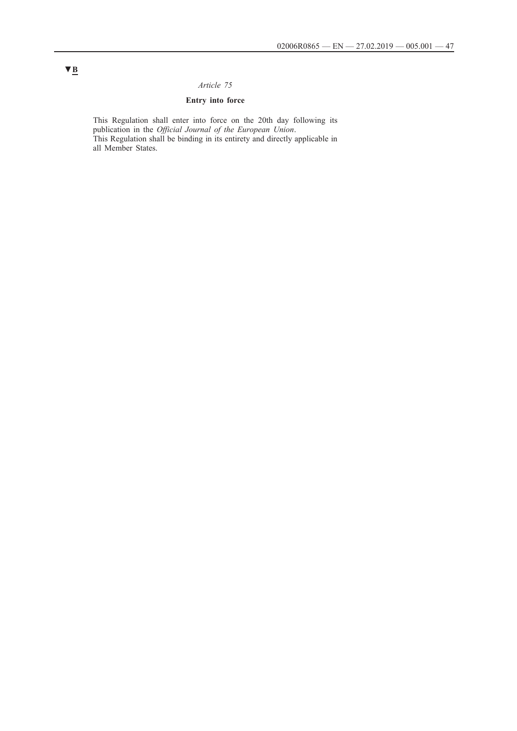▼B

*Article 75*

**Entry into force**

This Regulation shall enter into force on the 20th day following its publication in the *Official Journal of the European Union*.
This Regulation shall be binding in its entirety and directly applicable in all Member States.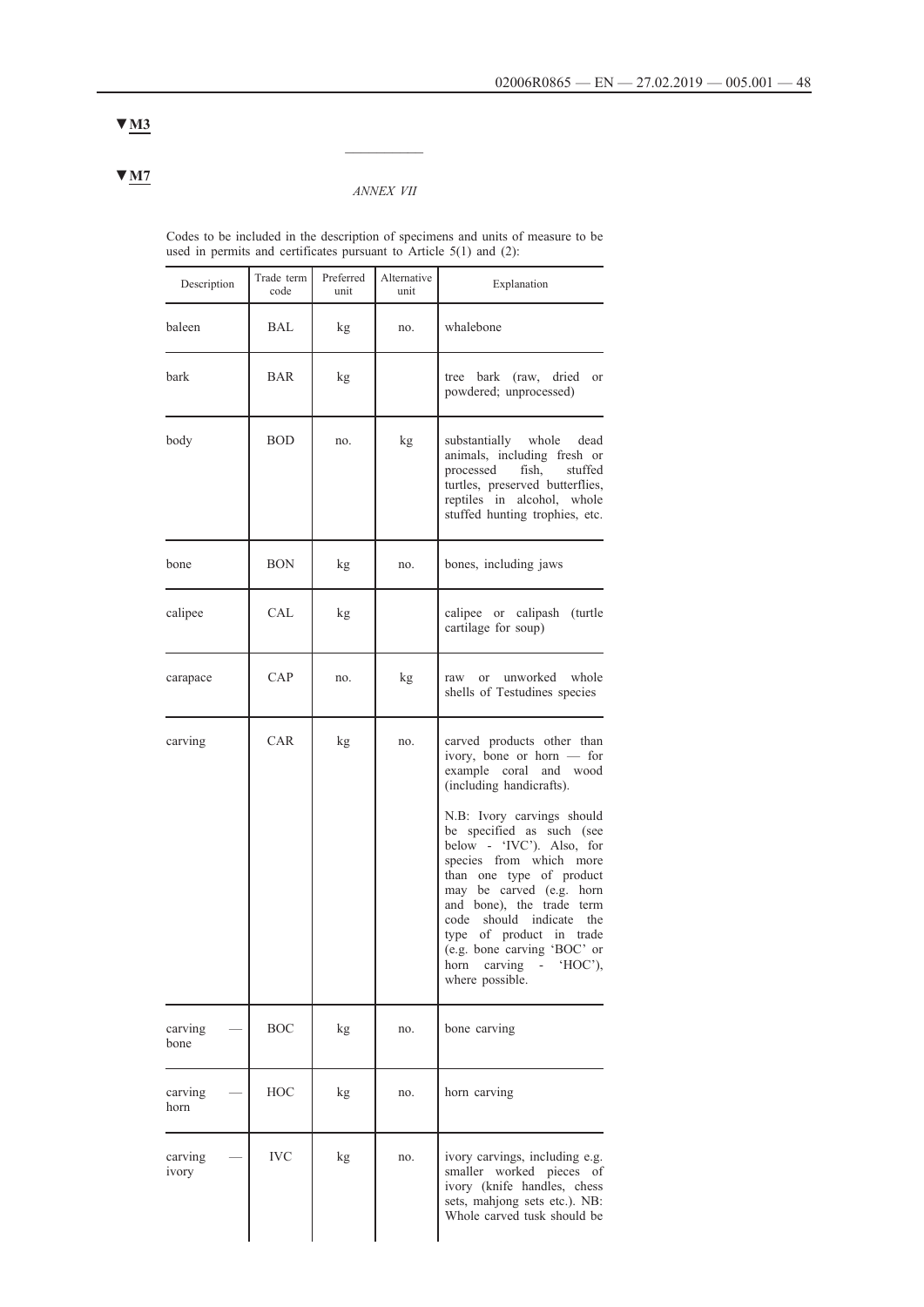▼M3

▼M7

*ANNEX VII*

Codes to be included in the description of specimens and units of measure to be used in permits and certificates pursuant to Article 5(1) and (2):

| Description | Trade term code | Preferred unit | Alternative unit | Explanation |
|---|---|---|---|---|
| baleen | BAL | kg | no. | whalebone |
| bark | BAR | kg | | tree bark (raw, dried or powdered; unprocessed) |
| body | BOD | no. | kg | substantially whole dead animals, including fresh or processed fish, stuffed turtles, preserved butterflies, reptiles in alcohol, whole stuffed hunting trophies, etc. |
| bone | BON | kg | no. | bones, including jaws |
| calipee | CAL | kg | | calipee or calipash (turtle cartilage for soup) |
| carapace | CAP | no. | kg | raw or unworked whole shells of Testudines species |
| carving | CAR | kg | no. | carved products other than ivory, bone or horn — for example coral and wood (including handicrafts). N.B: Ivory carvings should be specified as such (see below - 'IVC'). Also, for species from which more than one type of product may be carved (e.g. horn and bone), the trade term code should indicate the type of product in trade (e.g. bone carving 'BOC' or horn carving - 'HOC'), where possible. |
| carving — bone | BOC | kg | no. | bone carving |
| carving — horn | HOC | kg | no. | horn carving |
| carving — ivory | IVC | kg | no. | ivory carvings, including e.g. smaller worked pieces of ivory (knife handles, chess sets, mahjong sets etc.). NB: Whole carved tusk should be |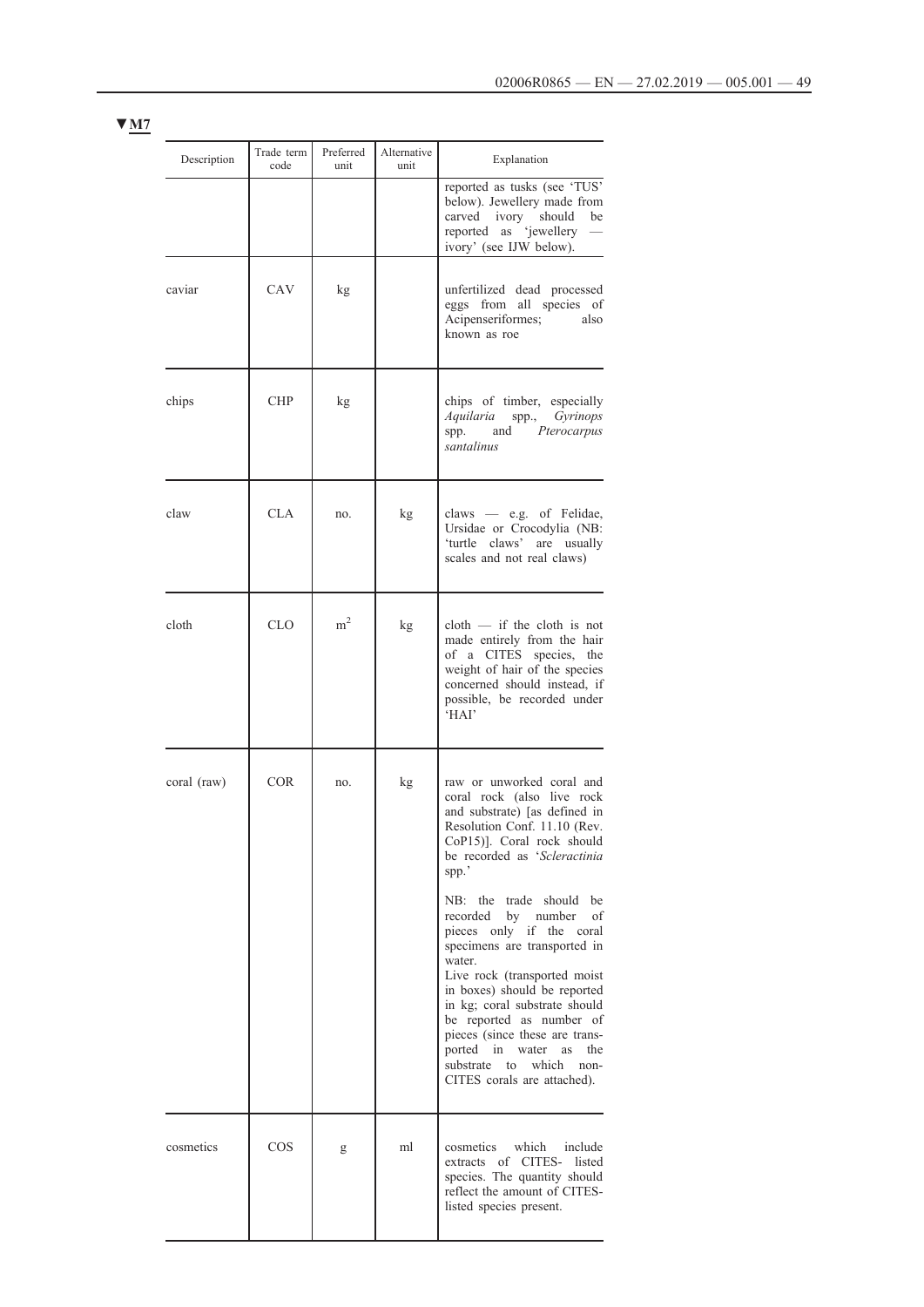▼M7

| Description | Trade term code | Preferred unit | Alternative unit | Explanation |
|---|---|---|---|---|
| | | | | reported as tusks (see 'TUS' below). Jewellery made from carved ivory should be reported as 'jewellery — ivory' (see IJW below). |
| caviar | CAV | kg | | unfertilized dead processed eggs from all species of Acipenseriformes; also known as roe |
| chips | CHP | kg | | chips of timber, especially *Aquilaria* spp., *Gyrinops* spp. and *Pterocarpus santalinus* |
| claw | CLA | no. | kg | claws — e.g. of Felidae, Ursidae or Crocodylia (NB: 'turtle claws' are usually scales and not real claws) |
| cloth | CLO | $m^2$ | kg | cloth — if the cloth is not made entirely from the hair of a CITES species, the weight of hair of the species concerned should instead, if possible, be recorded under 'HAI' |
| coral (raw) | COR | no. | kg | raw or unworked coral and coral rock (also live rock and substrate) [as defined in Resolution Conf. 11.10 (Rev. CoP15)]. Coral rock should be recorded as '*Scleractinia* spp.'<br><br>NB: the trade should be recorded by number of pieces only if the coral specimens are transported in water.<br>Live rock (transported moist in boxes) should be reported in kg; coral substrate should be reported as number of pieces (since these are transported in water as the substrate to which non-CITES corals are attached). |
| cosmetics | COS | g | ml | cosmetics which include extracts of CITES- listed species. The quantity should reflect the amount of CITES-listed species present. |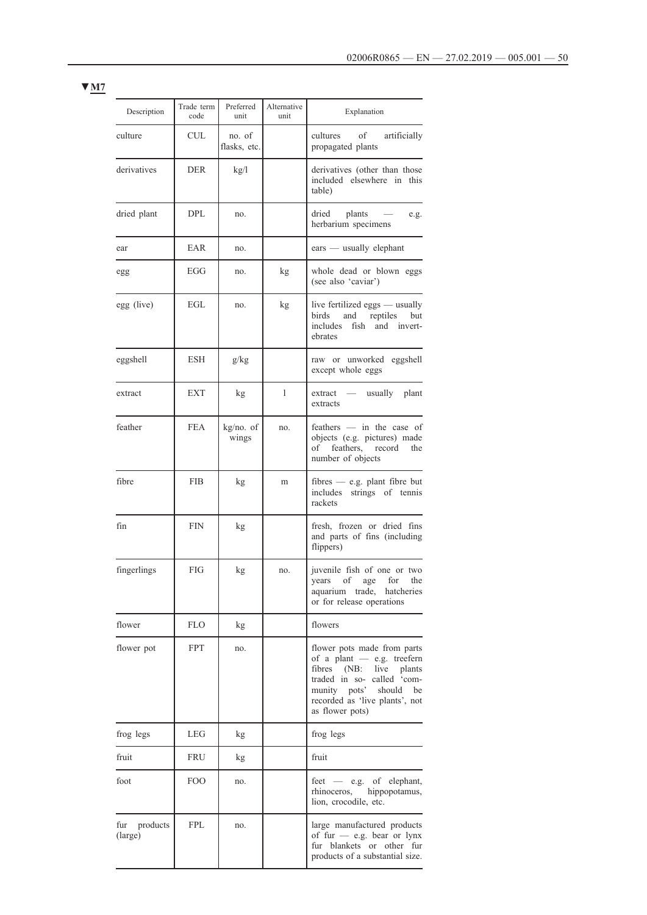▼M7

| Description | Trade term code | Preferred unit | Alternative unit | Explanation |
|---|---|---|---|---|
| culture | CUL | no. of flasks, etc. | | cultures of artificially propagated plants |
| derivatives | DER | kg/l | | derivatives (other than those included elsewhere in this table) |
| dried plant | DPL | no. | | dried plants — e.g. herbarium specimens |
| ear | EAR | no. | | ears — usually elephant |
| egg | EGG | no. | kg | whole dead or blown eggs (see also 'caviar') |
| egg (live) | EGL | no. | kg | live fertilized eggs — usually birds and reptiles but includes fish and invertebrates |
| eggshell | ESH | g/kg | | raw or unworked eggshell except whole eggs |
| extract | EXT | kg | l | extract — usually plant extracts |
| feather | FEA | kg/no. of wings | no. | feathers — in the case of objects (e.g. pictures) made of feathers, record the number of objects |
| fibre | FIB | kg | m | fibres — e.g. plant fibre but includes strings of tennis rackets |
| fin | FIN | kg | | fresh, frozen or dried fins and parts of fins (including flippers) |
| fingerlings | FIG | kg | no. | juvenile fish of one or two years of age for the aquarium trade, hatcheries or for release operations |
| flower | FLO | kg | | flowers |
| flower pot | FPT | no. | | flower pots made from parts of a plant — e.g. treefern fibres (NB: live plants traded in so- called 'community pots' should be recorded as 'live plants', not as flower pots) |
| frog legs | LEG | kg | | frog legs |
| fruit | FRU | kg | | fruit |
| foot | FOO | no. | | feet — e.g. of elephant, rhinoceros, hippopotamus, lion, crocodile, etc. |
| fur products (large) | FPL | no. | | large manufactured products of fur — e.g. bear or lynx fur blankets or other fur products of a substantial size. |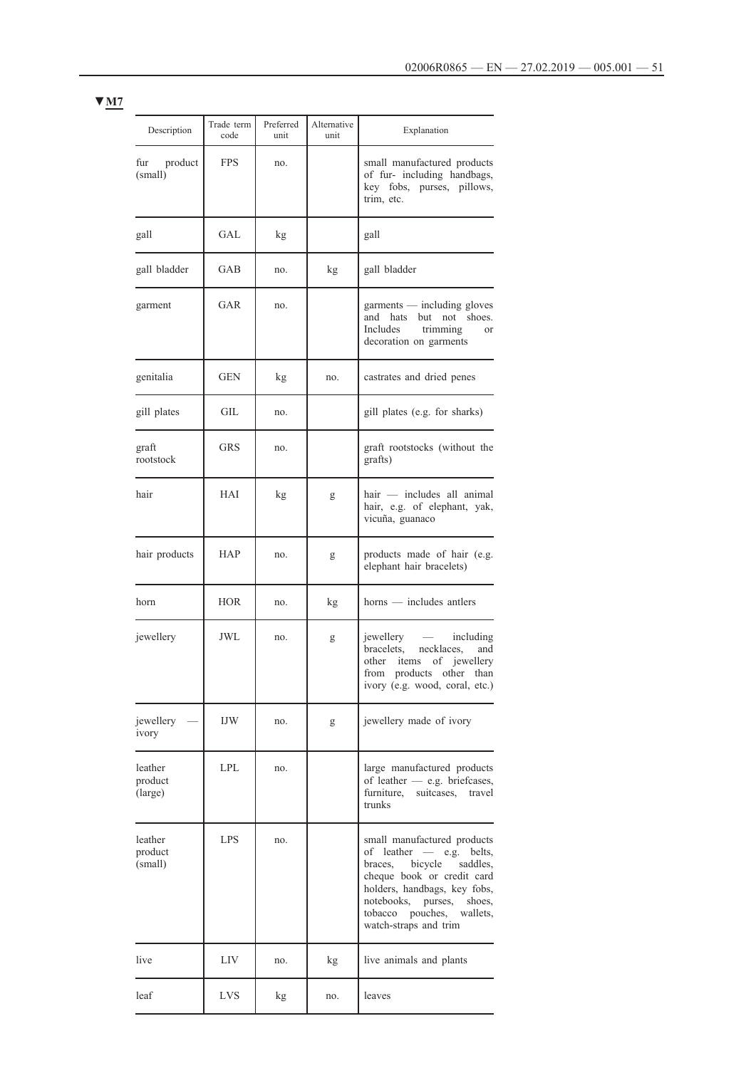▼M7

| Description | Trade term code | Preferred unit | Alternative unit | Explanation |
|---|---|---|---|---|
| fur product (small) | FPS | no. | | small manufactured products of fur- including handbags, key fobs, purses, pillows, trim, etc. |
| gall | GAL | kg | | gall |
| gall bladder | GAB | no. | kg | gall bladder |
| garment | GAR | no. | | garments — including gloves and hats but not shoes. Includes trimming or decoration on garments |
| genitalia | GEN | kg | no. | castrates and dried penes |
| gill plates | GIL | no. | | gill plates (e.g. for sharks) |
| graft rootstock | GRS | no. | | graft rootstocks (without the grafts) |
| hair | HAI | kg | g | hair — includes all animal hair, e.g. of elephant, yak, vicuña, guanaco |
| hair products | HAP | no. | g | products made of hair (e.g. elephant hair bracelets) |
| horn | HOR | no. | kg | horns — includes antlers |
| jewellery | JWL | no. | g | jewellery — including bracelets, necklaces, and other items of jewellery from products other than ivory (e.g. wood, coral, etc.) |
| jewellery — ivory | IJW | no. | g | jewellery made of ivory |
| leather product (large) | LPL | no. | | large manufactured products of leather — e.g. briefcases, furniture, suitcases, travel trunks |
| leather product (small) | LPS | no. | | small manufactured products of leather — e.g. belts, braces, bicycle saddles, cheque book or credit card holders, handbags, key fobs, notebooks, purses, shoes, tobacco pouches, wallets, watch-straps and trim |
| live | LIV | no. | kg | live animals and plants |
| leaf | LVS | kg | no. | leaves |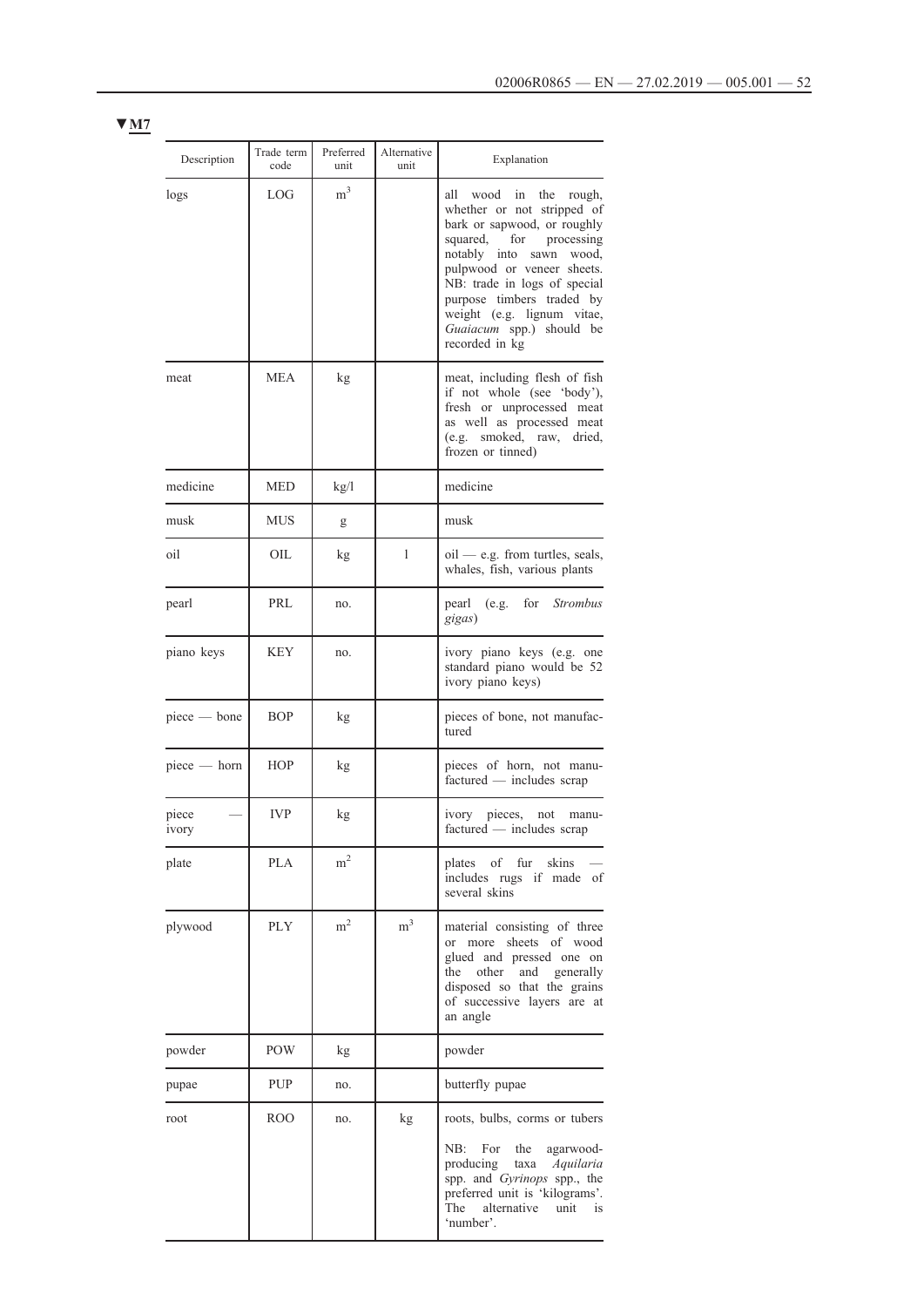▼M7

| Description | Trade term code | Preferred unit | Alternative unit | Explanation |
|---|---|---|---|---|
| logs | LOG | $m^3$ | | all wood in the rough, whether or not stripped of bark or sapwood, or roughly squared, for processing notably into sawn wood, pulpwood or veneer sheets. NB: trade in logs of special purpose timbers traded by weight (e.g. lignum vitae, *Guaiacum* spp.) should be recorded in kg |
| meat | MEA | kg | | meat, including flesh of fish if not whole (see 'body'), fresh or unprocessed meat as well as processed meat (e.g. smoked, raw, dried, frozen or tinned) |
| medicine | MED | kg/l | | medicine |
| musk | MUS | g | | musk |
| oil | OIL | kg | l | oil — e.g. from turtles, seals, whales, fish, various plants |
| pearl | PRL | no. | | pearl (e.g. for *Strombus gigas*) |
| piano keys | KEY | no. | | ivory piano keys (e.g. one standard piano would be 52 ivory piano keys) |
| piece — bone | BOP | kg | | pieces of bone, not manufactured |
| piece — horn | HOP | kg | | pieces of horn, not manufactured — includes scrap |
| piece — ivory | IVP | kg | | ivory pieces, not manufactured — includes scrap |
| plate | PLA | $m^2$ | | plates of fur skins — includes rugs if made of several skins |
| plywood | PLY | $m^2$ | $m^3$ | material consisting of three or more sheets of wood glued and pressed one on the other and generally disposed so that the grains of successive layers are at an angle |
| powder | POW | kg | | powder |
| pupae | PUP | no. | | butterfly pupae |
| root | ROO | no. | kg | roots, bulbs, corms or tubers<br><br>NB: For the agarwood-producing taxa *Aquilaria* spp. and *Gyrinops* spp., the preferred unit is 'kilograms'. The alternative unit is 'number'. |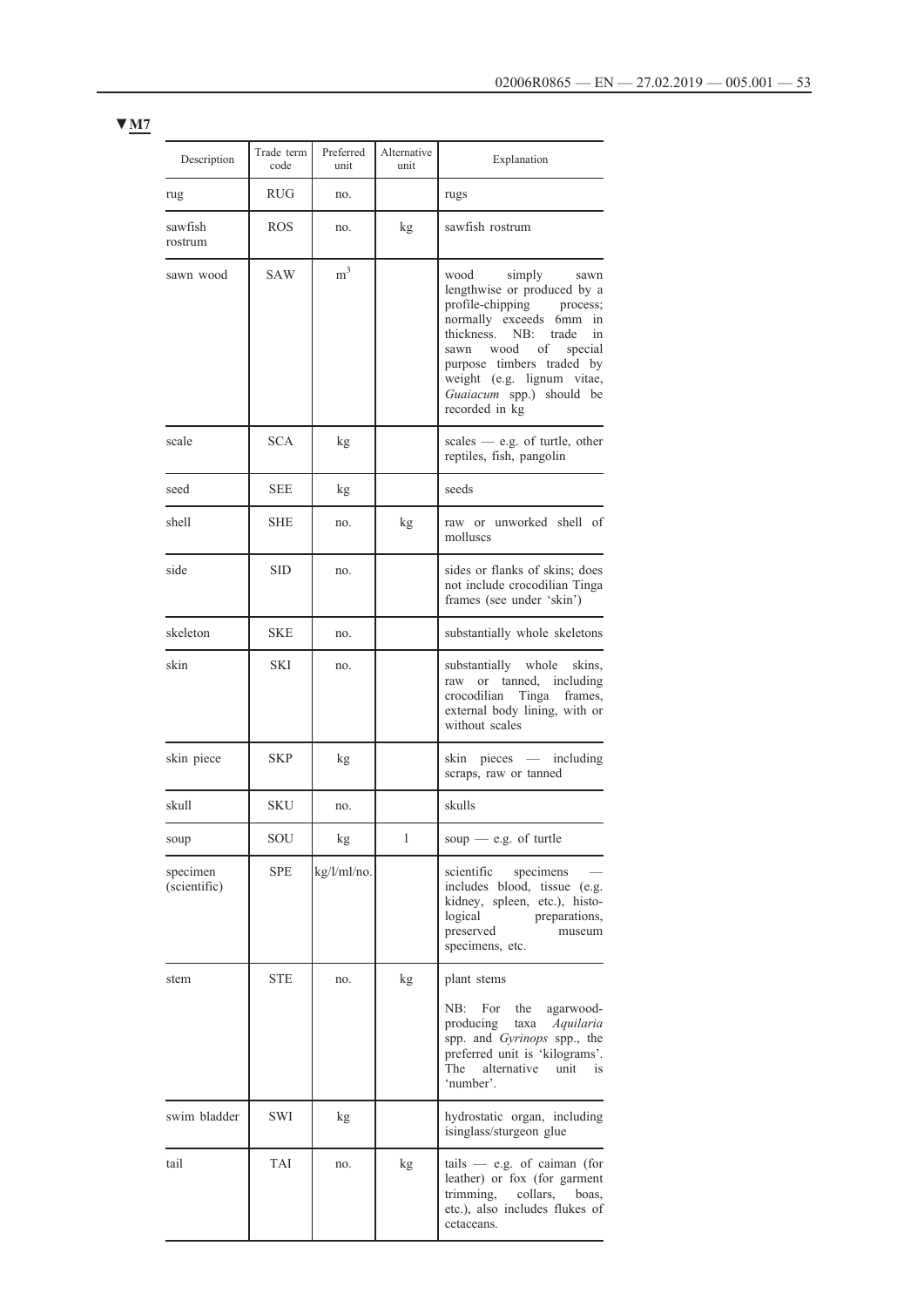▼M7

| Description | Trade term code | Preferred unit | Alternative unit | Explanation |
|---|---|---|---|---|
| rug | RUG | no. | | rugs |
| sawfish rostrum | ROS | no. | kg | sawfish rostrum |
| sawn wood | SAW | $m^3$ | | wood simply sawn lengthwise or produced by a profile-chipping process; normally exceeds 6mm in thickness. NB: trade in sawn wood of special purpose timbers traded by weight (e.g. lignum vitae, *Guaiacum* spp.) should be recorded in kg |
| scale | SCA | kg | | scales — e.g. of turtle, other reptiles, fish, pangolin |
| seed | SEE | kg | | seeds |
| shell | SHE | no. | kg | raw or unworked shell of molluscs |
| side | SID | no. | | sides or flanks of skins; does not include crocodilian Tinga frames (see under 'skin') |
| skeleton | SKE | no. | | substantially whole skeletons |
| skin | SKI | no. | | substantially whole skins, raw or tanned, including crocodilian Tinga frames, external body lining, with or without scales |
| skin piece | SKP | kg | | skin pieces — including scraps, raw or tanned |
| skull | SKU | no. | | skulls |
| soup | SOU | kg | l | soup — e.g. of turtle |
| specimen (scientific) | SPE | kg/l/ml/no. | | scientific specimens — includes blood, tissue (e.g. kidney, spleen, etc.), histological preparations, preserved museum specimens, etc. |
| stem | STE | no. | kg | plant stems<br><br>NB: For the agarwood-producing taxa *Aquilaria* spp. and *Gyrinops* spp., the preferred unit is 'kilograms'. The alternative unit is 'number'. |
| swim bladder | SWI | kg | | hydrostatic organ, including isinglass/sturgeon glue |
| tail | TAI | no. | kg | tails — e.g. of caiman (for leather) or fox (for garment trimming, collars, boas, etc.), also includes flukes of cetaceans. |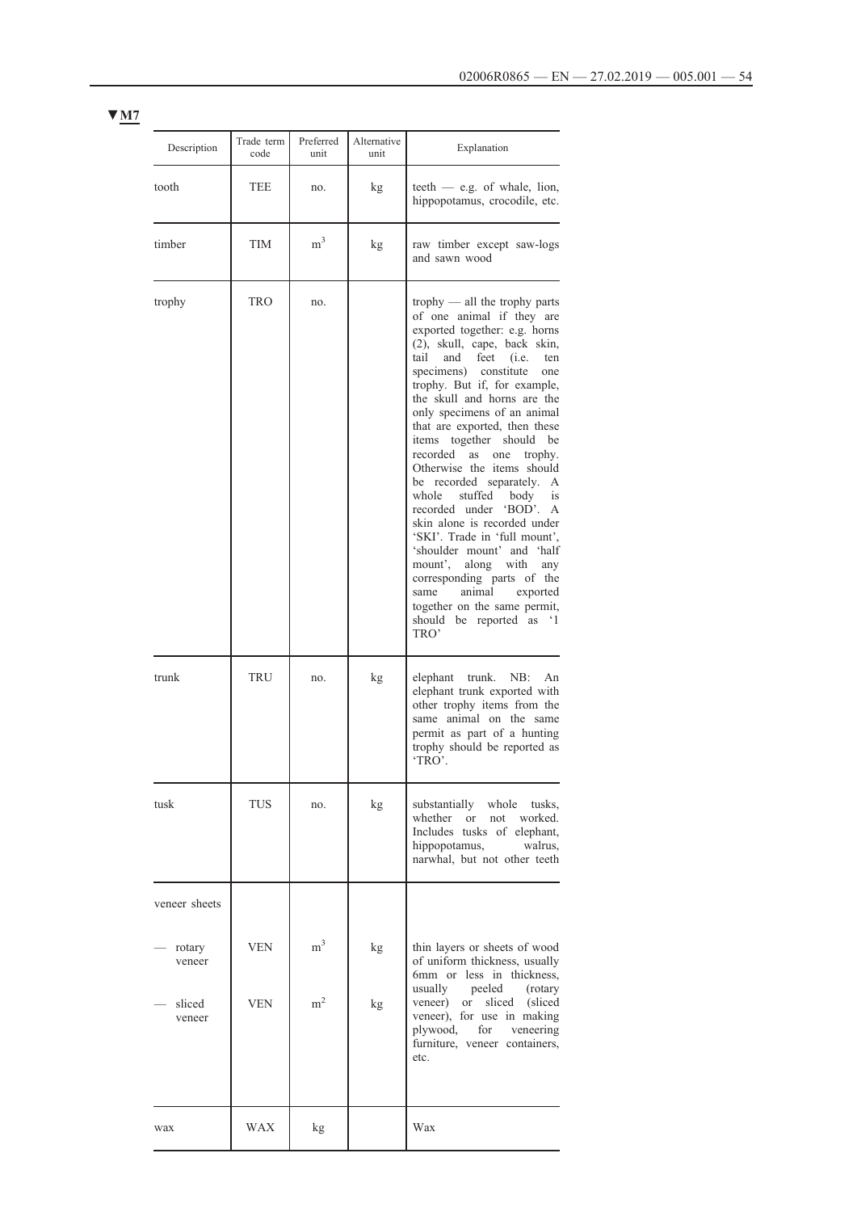▼M7

| Description | Trade term code | Preferred unit | Alternative unit | Explanation |
|---|---|---|---|---|
| tooth | TEE | no. | kg | teeth — e.g. of whale, lion, hippopotamus, crocodile, etc. |
| timber | TIM | $m^3$ | kg | raw timber except saw-logs and sawn wood |
| trophy | TRO | no. | | trophy — all the trophy parts of one animal if they are exported together: e.g. horns (2), skull, cape, back skin, tail and feet (i.e. ten specimens) constitute one trophy. But if, for example, the skull and horns are the only specimens of an animal that are exported, then these items together should be recorded as one trophy. Otherwise the items should be recorded separately. A whole stuffed body is recorded under 'BOD'. A skin alone is recorded under 'SKI'. Trade in 'full mount', 'shoulder mount' and 'half mount', along with any corresponding parts of the same animal exported together on the same permit, should be reported as '1 TRO' |
| trunk | TRU | no. | kg | elephant trunk. NB: An elephant trunk exported with other trophy items from the same animal on the same permit as part of a hunting trophy should be reported as 'TRO'. |
| tusk | TUS | no. | kg | substantially whole tusks, whether or not worked. Includes tusks of elephant, hippopotamus, walrus, narwhal, but not other teeth |
| veneer sheets | | | | |
| — rotary veneer | VEN | $m^3$ | kg | thin layers or sheets of wood of uniform thickness, usually 6mm or less in thickness, usually peeled (rotary veneer) or sliced (sliced veneer), for use in making plywood, for veneering furniture, veneer containers, etc. |
| — sliced veneer | VEN | $m^2$ | kg | |
| wax | WAX | kg | | Wax |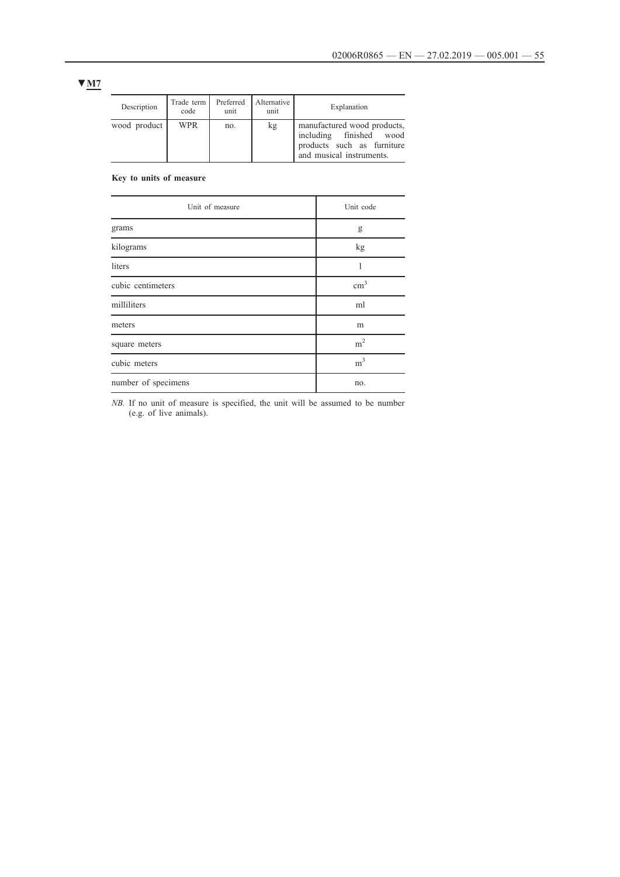▼M7

| Description | Trade term code | Preferred unit | Alternative unit | Explanation |
|---|---|---|---|---|
| wood product | WPR | no. | kg | manufactured wood products, including finished wood products such as furniture and musical instruments. |

**Key to units of measure**

| Unit of measure | Unit code |
|---|---|
| grams | g |
| kilograms | kg |
| liters | l |
| cubic centimeters | $cm^3$ |
| milliliters | ml |
| meters | m |
| square meters | $m^2$ |
| cubic meters | $m^3$ |
| number of specimens | no. |

*NB.* If no unit of measure is specified, the unit will be assumed to be number (e.g. of live animals).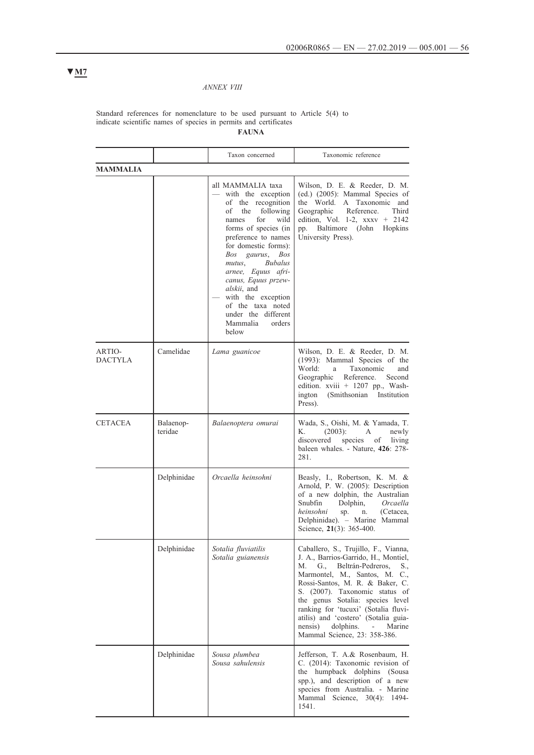▼M7

*ANNEX VIII*

Standard references for nomenclature to be used pursuant to Article 5(4) to indicate scientific names of species in permits and certificates

**FAUNA**

| | | Taxon concerned | Taxonomic reference |
|---|---|---|---|
| **MAMMALIA** | | | |
| | | all MAMMALIA taxa — with the exception of the recognition of the following names for wild forms of species (in preference to names for domestic forms): *Bos gaurus*, *Bos mutus*, *Bubalus arnee, Equus africanus, Equus przewalskii*, and — with the exception of the taxa noted under the different Mammalia orders below | Wilson, D. E. & Reeder, D. M. (ed.) (2005): Mammal Species of the World. A Taxonomic and Geographic Reference. Third edition, Vol. 1-2, xxxv + 2142 pp. Baltimore (John Hopkins University Press). |
| ARTIO-DACTYLA | Camelidae | *Lama guanicoe* | Wilson, D. E. & Reeder, D. M. (1993): Mammal Species of the World: a Taxonomic and Geographic Reference. Second edition. xviii + 1207 pp., Washington (Smithsonian Institution Press). |
| CETACEA | Balaenop-teridae | *Balaenoptera omurai* | Wada, S., Oishi, M. & Yamada, T. K. (2003): A newly discovered species of living baleen whales. - Nature, **426**: 278-281. |
| | Delphinidae | *Orcaella heinsohni* | Beasly, I., Robertson, K. M. & Arnold, P. W. (2005): Description of a new dolphin, the Australian Snubfin Dolphin, *Orcaella heinsohni* sp. n. (Cetacea, Delphinidae). – Marine Mammal Science, **21**(3): 365-400. |
| | Delphinidae | *Sotalia fluviatilis* *Sotalia guianensis* | Caballero, S., Trujillo, F., Vianna, J. A., Barrios-Garrido, H., Montiel, M. G., Beltrán-Pedreros, S., Marmontel, M., Santos, M. C., Rossi-Santos, M. R. & Baker, C. S. (2007). Taxonomic status of the genus Sotalia: species level ranking for 'tucuxi' (Sotalia fluviatilis) and 'costero' (Sotalia guianensis) dolphins. - Marine Mammal Science, 23: 358-386. |
| | Delphinidae | *Sousa plumbea* *Sousa sahulensis* | Jefferson, T. A.& Rosenbaum, H. C. (2014): Taxonomic revision of the humpback dolphins (Sousa spp.), and description of a new species from Australia. - Marine Mammal Science, 30(4): 1494-1541. |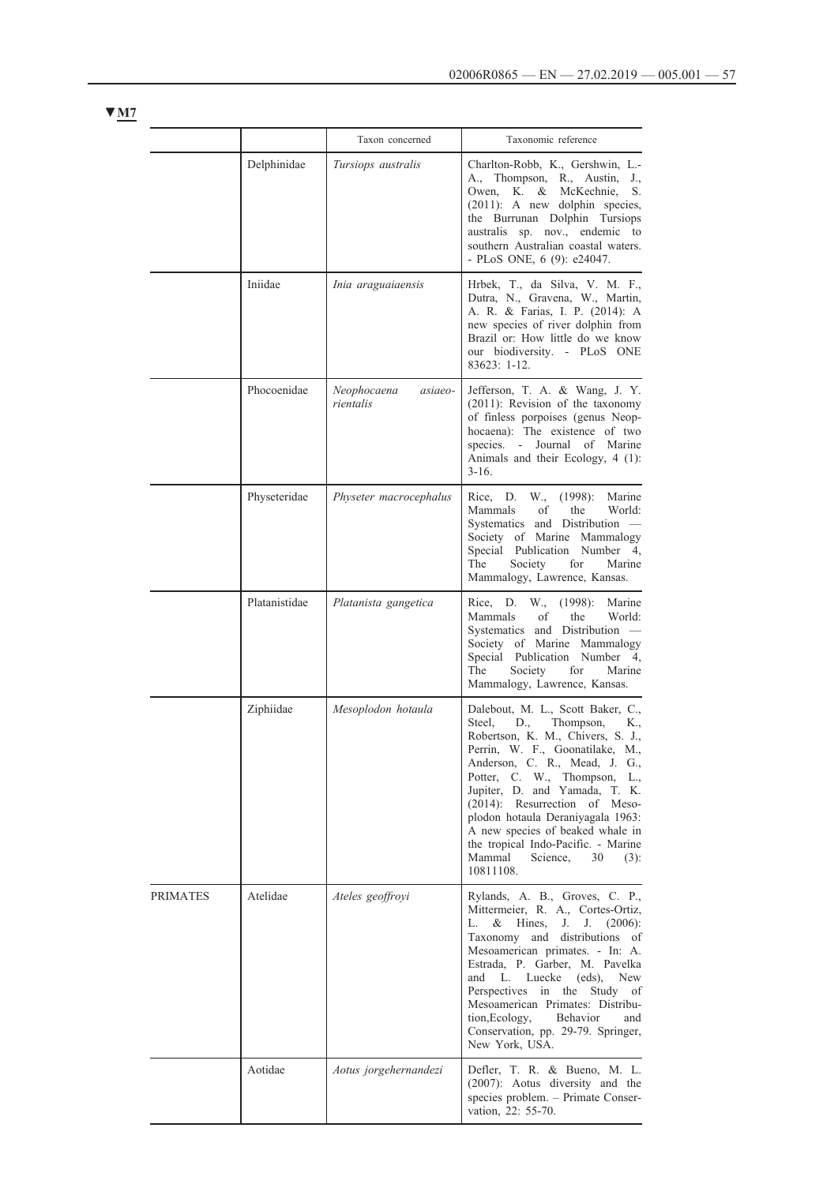▼M7

| | | Taxon concerned | Taxonomic reference |
|---|---|---|---|
| | Delphinidae | *Tursiops australis* | Charlton-Robb, K., Gershwin, L.-A., Thompson, R., Austin, J., Owen, K. & McKechnie, S. (2011): A new dolphin species, the Burrunan Dolphin Tursiops australis sp. nov., endemic to southern Australian coastal waters. - PLoS ONE, 6 (9): e24047. |
| | Iniidae | *Inia araguaiaensis* | Hrbek, T., da Silva, V. M. F., Dutra, N., Gravena, W., Martin, A. R. & Farias, I. P. (2014): A new species of river dolphin from Brazil or: How little do we know our biodiversity. - PLoS ONE 83623: 1-12. |
| | Phocoenidae | *Neophocaena asiaeorientalis* | Jefferson, T. A. & Wang, J. Y. (2011): Revision of the taxonomy of finless porpoises (genus Neophocaena): The existence of two species. - Journal of Marine Animals and their Ecology, 4 (1): 3-16. |
| | Physeteridae | *Physeter macrocephalus* | Rice, D. W., (1998): Marine Mammals of the World: Systematics and Distribution — Society of Marine Mammalogy Special Publication Number 4, The Society for Marine Mammalogy, Lawrence, Kansas. |
| | Platanistidae | *Platanista gangetica* | Rice, D. W., (1998): Marine Mammals of the World: Systematics and Distribution — Society of Marine Mammalogy Special Publication Number 4, The Society for Marine Mammalogy, Lawrence, Kansas. |
| | Ziphiidae | *Mesoplodon hotaula* | Dalebout, M. L., Scott Baker, C., Steel, D., Thompson, K., Robertson, K. M., Chivers, S. J., Perrin, W. F., Goonatilake, M., Anderson, C. R., Mead, J. G., Potter, C. W., Thompson, L., Jupiter, D. and Yamada, T. K. (2014): Resurrection of Mesoplodon hotaula Deraniyagala 1963: A new species of beaked whale in the tropical Indo-Pacific. - Marine Mammal Science, 30 (3): 10811108. |
| PRIMATES | Atelidae | *Ateles geoffroyi* | Rylands, A. B., Groves, C. P., Mittermeier, R. A., Cortes-Ortiz, L. & Hines, J. J. (2006): Taxonomy and distributions of Mesoamerican primates. - In: A. Estrada, P. Garber, M. Pavelka and L. Luecke (eds), New Perspectives in the Study of Mesoamerican Primates: Distribution,Ecology, Behavior and Conservation, pp. 29-79. Springer, New York, USA. |
| | Aotidae | *Aotus jorgehernandezi* | Defler, T. R. & Bueno, M. L. (2007): Aotus diversity and the species problem. – Primate Conservation, 22: 55-70. |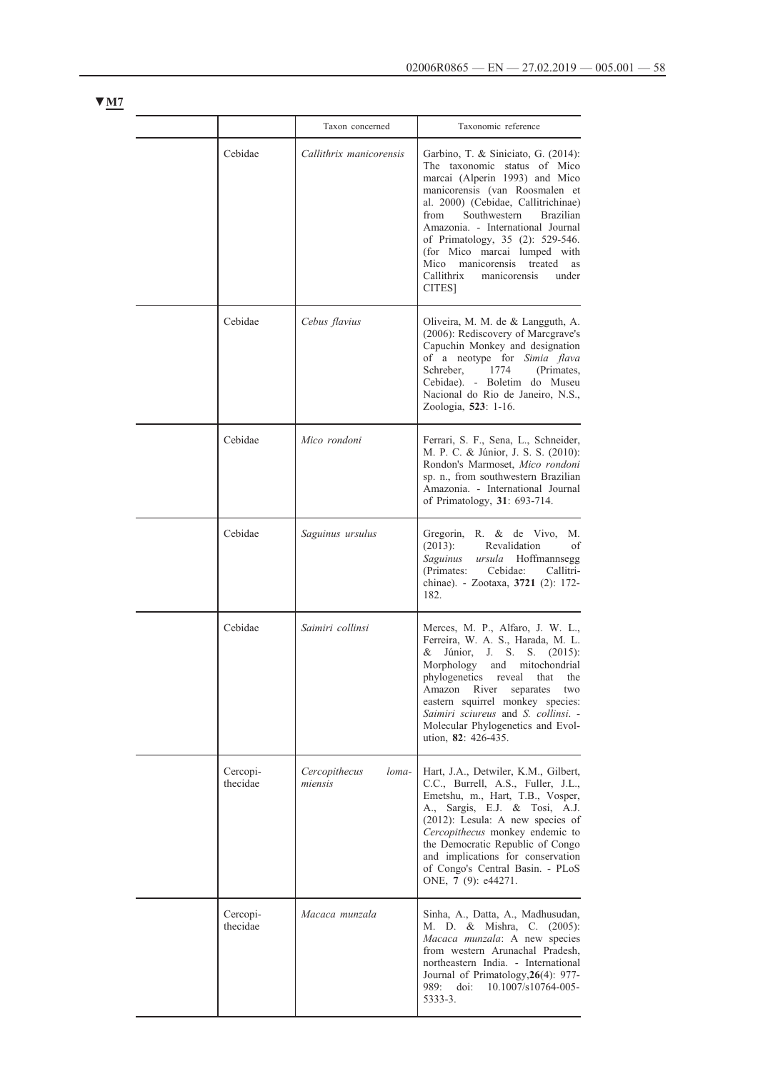▼M7

| | | Taxon concerned | Taxonomic reference |
|---|---|---|---|
| | Cebidae | *Callithrix manicorensis* | Garbino, T. & Siniciato, G. (2014): The taxonomic status of Mico marcai (Alperin 1993) and Mico manicorensis (van Roosmalen et al. 2000) (Cebidae, Callitrichinae) from Southwestern Brazilian Amazonia. - International Journal of Primatology, 35 (2): 529-546. (for Mico marcai lumped with Mico manicorensis treated as Callithrix manicorensis under CITES] |
| | Cebidae | *Cebus flavius* | Oliveira, M. M. de & Langguth, A. (2006): Rediscovery of Marcgrave's Capuchin Monkey and designation of a neotype for *Simia flava* Schreber, 1774 (Primates, Cebidae). - Boletim do Museu Nacional do Rio de Janeiro, N.S., Zoologia, **523**: 1-16. |
| | Cebidae | *Mico rondoni* | Ferrari, S. F., Sena, L., Schneider, M. P. C. & Júnior, J. S. S. (2010): Rondon's Marmoset, *Mico rondoni* sp. n., from southwestern Brazilian Amazonia. - International Journal of Primatology, **31**: 693-714. |
| | Cebidae | *Saguinus ursulus* | Gregorin, R. & de Vivo, M. (2013): Revalidation of *Saguinus ursula* Hoffmannsegg (Primates: Cebidae: Callitrichinae). - Zootaxa, **3721** (2): 172-182. |
| | Cebidae | *Saimiri collinsi* | Merces, M. P., Alfaro, J. W. L., Ferreira, W. A. S., Harada, M. L. & Júnior, J. S. S. (2015): Morphology and mitochondrial phylogenetics reveal that the Amazon River separates two eastern squirrel monkey species: *Saimiri sciureus* and *S. collinsi*. - Molecular Phylogenetics and Evolution, **82**: 426-435. |
| | Cercopithecidae | *Cercopithecus lomamiensis* | Hart, J.A., Detwiler, K.M., Gilbert, C.C., Burrell, A.S., Fuller, J.L., Emetshu, m., Hart, T.B., Vosper, A., Sargis, E.J. & Tosi, A.J. (2012): Lesula: A new species of *Cercopithecus* monkey endemic to the Democratic Republic of Congo and implications for conservation of Congo's Central Basin. - PLoS ONE, **7** (9): e44271. |
| | Cercopithecidae | *Macaca munzala* | Sinha, A., Datta, A., Madhusudan, M. D. & Mishra, C. (2005): *Macaca munzala*: A new species from western Arunachal Pradesh, northeastern India. - International Journal of Primatology,**26**(4): 977-989: doi: 10.1007/s10764-005-5333-3. |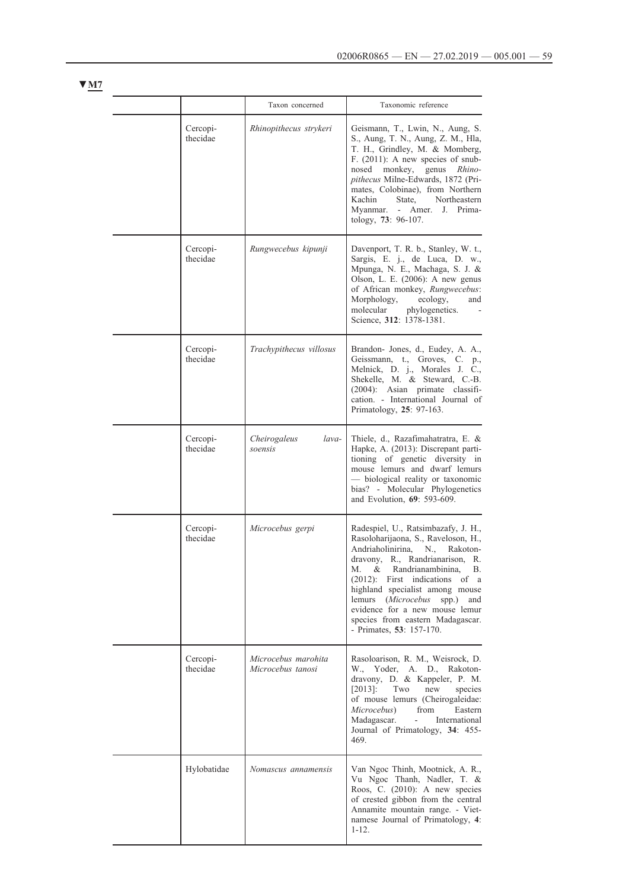▼M7

| | | Taxon concerned | Taxonomic reference |
|---|---|---|---|
| | Cercopi-thecidae | *Rhinopithecus strykeri* | Geismann, T., Lwin, N., Aung, S. S., Aung, T. N., Aung, Z. M., Hla, T. H., Grindley, M. & Momberg, F. (2011): A new species of snub-nosed monkey, genus *Rhinopithecus* Milne-Edwards, 1872 (Primates, Colobinae), from Northern Kachin State, Northeastern Myanmar. - Amer. J. Primatology, **73**: 96-107. |
| | Cercopi-thecidae | *Rungwecebus kipunji* | Davenport, T. R. b., Stanley, W. t., Sargis, E. j., de Luca, D. w., Mpunga, N. E., Machaga, S. J. & Olson, L. E. (2006): A new genus of African monkey, *Rungwecebus*: Morphology, ecology, and molecular phylogenetics. - Science, **312**: 1378-1381. |
| | Cercopi-thecidae | *Trachypithecus villosus* | Brandon- Jones, d., Eudey, A. A., Geissmann, t., Groves, C. p., Melnick, D. j., Morales J. C., Shekelle, M. & Steward, C.-B. (2004): Asian primate classification. - International Journal of Primatology, **25**: 97-163. |
| | Cercopi-thecidae | *Cheirogaleus lavasoensis* | Thiele, d., Razafimahatratra, E. & Hapke, A. (2013): Discrepant partitioning of genetic diversity in mouse lemurs and dwarf lemurs — biological reality or taxonomic bias? - Molecular Phylogenetics and Evolution, **69**: 593-609. |
| | Cercopi-thecidae | *Microcebus gerpi* | Radespiel, U., Ratsimbazafy, J. H., Rasoloharijaona, S., Raveloson, H., Andriaholinirina, N., Rakotondravony, R., Randrianarison, R. M. & Randrianambinina, B. (2012): First indications of a highland specialist among mouse lemurs (*Microcebus* spp.) and evidence for a new mouse lemur species from eastern Madagascar. - Primates, **53**: 157-170. |
| | Cercopi-thecidae | *Microcebus marohita*<br>*Microcebus tanosi* | Rasoloarison, R. M., Weisrock, D. W., Yoder, A. D., Rakotondravony, D. & Kappeler, P. M. [2013]: Two new species of mouse lemurs (Cheirogaleidae: *Microcebus*) from Eastern Madagascar. - International Journal of Primatology, **34**: 455-469. |
| | Hylobatidae | *Nomascus annamensis* | Van Ngoc Thinh, Mootnick, A. R., Vu Ngoc Thanh, Nadler, T. & Roos, C. (2010): A new species of crested gibbon from the central Annamite mountain range. - Vietnamese Journal of Primatology, **4**: 1-12. |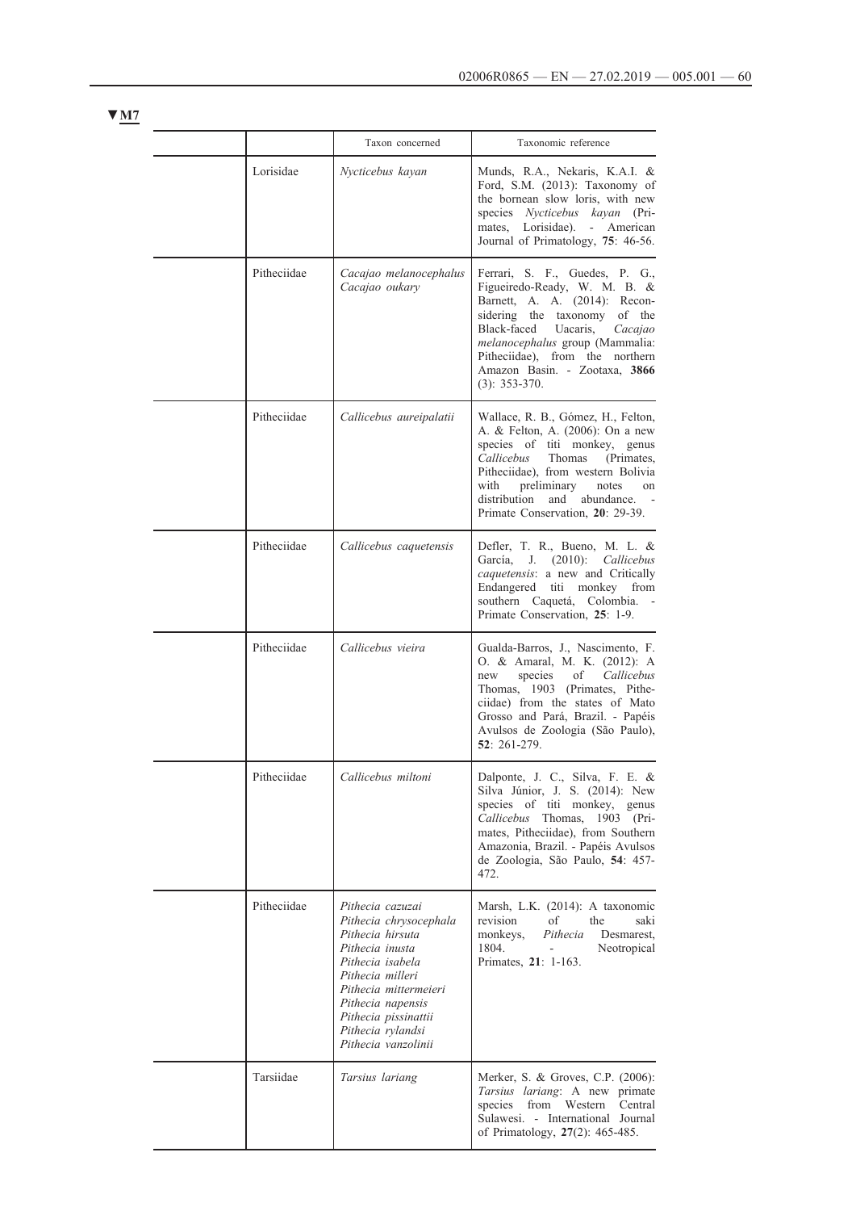**▼M7**

| | | Taxon concerned | Taxonomic reference |
|---|---|---|---|
| | Lorisidae | *Nycticebus kayan* | Munds, R.A., Nekaris, K.A.I. & Ford, S.M. (2013): Taxonomy of the bornean slow loris, with new species *Nycticebus kayan* (Primates, Lorisidae). - American Journal of Primatology, **75**: 46-56. |
| | Pitheciidae | *Cacajao melanocephalus*<br>*Cacajao oukary* | Ferrari, S. F., Guedes, P. G., Figueiredo-Ready, W. M. B. & Barnett, A. A. (2014): Reconsidering the taxonomy of the Black-faced Uacaris, *Cacajao melanocephalus* group (Mammalia: Pitheciidae), from the northern Amazon Basin. - Zootaxa, **3866** (3): 353-370. |
| | Pitheciidae | *Callicebus aureipalatii* | Wallace, R. B., Gómez, H., Felton, A. & Felton, A. (2006): On a new species of titi monkey, genus *Callicebus* Thomas (Primates, Pitheciidae), from western Bolivia with preliminary notes on distribution and abundance. - Primate Conservation, **20**: 29-39. |
| | Pitheciidae | *Callicebus caquetensis* | Defler, T. R., Bueno, M. L. & García, J. (2010): *Callicebus caquetensis*: a new and Critically Endangered titi monkey from southern Caquetá, Colombia. - Primate Conservation, **25**: 1-9. |
| | Pitheciidae | *Callicebus vieira* | Gualda-Barros, J., Nascimento, F. O. & Amaral, M. K. (2012): A new species of *Callicebus* Thomas, 1903 (Primates, Pitheciidae) from the states of Mato Grosso and Pará, Brazil. - Papéis Avulsos de Zoologia (São Paulo), **52**: 261-279. |
| | Pitheciidae | *Callicebus miltoni* | Dalponte, J. C., Silva, F. E. & Silva Júnior, J. S. (2014): New species of titi monkey, genus *Callicebus* Thomas, 1903 (Primates, Pitheciidae), from Southern Amazonia, Brazil. - Papéis Avulsos de Zoologia, São Paulo, **54**: 457-472. |
| | Pitheciidae | *Pithecia cazuzai*<br>*Pithecia chrysocephala*<br>*Pithecia hirsuta*<br>*Pithecia inusta*<br>*Pithecia isabela*<br>*Pithecia milleri*<br>*Pithecia mittermeieri*<br>*Pithecia napensis*<br>*Pithecia pissinattii*<br>*Pithecia rylandsi*<br>*Pithecia vanzolinii* | Marsh, L.K. (2014): A taxonomic revision of the saki monkeys, *Pithecia* Desmarest, 1804. - Neotropical Primates, **21**: 1-163. |
| | Tarsiidae | *Tarsius lariang* | Merker, S. & Groves, C.P. (2006): *Tarsius lariang*: A new primate species from Western Central Sulawesi. - International Journal of Primatology, **27**(2): 465-485. |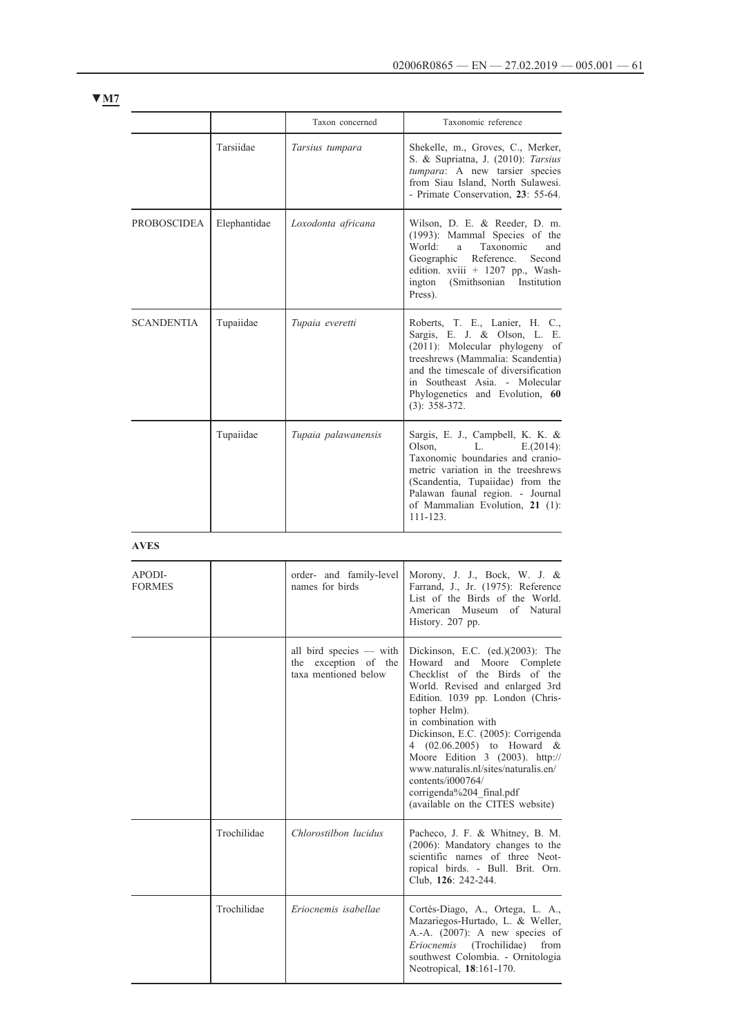**▼M7**

| | | Taxon concerned | Taxonomic reference |
|---|---|---|---|
| | Tarsiidae | *Tarsius tumpara* | Shekelle, m., Groves, C., Merker, S. & Supriatna, J. (2010): *Tarsius tumpara*: A new tarsier species from Siau Island, North Sulawesi. - Primate Conservation, **23**: 55-64. |
| PROBOSCIDEA | Elephantidae | *Loxodonta africana* | Wilson, D. E. & Reeder, D. m. (1993): Mammal Species of the World: a Taxonomic and Geographic Reference. Second edition. xviii + 1207 pp., Washington (Smithsonian Institution Press). |
| SCANDENTIA | Tupaiidae | *Tupaia everetti* | Roberts, T. E., Lanier, H. C., Sargis, E. J. & Olson, L. E. (2011): Molecular phylogeny of treeshrews (Mammalia: Scandentia) and the timescale of diversification in Southeast Asia. - Molecular Phylogenetics and Evolution, **60** (3): 358-372. |
| | Tupaiidae | *Tupaia palawanensis* | Sargis, E. J., Campbell, K. K. & Olson, L. E.(2014): Taxonomic boundaries and craniometric variation in the treeshrews (Scandentia, Tupaiidae) from the Palawan faunal region. - Journal of Mammalian Evolution, **21** (1): 111-123. |

**AVES**

| | | | |
|---|---|---|---|
| APODIFORMES | | order- and family-level names for birds | Morony, J. J., Bock, W. J. & Farrand, J., Jr. (1975): Reference List of the Birds of the World. American Museum of Natural History. 207 pp. |
| | | all bird species — with the exception of the taxa mentioned below | Dickinson, E.C. (ed.)(2003): The Howard and Moore Complete Checklist of the Birds of the World. Revised and enlarged 3rd Edition. 1039 pp. London (Christopher Helm). in combination with Dickinson, E.C. (2005): Corrigenda 4 (02.06.2005) to Howard & Moore Edition 3 (2003). http://www.naturalis.nl/sites/naturalis.en/contents/i000764/corrigenda%204_final.pdf (available on the CITES website) |
| | Trochilidae | *Chlorostilbon lucidus* | Pacheco, J. F. & Whitney, B. M. (2006): Mandatory changes to the scientific names of three Neotropical birds. - Bull. Brit. Orn. Club, **126**: 242-244. |
| | Trochilidae | *Eriocnemis isabellae* | Cortés-Diago, A., Ortega, L. A., Mazariegos-Hurtado, L. & Weller, A.-A. (2007): A new species of *Eriocnemis* (Trochilidae) from southwest Colombia. - Ornitologia Neotropical, **18**:161-170. |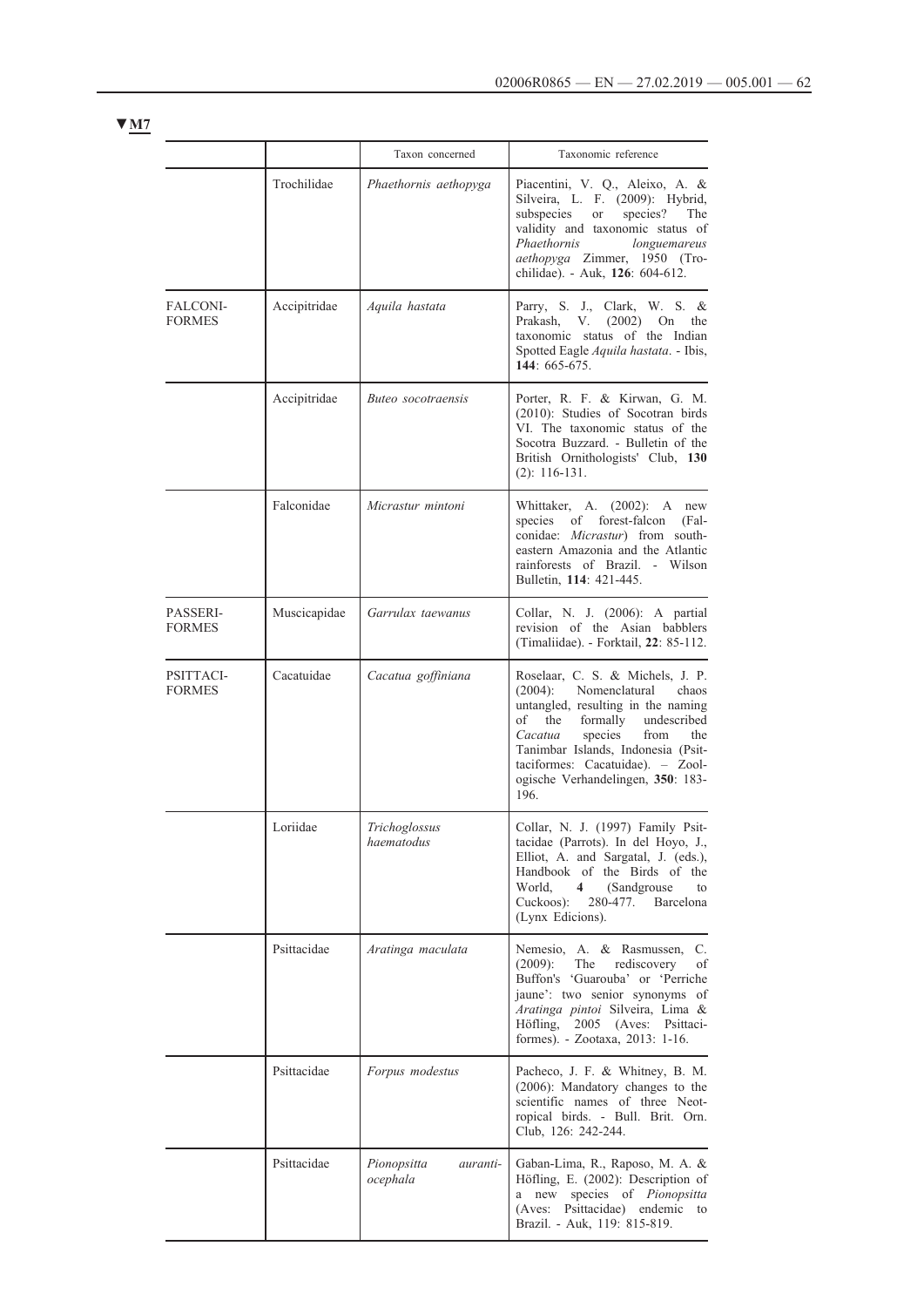**▼M7**

| | | Taxon concerned | Taxonomic reference |
|---|---|---|---|
| | Trochilidae | *Phaethornis aethopyga* | Piacentini, V. Q., Aleixo, A. & Silveira, L. F. (2009): Hybrid, subspecies or species? The validity and taxonomic status of *Phaethornis longuemareus aethopyga* Zimmer, 1950 (Trochilidae). - Auk, **126**: 604-612. |
| FALCONIFORMES | Accipitridae | *Aquila hastata* | Parry, S. J., Clark, W. S. & Prakash, V. (2002) On the taxonomic status of the Indian Spotted Eagle *Aquila hastata*. - Ibis, **144**: 665-675. |
| | Accipitridae | *Buteo socotraensis* | Porter, R. F. & Kirwan, G. M. (2010): Studies of Socotran birds VI. The taxonomic status of the Socotra Buzzard. - Bulletin of the British Ornithologists' Club, **130** (2): 116-131. |
| | Falconidae | *Micrastur mintoni* | Whittaker, A. (2002): A new species of forest-falcon (Falconidae: *Micrastur*) from south-eastern Amazonia and the Atlantic rainforests of Brazil. - Wilson Bulletin, **114**: 421-445. |
| PASSERIFORMES | Muscicapidae | *Garrulax taewanus* | Collar, N. J. (2006): A partial revision of the Asian babblers (Timaliidae). - Forktail, **22**: 85-112. |
| PSITTACIFORMES | Cacatuidae | *Cacatua goffiniana* | Roselaar, C. S. & Michels, J. P. (2004): Nomenclatural chaos untangled, resulting in the naming of the formally undescribed *Cacatua* species from the Tanimbar Islands, Indonesia (Psittaciformes: Cacatuidae). – Zoologische Verhandelingen, **350**: 183-196. |
| | Loriidae | *Trichoglossus haematodus* | Collar, N. J. (1997) Family Psittacidae (Parrots). In del Hoyo, J., Elliot, A. and Sargatal, J. (eds.), Handbook of the Birds of the World, **4** (Sandgrouse to Cuckoos): 280-477. Barcelona (Lynx Edicions). |
| | Psittacidae | *Aratinga maculata* | Nemesio, A. & Rasmussen, C. (2009): The rediscovery of Buffon's 'Guarouba' or 'Perriche jaune': two senior synonyms of *Aratinga pintoi* Silveira, Lima & Höfling, 2005 (Aves: Psittaciformes). - Zootaxa, 2013: 1-16. |
| | Psittacidae | *Forpus modestus* | Pacheco, J. F. & Whitney, B. M. (2006): Mandatory changes to the scientific names of three Neotropical birds. - Bull. Brit. Orn. Club, 126: 242-244. |
| | Psittacidae | *Pionopsitta aurantiocephala* | Gaban-Lima, R., Raposo, M. A. & Höfling, E. (2002): Description of a new species of *Pionopsitta* (Aves: Psittacidae) endemic to Brazil. - Auk, 119: 815-819. |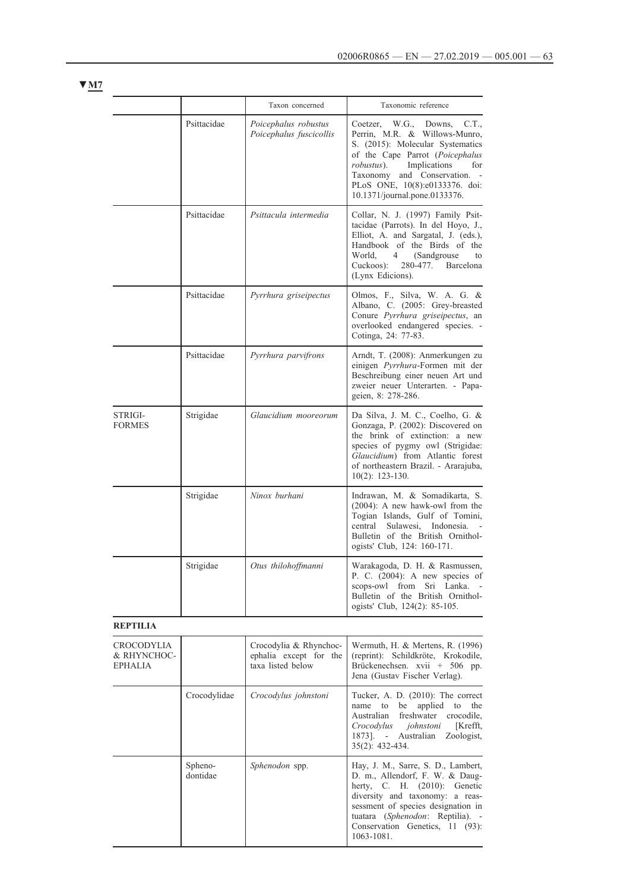**▼M7**

| | | Taxon concerned | Taxonomic reference |
|---|---|---|---|
| | Psittacidae | *Poicephalus robustus* *Poicephalus fuscicollis* | Coetzer, W.G., Downs, C.T., Perrin, M.R. & Willows-Munro, S. (2015): Molecular Systematics of the Cape Parrot (*Poicephalus robustus*). Implications for Taxonomy and Conservation. - PLoS ONE, 10(8):e0133376. doi: 10.1371/journal.pone.0133376. |
| | Psittacidae | *Psittacula intermedia* | Collar, N. J. (1997) Family Psittacidae (Parrots). In del Hoyo, J., Elliot, A. and Sargatal, J. (eds.), Handbook of the Birds of the World, 4 (Sandgrouse to Cuckoos): 280-477. Barcelona (Lynx Edicions). |
| | Psittacidae | *Pyrrhura griseipectus* | Olmos, F., Silva, W. A. G. & Albano, C. (2005: Grey-breasted Conure *Pyrrhura griseipectus*, an overlooked endangered species. - Cotinga, 24: 77-83. |
| | Psittacidae | *Pyrrhura parvifrons* | Arndt, T. (2008): Anmerkungen zu einigen *Pyrrhura*-Formen mit der Beschreibung einer neuen Art und zweier neuer Unterarten. - Papageien, 8: 278-286. |
| STRIGIFORMES | Strigidae | *Glaucidium mooreorum* | Da Silva, J. M. C., Coelho, G. & Gonzaga, P. (2002): Discovered on the brink of extinction: a new species of pygmy owl (Strigidae: *Glaucidium*) from Atlantic forest of northeastern Brazil. - Ararajuba, 10(2): 123-130. |
| | Strigidae | *Ninox burhani* | Indrawan, M. & Somadikarta, S. (2004): A new hawk-owl from the Togian Islands, Gulf of Tomini, central Sulawesi, Indonesia. - Bulletin of the British Ornithologists' Club, 124: 160-171. |
| | Strigidae | *Otus thilohoffmanni* | Warakagoda, D. H. & Rasmussen, P. C. (2004): A new species of scops-owl from Sri Lanka. - Bulletin of the British Ornithologists' Club, 124(2): 85-105. |
| **REPTILIA** | | | |
| CROCODYLIA & RHYNCHOCEPHALIA | | Crocodylia & Rhynchocephalia except for the taxa listed below | Wermuth, H. & Mertens, R. (1996) (reprint): Schildkröte, Krokodile, Brückenechsen. xvii + 506 pp. Jena (Gustav Fischer Verlag). |
| | Crocodylidae | *Crocodylus johnstoni* | Tucker, A. D. (2010): The correct name to be applied to the Australian freshwater crocodile, *Crocodylus johnstoni* [Krefft, 1873]. - Australian Zoologist, 35(2): 432-434. |
| | Sphenodontidae | *Sphenodon* spp. | Hay, J. M., Sarre, S. D., Lambert, D. m., Allendorf, F. W. & Daugherty, C. H. (2010): Genetic diversity and taxonomy: a reassessment of species designation in tuatara (*Sphenodon*: Reptilia). - Conservation Genetics, 11 (93): 1063-1081. |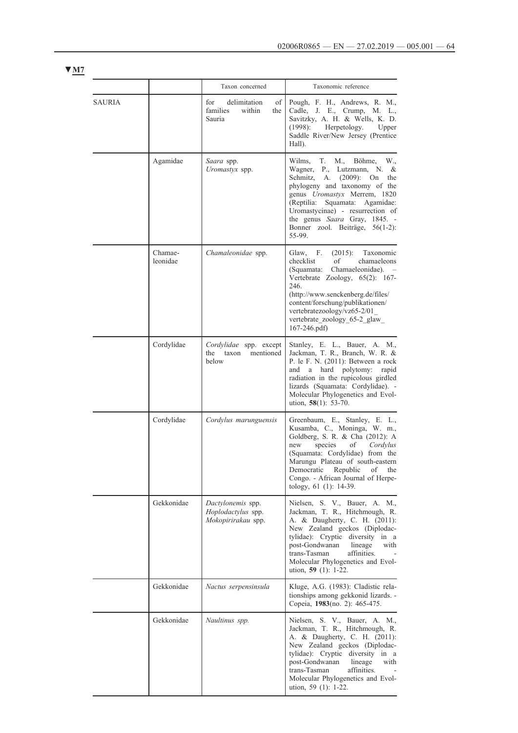▼M7

| | | Taxon concerned | Taxonomic reference |
|---|---|---|---|
| SAURIA | | for delimitation of families within the Sauria | Pough, F. H., Andrews, R. M., Cadle, J. E., Crump, M. L., Savitzky, A. H. & Wells, K. D. (1998): Herpetology. Upper Saddle River/New Jersey (Prentice Hall). |
| | Agamidae | *Saara* spp.<br>*Uromastyx* spp. | Wilms, T. M., Böhme, W., Wagner, P., Lutzmann, N. & Schmitz, A. (2009): On the phylogeny and taxonomy of the genus *Uromastyx* Merrem, 1820 (Reptilia: Squamata: Agamidae: Uromastycinae) - resurrection of the genus *Saara* Gray, 1845. - Bonner zool. Beiträge, 56(1-2): 55-99. |
| | Chamae-leonidae | *Chamaleonidae* spp. | Glaw, F. (2015): Taxonomic checklist of chamaeleons (Squamata: Chamaeleonidae). – Vertebrate Zoology, 65(2): 167-246.<br>(http://www.senckenberg.de/files/content/forschung/publikationen/vertebratezoology/vz65-2/01_vertebrate_zoology_65-2_glaw_167-246.pdf) |
| | Cordylidae | *Cordylidae* spp. except the taxon mentioned below | Stanley, E. L., Bauer, A. M., Jackman, T. R., Branch, W. R. & P. le F. N. (2011): Between a rock and a hard polytomy: rapid radiation in the rupicolous girdled lizards (Squamata: Cordylidae). - Molecular Phylogenetics and Evolution, **58**(1): 53-70. |
| | Cordylidae | *Cordylus marunguensis* | Greenbaum, E., Stanley, E. L., Kusamba, C., Moninga, W. m., Goldberg, S. R. & Cha (2012): A new species of *Cordylus* (Squamata: Cordylidae) from the Marungu Plateau of south-eastern Democratic Republic of the Congo. - African Journal of Herpetology, 61 (1): 14-39. |
| | Gekkonidae | *Dactylonemis* spp.<br>*Hoplodactylus* spp.<br>*Mokopirirakau* spp. | Nielsen, S. V., Bauer, A. M., Jackman, T. R., Hitchmough, R. A. & Daugherty, C. H. (2011): New Zealand geckos (Diplodactylidae): Cryptic diversity in a post-Gondwanan lineage with trans-Tasman affinities. - Molecular Phylogenetics and Evolution, **59** (1): 1-22. |
| | Gekkonidae | *Nactus serpensinsula* | Kluge, A.G. (1983): Cladistic relationships among gekkonid lizards. - Copeia, **1983**(no. 2): 465-475. |
| | Gekkonidae | *Naultinus spp.* | Nielsen, S. V., Bauer, A. M., Jackman, T. R., Hitchmough, R. A. & Daugherty, C. H. (2011): New Zealand geckos (Diplodactylidae): Cryptic diversity in a post-Gondwanan lineage with trans-Tasman affinities. - Molecular Phylogenetics and Evolution, 59 (1): 1-22. |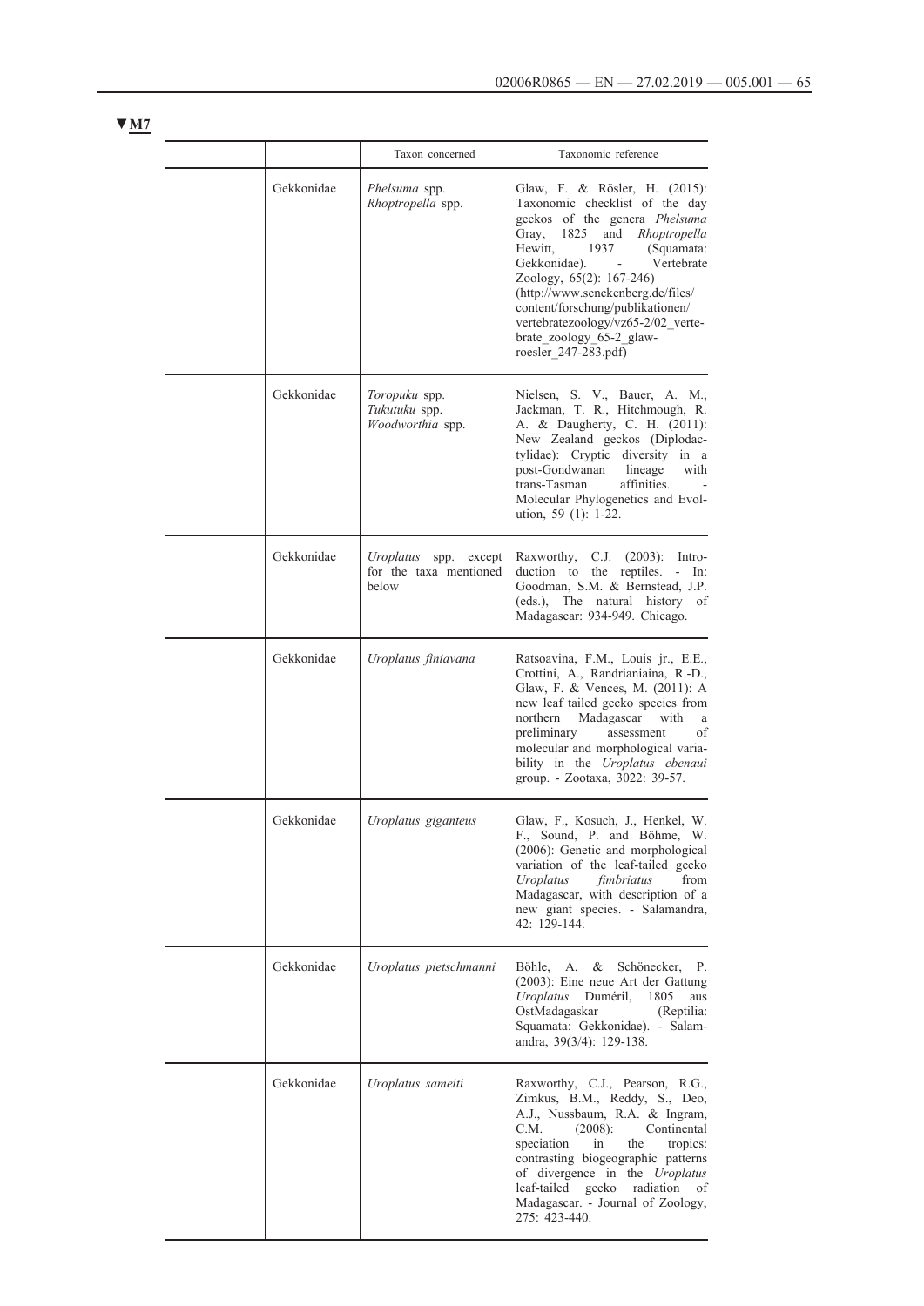**▼M7**

| | | Taxon concerned | Taxonomic reference |
|---|---|---|---|
| | Gekkonidae | *Phelsuma* spp. *Rhoptropella* spp. | Glaw, F. & Rösler, H. (2015): Taxonomic checklist of the day geckos of the genera *Phelsuma* Gray, 1825 and *Rhoptropella* Hewitt, 1937 (Squamata: Gekkonidae). - Vertebrate Zoology, 65(2): 167-246) (http://www.senckenberg.de/files/content/forschung/publikationen/vertebratezoology/vz65-2/02_vertebrate_zoology_65-2_glaw-roesler_247-283.pdf) |
| | Gekkonidae | *Toropuku* spp. *Tukutuku* spp. *Woodworthia* spp. | Nielsen, S. V., Bauer, A. M., Jackman, T. R., Hitchmough, R. A. & Daugherty, C. H. (2011): New Zealand geckos (Diplodactylidae): Cryptic diversity in a post-Gondwanan lineage with trans-Tasman affinities. - Molecular Phylogenetics and Evolution, 59 (1): 1-22. |
| | Gekkonidae | *Uroplatus* spp. except for the taxa mentioned below | Raxworthy, C.J. (2003): Introduction to the reptiles. - In: Goodman, S.M. & Bernstead, J.P. (eds.), The natural history of Madagascar: 934-949. Chicago. |
| | Gekkonidae | *Uroplatus finiavana* | Ratsoavina, F.M., Louis jr., E.E., Crottini, A., Randrianiaina, R.-D., Glaw, F. & Vences, M. (2011): A new leaf tailed gecko species from northern Madagascar with a preliminary assessment of molecular and morphological variability in the *Uroplatus ebenaui* group. - Zootaxa, 3022: 39-57. |
| | Gekkonidae | *Uroplatus giganteus* | Glaw, F., Kosuch, J., Henkel, W. F., Sound, P. and Böhme, W. (2006): Genetic and morphological variation of the leaf-tailed gecko *Uroplatus fimbriatus* from Madagascar, with description of a new giant species. - Salamandra, 42: 129-144. |
| | Gekkonidae | *Uroplatus pietschmanni* | Böhle, A. & Schönecker, P. (2003): Eine neue Art der Gattung *Uroplatus* Duméril, 1805 aus OstMadagaskar (Reptilia: Squamata: Gekkonidae). - Salamandra, 39(3/4): 129-138. |
| | Gekkonidae | *Uroplatus sameiti* | Raxworthy, C.J., Pearson, R.G., Zimkus, B.M., Reddy, S., Deo, A.J., Nussbaum, R.A. & Ingram, C.M. (2008): Continental speciation in the tropics: contrasting biogeographic patterns of divergence in the *Uroplatus* leaf-tailed gecko radiation of Madagascar. - Journal of Zoology, 275: 423-440. |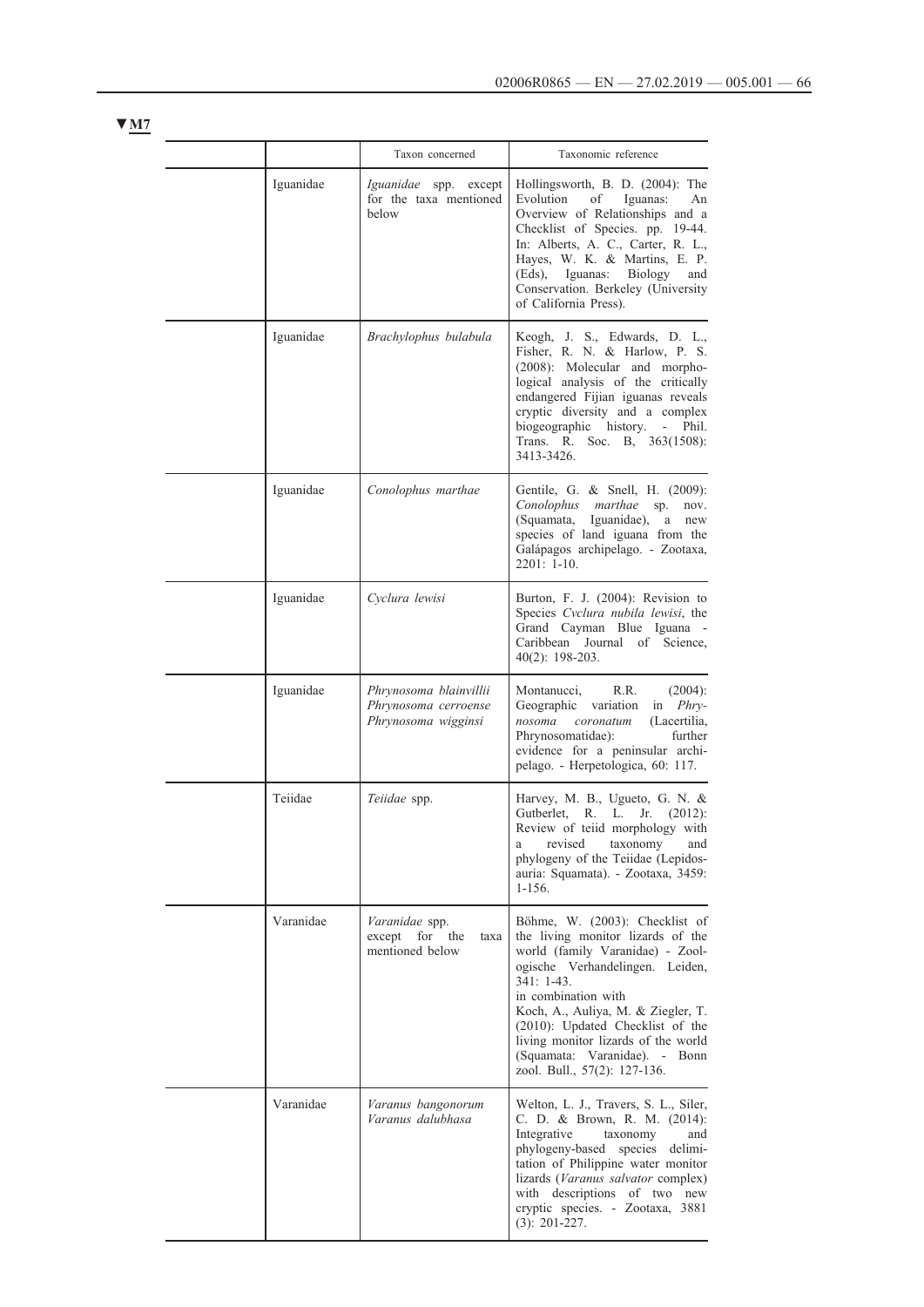▼M7

| | | Taxon concerned | Taxonomic reference |
|---|---|---|---|
| | Iguanidae | *Iguanidae* spp. except for the taxa mentioned below | Hollingsworth, B. D. (2004): The Evolution of Iguanas: An Overview of Relationships and a Checklist of Species. pp. 19-44. In: Alberts, A. C., Carter, R. L., Hayes, W. K. & Martins, E. P. (Eds), Iguanas: Biology and Conservation. Berkeley (University of California Press). |
| | Iguanidae | *Brachylophus bulabula* | Keogh, J. S., Edwards, D. L., Fisher, R. N. & Harlow, P. S. (2008): Molecular and morphological analysis of the critically endangered Fijian iguanas reveals cryptic diversity and a complex biogeographic history. - Phil. Trans. R. Soc. B, 363(1508): 3413-3426. |
| | Iguanidae | *Conolophus marthae* | Gentile, G. & Snell, H. (2009): *Conolophus marthae* sp. nov. (Squamata, Iguanidae), a new species of land iguana from the Galápagos archipelago. - Zootaxa, 2201: 1-10. |
| | Iguanidae | *Cyclura lewisi* | Burton, F. J. (2004): Revision to Species *Cyclura nubila lewisi*, the Grand Cayman Blue Iguana - Caribbean Journal of Science, 40(2): 198-203. |
| | Iguanidae | *Phrynosoma blainvillii*<br>*Phrynosoma cerroense*<br>*Phrynosoma wigginsi* | Montanucci, R.R. (2004): Geographic variation in *Phrynosoma coronatum* (Lacertilia, Phrynosomatidae): further evidence for a peninsular archipelago. - Herpetologica, 60: 117. |
| | Teiidae | *Teiidae* spp. | Harvey, M. B., Ugueto, G. N. & Gutberlet, R. L. Jr. (2012): Review of teiid morphology with a revised taxonomy and phylogeny of the Teiidae (Lepidosauria: Squamata). - Zootaxa, 3459: 1-156. |
| | Varanidae | *Varanidae* spp. except for the taxa mentioned below | Böhme, W. (2003): Checklist of the living monitor lizards of the world (family Varanidae) - Zoologische Verhandelingen. Leiden, 341: 1-43.<br>in combination with<br>Koch, A., Auliya, M. & Ziegler, T. (2010): Updated Checklist of the living monitor lizards of the world (Squamata: Varanidae). - Bonn zool. Bull., 57(2): 127-136. |
| | Varanidae | *Varanus bangonorum*<br>*Varanus dalubhasa* | Welton, L. J., Travers, S. L., Siler, C. D. & Brown, R. M. (2014): Integrative taxonomy and phylogeny-based species delimitation of Philippine water monitor lizards (*Varanus salvator* complex) with descriptions of two new cryptic species. - Zootaxa, 3881 (3): 201-227. |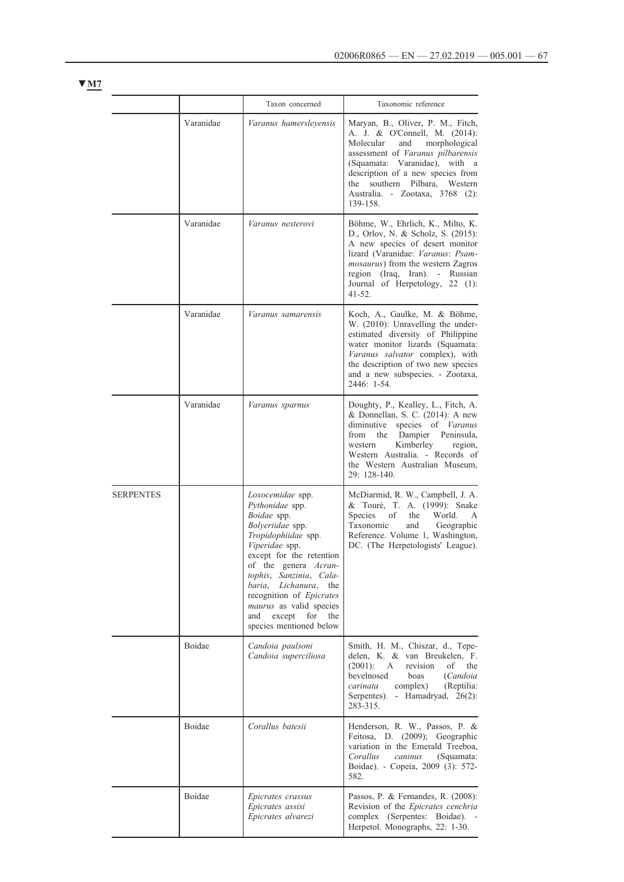▼M7

| | | Taxon concerned | Taxonomic reference |
|---|---|---|---|
| | Varanidae | *Varanus hamersleyensis* | Maryan, B., Oliver, P. M., Fitch, A. J. & O'Connell, M. (2014): Molecular and morphological assessment of *Varanus pilbarensis* (Squamata: Varanidae), with a description of a new species from the southern Pilbara, Western Australia. - Zootaxa, 3768 (2): 139-158. |
| | Varanidae | *Varanus nesterovi* | Böhme, W., Ehrlich, K., Milto, K. D., Orlov, N. & Scholz, S. (2015): A new species of desert monitor lizard (Varanidae: *Varanus*: *Psammosaurus*) from the western Zagros region (Iraq, Iran). - Russian Journal of Herpetology, 22 (1): 41-52. |
| | Varanidae | *Varanus samarensis* | Koch, A., Gaulke, M. & Böhme, W. (2010): Unravelling the underestimated diversity of Philippine water monitor lizards (Squamata: *Varanus salvator* complex), with the description of two new species and a new subspecies. - Zootaxa, 2446: 1-54. |
| | Varanidae | *Varanus sparnus* | Doughty, P., Kealley, L., Fitch, A. & Donnellan, S. C. (2014): A new diminutive species of *Varanus* from the Dampier Peninsula, western Kimberley region, Western Australia. - Records of the Western Australian Museum, 29: 128-140. |
| SERPENTES | | *Loxocemidae* spp.<br>*Pythonidae* spp.<br>*Boidae* spp.<br>*Bolyeriidae* spp.<br>*Tropidophiidae* spp.<br>*Viperidae* spp.<br>except for the retention of the genera *Acrantophis*, *Sanzinia*, *Calabaria*, *Lichanura*, the recognition of *Epicrates maurus* as valid species and except for the species mentioned below | McDiarmid, R. W., Campbell, J. A. & Touré, T. A. (1999): Snake Species of the World. A Taxonomic and Geographic Reference. Volume 1, Washington, DC. (The Herpetologists' League). |
| | Boidae | *Candoia paulsoni*<br>*Candoia superciliosa* | Smith, H. M., Chiszar, d., Tepedelen, K. & van Breukelen, F. (2001): A revision of the bevelnosed boas (*Candoia carinata* complex) (Reptilia: Serpentes). - Hamadryad, 26(2): 283-315. |
| | Boidae | *Corallus batesii* | Henderson, R. W., Passos, P. & Feitosa, D. (2009); Geographic variation in the Emerald Treeboa, *Corallus caninus* (Squamata: Boidae). - Copeia, 2009 (3): 572-582. |
| | Boidae | *Epicrates crassus*<br>*Epicrates assisi*<br>*Epicrates alvarezi* | Passos, P. & Fernandes, R. (2008): Revision of the *Epicrates cenchria* complex (Serpentes: Boidae). - Herpetol. Monographs, 22: 1-30. |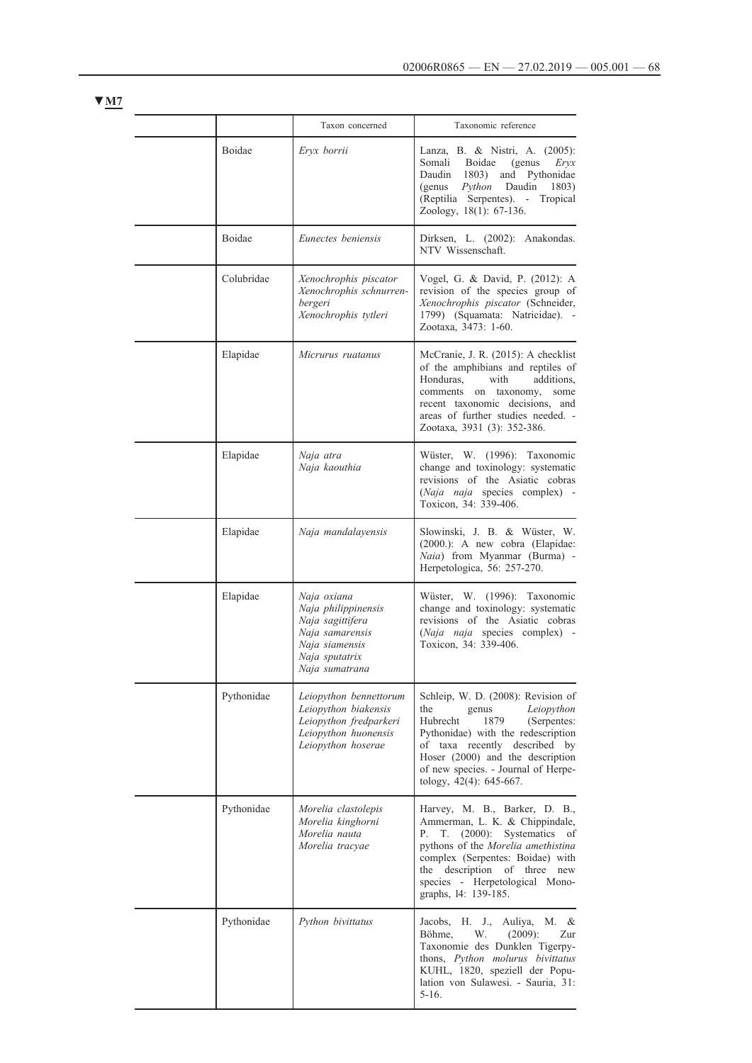▼M7

| | | Taxon concerned | Taxonomic reference |
|---|---|---|---|
| | Boidae | *Eryx borrii* | Lanza, B. & Nistri, A. (2005): Somali Boidae (genus *Eryx* Daudin 1803) and Pythonidae (genus *Python* Daudin 1803) (Reptilia Serpentes). - Tropical Zoology, 18(1): 67-136. |
| | Boidae | *Eunectes beniensis* | Dirksen, L. (2002): Anakondas. NTV Wissenschaft. |
| | Colubridae | *Xenochrophis piscator* *Xenochrophis schnurrenbergeri* *Xenochrophis tytleri* | Vogel, G. & David, P. (2012): A revision of the species group of *Xenochrophis piscator* (Schneider, 1799) (Squamata: Natricidae). - Zootaxa, 3473: 1-60. |
| | Elapidae | *Micrurus ruatanus* | McCranie, J. R. (2015): A checklist of the amphibians and reptiles of Honduras, with additions, comments on taxonomy, some recent taxonomic decisions, and areas of further studies needed. - Zootaxa, 3931 (3): 352-386. |
| | Elapidae | *Naja atra* *Naja kaouthia* | Wüster, W. (1996): Taxonomic change and toxinology: systematic revisions of the Asiatic cobras (*Naja naja* species complex) - Toxicon, 34: 339-406. |
| | Elapidae | *Naja mandalayensis* | Slowinski, J. B. & Wüster, W. (2000.): A new cobra (Elapidae: *Naia*) from Myanmar (Burma) - Herpetologica, 56: 257-270. |
| | Elapidae | *Naja oxiana* *Naja philippinensis* *Naja sagittifera* *Naja samarensis* *Naja siamensis* *Naja sputatrix* *Naja sumatrana* | Wüster, W. (1996): Taxonomic change and toxinology: systematic revisions of the Asiatic cobras (*Naja naja* species complex) - Toxicon, 34: 339-406. |
| | Pythonidae | *Leiopython bennettorum* *Leiopython biakensis* *Leiopython fredparkeri* *Leiopython huonensis* *Leiopython hoserae* | Schleip, W. D. (2008): Revision of the genus *Leiopython* Hubrecht 1879 (Serpentes: Pythonidae) with the redescription of taxa recently described by Hoser (2000) and the description of new species. - Journal of Herpetology, 42(4): 645-667. |
| | Pythonidae | *Morelia clastolepis* *Morelia kinghorni* *Morelia nauta* *Morelia tracyae* | Harvey, M. B., Barker, D. B., Ammerman, L. K. & Chippindale, P. T. (2000): Systematics of pythons of the *Morelia amethistina* complex (Serpentes: Boidae) with the description of three new species - Herpetological Monographs, l4: 139-185. |
| | Pythonidae | *Python bivittatus* | Jacobs, H. J., Auliya, M. & Böhme, W. (2009): Zur Taxonomie des Dunklen Tigerpythons, *Python molurus bivittatus* KUHL, 1820, speziell der Population von Sulawesi. - Sauria, 31: 5-16. |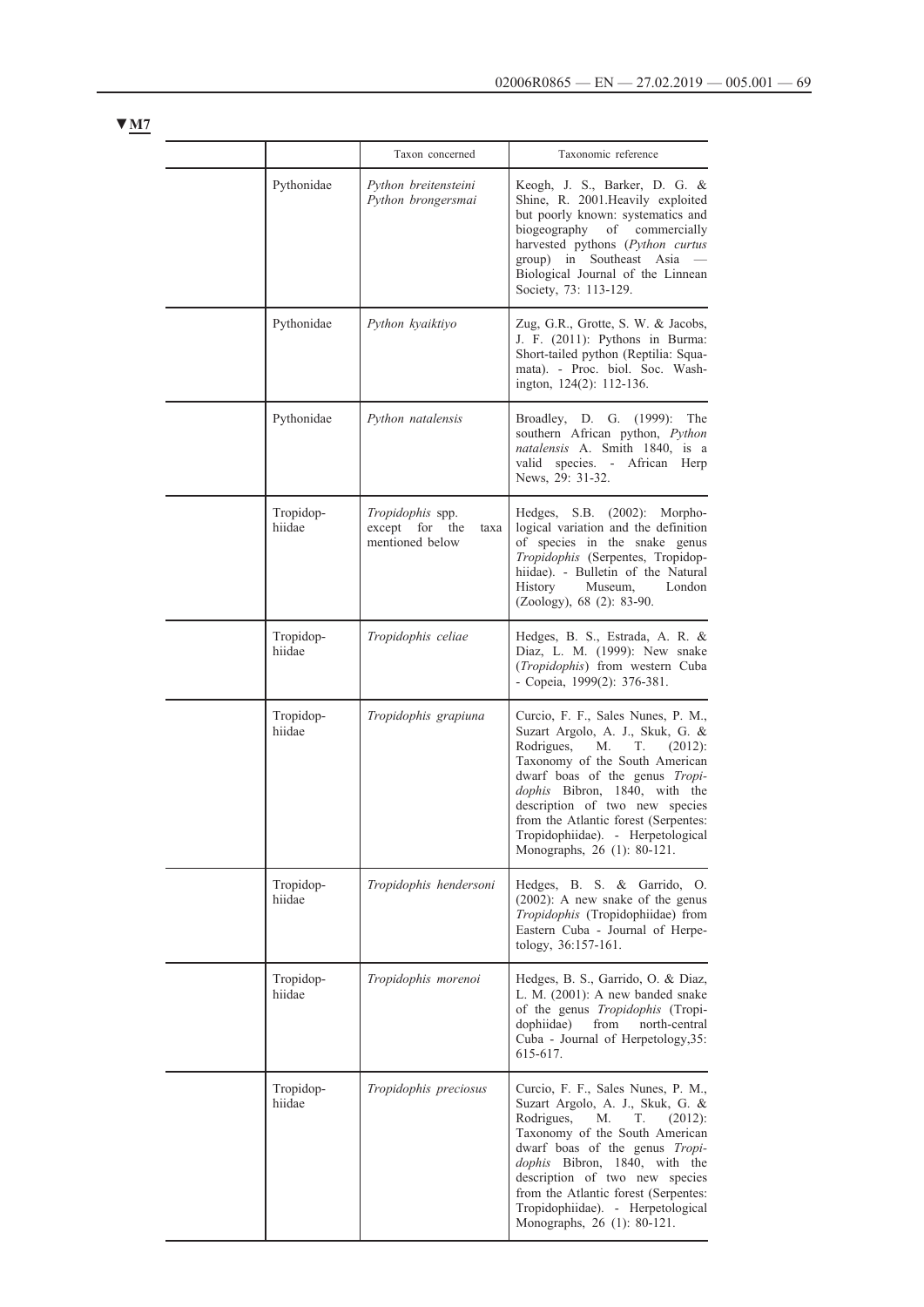▼M7

| | | Taxon concerned | Taxonomic reference |
|---|---|---|---|
| | Pythonidae | *Python breitensteini* *Python brongersmai* | Keogh, J. S., Barker, D. G. & Shine, R. 2001.Heavily exploited but poorly known: systematics and biogeography of commercially harvested pythons (*Python curtus* group) in Southeast Asia — Biological Journal of the Linnean Society, 73: 113-129. |
| | Pythonidae | *Python kyaiktiyo* | Zug, G.R., Grotte, S. W. & Jacobs, J. F. (2011): Pythons in Burma: Short-tailed python (Reptilia: Squamata). - Proc. biol. Soc. Washington, 124(2): 112-136. |
| | Pythonidae | *Python natalensis* | Broadley, D. G. (1999): The southern African python, *Python natalensis* A. Smith 1840, is a valid species. - African Herp News, 29: 31-32. |
| | Tropidophiidae | *Tropidophis* spp. except for the taxa mentioned below | Hedges, S.B. (2002): Morphological variation and the definition of species in the snake genus *Tropidophis* (Serpentes, Tropidophiidae). - Bulletin of the Natural History Museum, London (Zoology), 68 (2): 83-90. |
| | Tropidophiidae | *Tropidophis celiae* | Hedges, B. S., Estrada, A. R. & Diaz, L. M. (1999): New snake (*Tropidophis*) from western Cuba - Copeia, 1999(2): 376-381. |
| | Tropidophiidae | *Tropidophis grapiuna* | Curcio, F. F., Sales Nunes, P. M., Suzart Argolo, A. J., Skuk, G. & Rodrigues, M. T. (2012): Taxonomy of the South American dwarf boas of the genus *Tropidophis* Bibron, 1840, with the description of two new species from the Atlantic forest (Serpentes: Tropidophiidae). - Herpetological Monographs, 26 (1): 80-121. |
| | Tropidophiidae | *Tropidophis hendersoni* | Hedges, B. S. & Garrido, O. (2002): A new snake of the genus *Tropidophis* (Tropidophiidae) from Eastern Cuba - Journal of Herpetology, 36:157-161. |
| | Tropidophiidae | *Tropidophis morenoi* | Hedges, B. S., Garrido, O. & Diaz, L. M. (2001): A new banded snake of the genus *Tropidophis* (Tropidophiidae) from north-central Cuba - Journal of Herpetology,35: 615-617. |
| | Tropidophiidae | *Tropidophis preciosus* | Curcio, F. F., Sales Nunes, P. M., Suzart Argolo, A. J., Skuk, G. & Rodrigues, M. T. (2012): Taxonomy of the South American dwarf boas of the genus *Tropidophis* Bibron, 1840, with the description of two new species from the Atlantic forest (Serpentes: Tropidophiidae). - Herpetological Monographs, 26 (1): 80-121. |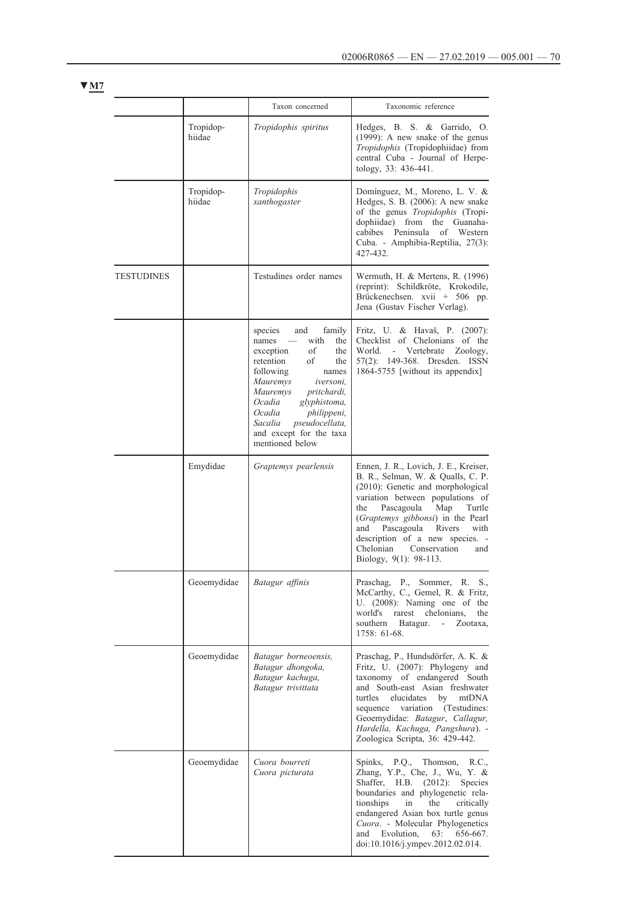**▼M7**

| | | Taxon concerned | Taxonomic reference |
|---|---|---|---|
| | Tropidophiidae | *Tropidophis spiritus* | Hedges, B. S. & Garrido, O. (1999): A new snake of the genus *Tropidophis* (Tropidophiidae) from central Cuba - Journal of Herpetology, 33: 436-441. |
| | Tropidophiidae | *Tropidophis xanthogaster* | Domínguez, M., Moreno, L. V. & Hedges, S. B. (2006): A new snake of the genus *Tropidophis* (Tropidophiidae) from the Guanahacabibes Peninsula of Western Cuba. - Amphibia-Reptilia, 27(3): 427-432. |
| TESTUDINES | | Testudines order names | Wermuth, H. & Mertens, R. (1996) (reprint): Schildkröte, Krokodile, Brückenechsen. xvii + 506 pp. Jena (Gustav Fischer Verlag). |
| | | species and family names — with the exception of the retention of the following names *Mauremys iversoni, Mauremys pritchardi, Ocadia glyphistoma, Ocadia philippeni, Sacalia pseudocellata,* and except for the taxa mentioned below | Fritz, U. & Havaš, P. (2007): Checklist of Chelonians of the World. - Vertebrate Zoology, 57(2): 149-368. Dresden. ISSN 1864-5755 [without its appendix] |
| | Emydidae | *Graptemys pearlensis* | Ennen, J. R., Lovich, J. E., Kreiser, B. R., Selman, W. & Qualls, C. P. (2010): Genetic and morphological variation between populations of the Pascagoula Map Turtle (*Graptemys gibbonsi*) in the Pearl and Pascagoula Rivers with description of a new species. - Chelonian Conservation and Biology, 9(1): 98-113. |
| | Geoemydidae | *Batagur affinis* | Praschag, P., Sommer, R. S., McCarthy, C., Gemel, R. & Fritz, U. (2008): Naming one of the world's rarest chelonians, the southern Batagur. - Zootaxa, 1758: 61-68. |
| | Geoemydidae | *Batagur borneoensis, Batagur dhongoka, Batagur kachuga, Batagur trivittata* | Praschag, P., Hundsdörfer, A. K. & Fritz, U. (2007): Phylogeny and taxonomy of endangered South and South-east Asian freshwater turtles elucidates by mtDNA sequence variation (Testudines: Geoemydidae: *Batagur*, *Callagur, Hardella, Kachuga, Pangshura*). - Zoologica Scripta, 36: 429-442. |
| | Geoemydidae | *Cuora bourreti* *Cuora picturata* | Spinks, P.Q., Thomson, R.C., Zhang, Y.P., Che, J., Wu, Y. & Shaffer, H.B. (2012): Species boundaries and phylogenetic relationships in the critically endangered Asian box turtle genus *Cuora*. - Molecular Phylogenetics and Evolution, 63: 656-667. doi:10.1016/j.ympev.2012.02.014. |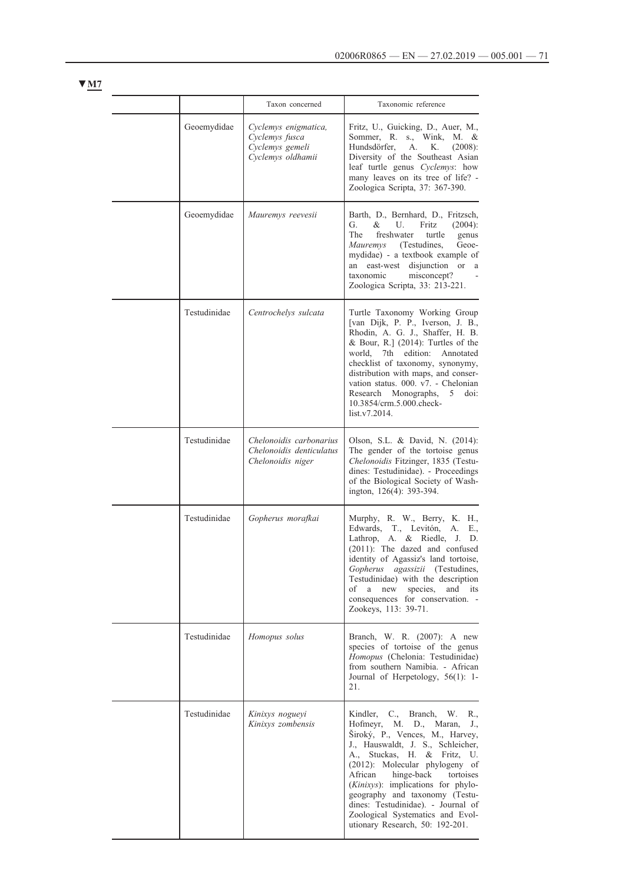▼M7

| | | Taxon concerned | Taxonomic reference |
|---|---|---|---|
| | Geoemydidae | *Cyclemys enigmatica, Cyclemys fusca Cyclemys gemeli Cyclemys oldhamii* | Fritz, U., Guicking, D., Auer, M., Sommer, R. s., Wink, M. & Hundsdörfer, A. K. (2008): Diversity of the Southeast Asian leaf turtle genus *Cyclemys*: how many leaves on its tree of life? - Zoologica Scripta, 37: 367-390. |
| | Geoemydidae | *Mauremys reevesii* | Barth, D., Bernhard, D., Fritzsch, G. & U. Fritz (2004): The freshwater turtle genus *Mauremys* (Testudines, Geoemydidae) - a textbook example of an east-west disjunction or a taxonomic misconcept? - Zoologica Scripta, 33: 213-221. |
| | Testudinidae | *Centrochelys sulcata* | Turtle Taxonomy Working Group [van Dijk, P. P., Iverson, J. B., Rhodin, A. G. J., Shaffer, H. B. & Bour, R.] (2014): Turtles of the world, 7th edition: Annotated checklist of taxonomy, synonymy, distribution with maps, and conservation status. 000. v7. - Chelonian Research Monographs, 5 doi: 10.3854/crm.5.000.checklist.v7.2014. |
| | Testudinidae | *Chelonoidis carbonarius Chelonoidis denticulatus Chelonoidis niger* | Olson, S.L. & David, N. (2014): The gender of the tortoise genus *Chelonoidis* Fitzinger, 1835 (Testudines: Testudinidae). - Proceedings of the Biological Society of Washington, 126(4): 393-394. |
| | Testudinidae | *Gopherus morafkai* | Murphy, R. W., Berry, K. H., Edwards, T., Levitón, A. E., Lathrop, A. & Riedle, J. D. (2011): The dazed and confused identity of Agassiz's land tortoise, *Gopherus agassizii* (Testudines, Testudinidae) with the description of a new species, and its consequences for conservation. - Zookeys, 113: 39-71. |
| | Testudinidae | *Homopus solus* | Branch, W. R. (2007): A new species of tortoise of the genus *Homopus* (Chelonia: Testudinidae) from southern Namibia. - African Journal of Herpetology, 56(1): 1-21. |
| | Testudinidae | *Kinixys nogueyi Kinixys zombensis* | Kindler, C., Branch, W. R., Hofmeyr, M. D., Maran, J., Široký, P., Vences, M., Harvey, J., Hauswaldt, J. S., Schleicher, A., Stuckas, H. & Fritz, U. (2012): Molecular phylogeny of African hinge-back tortoises (*Kinixys*): implications for phylogeography and taxonomy (Testudines: Testudinidae). - Journal of Zoological Systematics and Evolutionary Research, 50: 192-201. |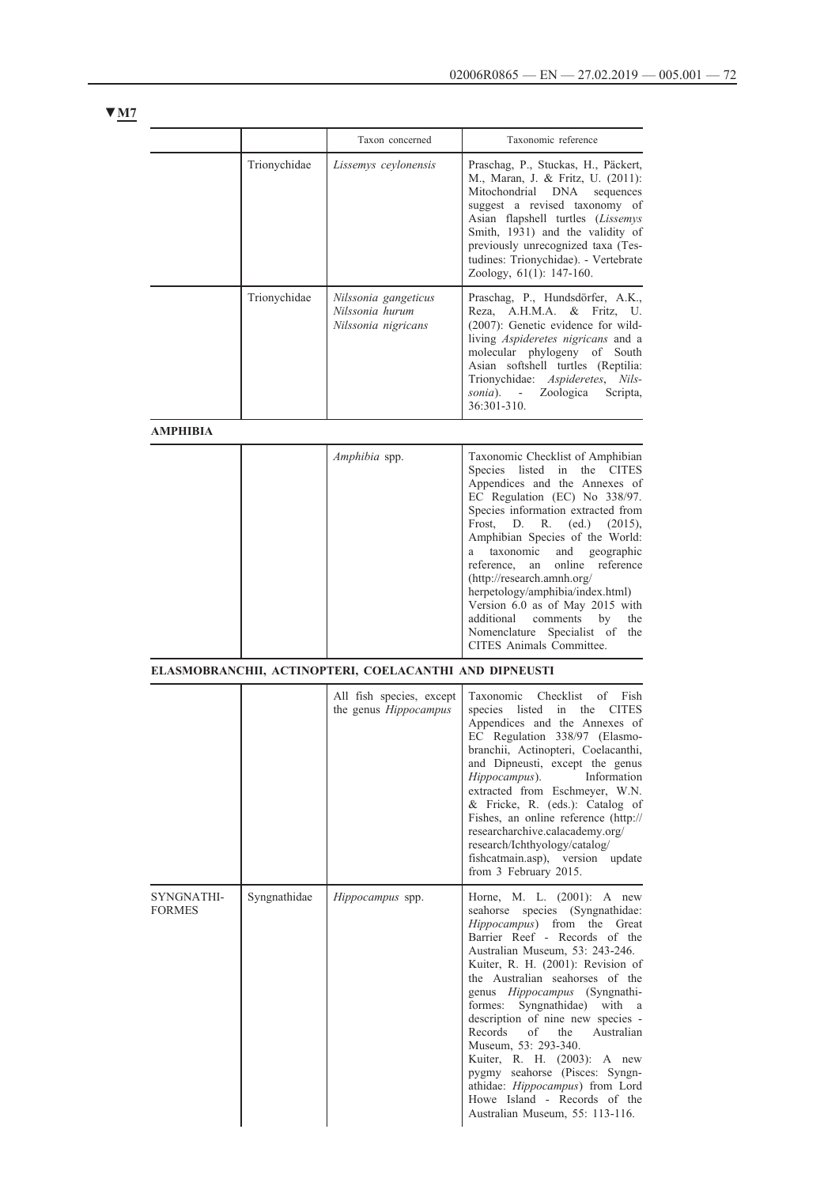▼M7

| | | Taxon concerned | Taxonomic reference |
|---|---|---|---|
| | Trionychidae | *Lissemys ceylonensis* | Praschag, P., Stuckas, H., Päckert, M., Maran, J. & Fritz, U. (2011): Mitochondrial DNA sequences suggest a revised taxonomy of Asian flapshell turtles (*Lissemys* Smith, 1931) and the validity of previously unrecognized taxa (Testudines: Trionychidae). - Vertebrate Zoology, 61(1): 147-160. |
| | Trionychidae | *Nilssonia gangeticus* *Nilssonia hurum* *Nilssonia nigricans* | Praschag, P., Hundsdörfer, A.K., Reza, A.H.M.A. & Fritz, U. (2007): Genetic evidence for wild-living *Aspideretes nigricans* and a molecular phylogeny of South Asian softshell turtles (Reptilia: Trionychidae: *Aspideretes*, *Nilssonia*). - Zoologica Scripta, 36:301-310. |

**AMPHIBIA**

| | | | |
|---|---|---|---|
| | | *Amphibia* spp. | Taxonomic Checklist of Amphibian Species listed in the CITES Appendices and the Annexes of EC Regulation (EC) No 338/97. Species information extracted from Frost, D. R. (ed.) (2015), Amphibian Species of the World: a taxonomic and geographic reference, an online reference (http://research.amnh.org/herpetology/amphibia/index.html) Version 6.0 as of May 2015 with additional comments by the Nomenclature Specialist of the CITES Animals Committee. |

**ELASMOBRANCHII, ACTINOPTERI, COELACANTHI AND DIPNEUSTI**

| | | | |
|---|---|---|---|
| | | All fish species, except the genus *Hippocampus* | Taxonomic Checklist of Fish species listed in the CITES Appendices and the Annexes of EC Regulation 338/97 (Elasmobranchii, Actinopteri, Coelacanthi, and Dipneusti, except the genus *Hippocampus*). Information extracted from Eschmeyer, W.N. & Fricke, R. (eds.): Catalog of Fishes, an online reference (http://researcharchive.calacademy.org/research/Ichthyology/catalog/fishcatmain.asp), version update from 3 February 2015. |
| SYNGNATHIFORMES | Syngnathidae | *Hippocampus* spp. | Horne, M. L. (2001): A new seahorse species (Syngnathidae: *Hippocampus*) from the Great Barrier Reef - Records of the Australian Museum, 53: 243-246. Kuiter, R. H. (2001): Revision of the Australian seahorses of the genus *Hippocampus* (Syngnathiformes: Syngnathidae) with a description of nine new species - Records of the Australian Museum, 53: 293-340. Kuiter, R. H. (2003): A new pygmy seahorse (Pisces: Syngnathidae: *Hippocampus*) from Lord Howe Island - Records of the Australian Museum, 55: 113-116. |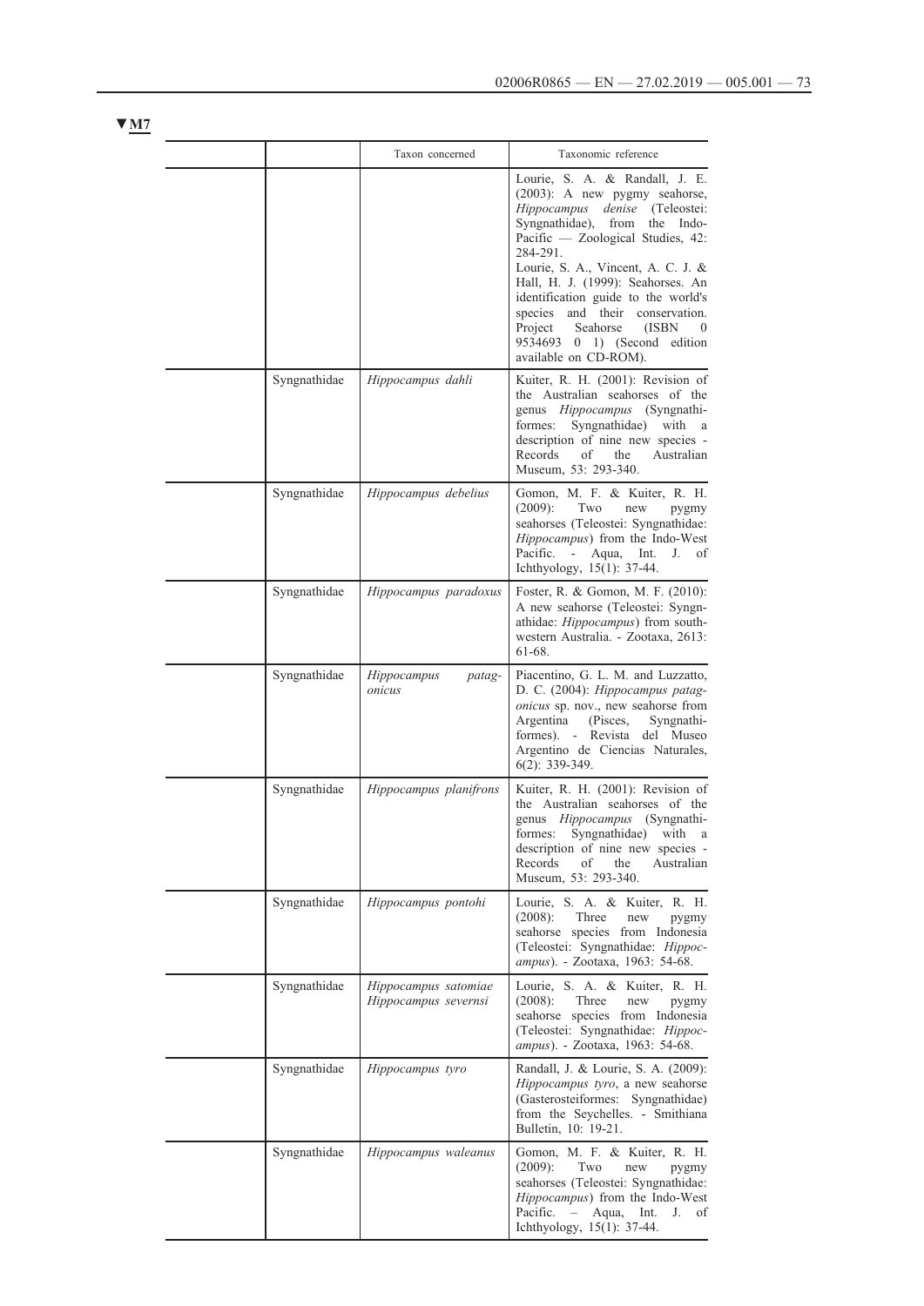▼M7

| | | Taxon concerned | Taxonomic reference |
|---|---|---|---|
| | | | Lourie, S. A. & Randall, J. E. (2003): A new pygmy seahorse, *Hippocampus denise* (Teleostei: Syngnathidae), from the Indo-Pacific — Zoological Studies, 42: 284-291. Lourie, S. A., Vincent, A. C. J. & Hall, H. J. (1999): Seahorses. An identification guide to the world's species and their conservation. Project Seahorse (ISBN 0 9534693 0 1) (Second edition available on CD-ROM). |
| | Syngnathidae | *Hippocampus dahli* | Kuiter, R. H. (2001): Revision of the Australian seahorses of the genus *Hippocampus* (Syngnathiformes: Syngnathidae) with a description of nine new species - Records of the Australian Museum, 53: 293-340. |
| | Syngnathidae | *Hippocampus debelius* | Gomon, M. F. & Kuiter, R. H. (2009): Two new pygmy seahorses (Teleostei: Syngnathidae: *Hippocampus*) from the Indo-West Pacific. - Aqua, Int. J. of Ichthyology, 15(1): 37-44. |
| | Syngnathidae | *Hippocampus paradoxus* | Foster, R. & Gomon, M. F. (2010): A new seahorse (Teleostei: Syngnathidae: *Hippocampus*) from south-western Australia. - Zootaxa, 2613: 61-68. |
| | Syngnathidae | *Hippocampus patagonicus* | Piacentino, G. L. M. and Luzzatto, D. C. (2004): *Hippocampus patagonicus* sp. nov., new seahorse from Argentina (Pisces, Syngnathiformes). - Revista del Museo Argentino de Ciencias Naturales, 6(2): 339-349. |
| | Syngnathidae | *Hippocampus planifrons* | Kuiter, R. H. (2001): Revision of the Australian seahorses of the genus *Hippocampus* (Syngnathiformes: Syngnathidae) with a description of nine new species - Records of the Australian Museum, 53: 293-340. |
| | Syngnathidae | *Hippocampus pontohi* | Lourie, S. A. & Kuiter, R. H. (2008): Three new pygmy seahorse species from Indonesia (Teleostei: Syngnathidae: *Hippocampus*). - Zootaxa, 1963: 54-68. |
| | Syngnathidae | *Hippocampus satomiae* *Hippocampus severnsi* | Lourie, S. A. & Kuiter, R. H. (2008): Three new pygmy seahorse species from Indonesia (Teleostei: Syngnathidae: *Hippocampus*). - Zootaxa, 1963: 54-68. |
| | Syngnathidae | *Hippocampus tyro* | Randall, J. & Lourie, S. A. (2009): *Hippocampus tyro*, a new seahorse (Gasterosteiformes: Syngnathidae) from the Seychelles. - Smithiana Bulletin, 10: 19-21. |
| | Syngnathidae | *Hippocampus waleanus* | Gomon, M. F. & Kuiter, R. H. (2009): Two new pygmy seahorses (Teleostei: Syngnathidae: *Hippocampus*) from the Indo-West Pacific. – Aqua, Int. J. of Ichthyology, 15(1): 37-44. |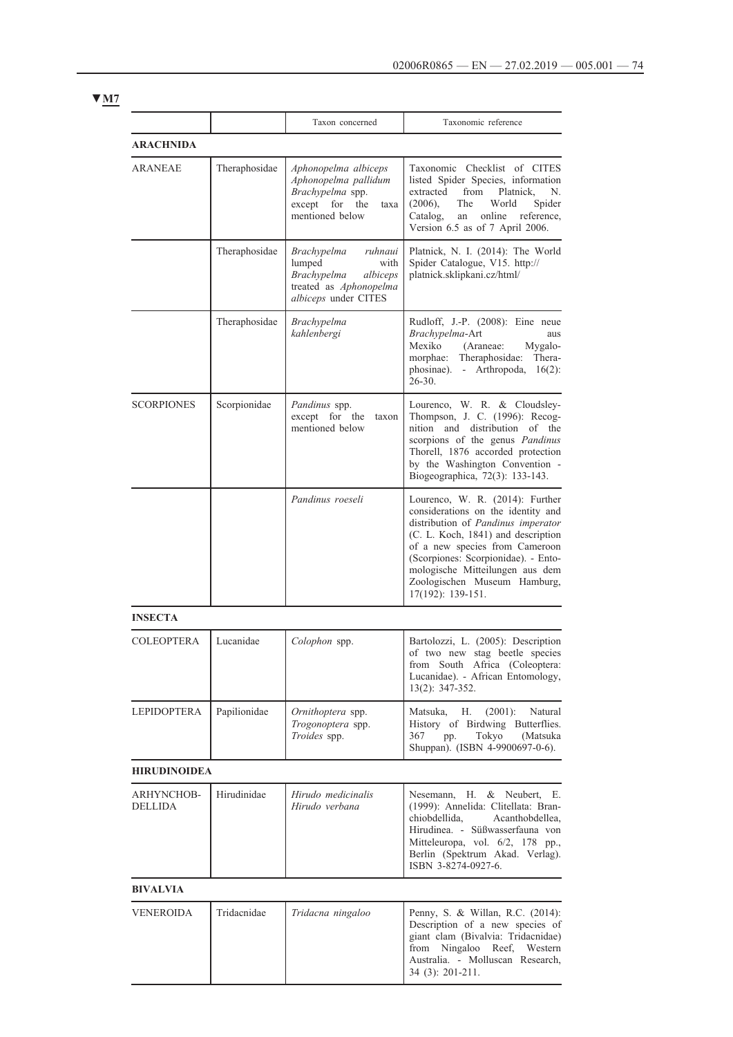▼**M7**

| | | Taxon concerned | Taxonomic reference |
|---|---|---|---|
| **ARACHNIDA** | | | |
| ARANEAE | Theraphosidae | *Aphonopelma albiceps* *Aphonopelma pallidum* *Brachypelma* spp. except for the taxa mentioned below | Taxonomic Checklist of CITES listed Spider Species, information extracted from Platnick, N. (2006), The World Spider Catalog, an online reference, Version 6.5 as of 7 April 2006. |
| | Theraphosidae | *Brachypelma ruhnaui* lumped with *Brachypelma albiceps* treated as *Aphonopelma albiceps* under CITES | Platnick, N. I. (2014): The World Spider Catalogue, V15. http://platnick.sklipkani.cz/html/ |
| | Theraphosidae | *Brachypelma kahlenbergi* | Rudloff, J.-P. (2008): Eine neue *Brachypelma*-Art aus Mexiko (Araneae: Mygalomorphae: Theraphosidae: Theraphosinae). - Arthropoda, 16(2): 26-30. |
| SCORPIONES | Scorpionidae | *Pandinus* spp. except for the taxon mentioned below | Lourenco, W. R. & Cloudsley-Thompson, J. C. (1996): Recognition and distribution of the scorpions of the genus *Pandinus* Thorell, 1876 accorded protection by the Washington Convention - Biogeographica, 72(3): 133-143. |
| | | *Pandinus roeseli* | Lourenco, W. R. (2014): Further considerations on the identity and distribution of *Pandinus imperator* (C. L. Koch, 1841) and description of a new species from Cameroon (Scorpiones: Scorpionidae). - Entomologische Mitteilungen aus dem Zoologischen Museum Hamburg, 17(192): 139-151. |
| **INSECTA** | | | |
| COLEOPTERA | Lucanidae | *Colophon* spp. | Bartolozzi, L. (2005): Description of two new stag beetle species from South Africa (Coleoptera: Lucanidae). - African Entomology, 13(2): 347-352. |
| LEPIDOPTERA | Papilionidae | *Ornithoptera* spp. *Trogonoptera* spp. *Troides* spp. | Matsuka, H. (2001): Natural History of Birdwing Butterflies. 367 pp. Tokyo (Matsuka Shuppan). (ISBN 4-9900697-0-6). |
| **HIRUDINOIDEA** | | | |
| ARHYNCHOBDELLIDA | Hirudinidae | *Hirudo medicinalis* *Hirudo verbana* | Nesemann, H. & Neubert, E. (1999): Annelida: Clitellata: Branchiobdellida, Acanthobdellea, Hirudinea. - Süßwasserfauna von Mitteleuropa, vol. 6/2, 178 pp., Berlin (Spektrum Akad. Verlag). ISBN 3-8274-0927-6. |
| **BIVALVIA** | | | |
| VENEROIDA | Tridacnidae | *Tridacna ningaloo* | Penny, S. & Willan, R.C. (2014): Description of a new species of giant clam (Bivalvia: Tridacnidae) from Ningaloo Reef, Western Australia. - Molluscan Research, 34 (3): 201-211. |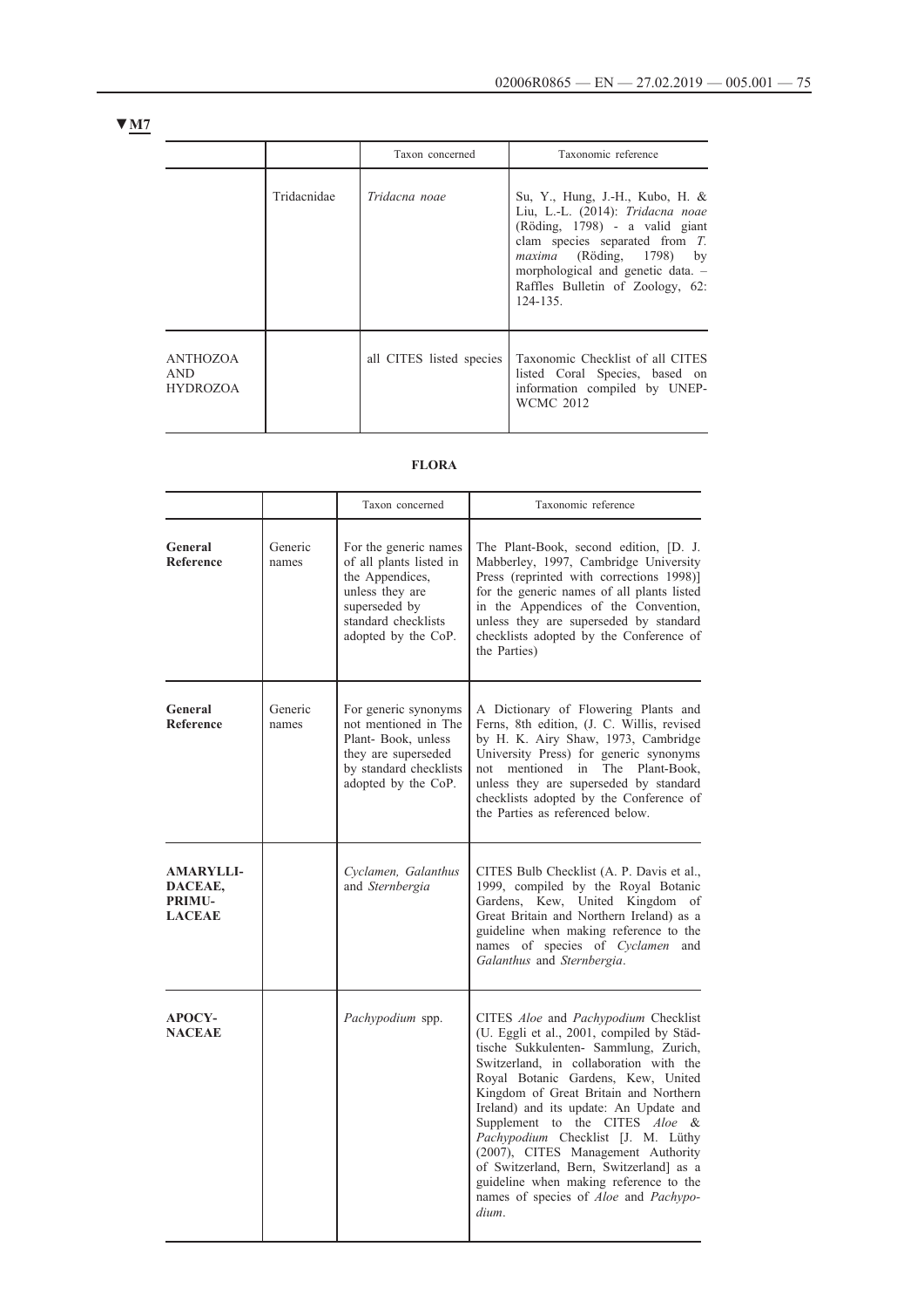▼M7

| | | Taxon concerned | Taxonomic reference |
|---|---|---|---|
| | Tridacnidae | *Tridacna noae* | Su, Y., Hung, J.-H., Kubo, H. & Liu, L.-L. (2014): *Tridacna noae* (Röding, 1798) - a valid giant clam species separated from *T. maxima* (Röding, 1798) by morphological and genetic data. – Raffles Bulletin of Zoology, 62: 124-135. |
| ANTHOZOA AND HYDROZOA | | all CITES listed species | Taxonomic Checklist of all CITES listed Coral Species, based on information compiled by UNEP-WCMC 2012 |

**FLORA**

| | | Taxon concerned | Taxonomic reference |
|---|---|---|---|
| **General Reference** | Generic names | For the generic names of all plants listed in the Appendices, unless they are superseded by standard checklists adopted by the CoP. | The Plant-Book, second edition, [D. J. Mabberley, 1997, Cambridge University Press (reprinted with corrections 1998)] for the generic names of all plants listed in the Appendices of the Convention, unless they are superseded by standard checklists adopted by the Conference of the Parties) |
| **General Reference** | Generic names | For generic synonyms not mentioned in The Plant- Book, unless they are superseded by standard checklists adopted by the CoP. | A Dictionary of Flowering Plants and Ferns, 8th edition, (J. C. Willis, revised by H. K. Airy Shaw, 1973, Cambridge University Press) for generic synonyms not mentioned in The Plant-Book, unless they are superseded by standard checklists adopted by the Conference of the Parties as referenced below. |
| **AMARYLLIDACEAE, PRIMULACEAE** | | *Cyclamen, Galanthus* and *Sternbergia* | CITES Bulb Checklist (A. P. Davis et al., 1999, compiled by the Royal Botanic Gardens, Kew, United Kingdom of Great Britain and Northern Ireland) as a guideline when making reference to the names of species of *Cyclamen* and *Galanthus* and *Sternbergia*. |
| **APOCYNACEAE** | | *Pachypodium* spp. | CITES *Aloe* and *Pachypodium* Checklist (U. Eggli et al., 2001, compiled by Städtische Sukkulenten- Sammlung, Zurich, Switzerland, in collaboration with the Royal Botanic Gardens, Kew, United Kingdom of Great Britain and Northern Ireland) and its update: An Update and Supplement to the CITES *Aloe* & *Pachypodium* Checklist [J. M. Lüthy (2007), CITES Management Authority of Switzerland, Bern, Switzerland] as a guideline when making reference to the names of species of *Aloe* and *Pachypodium*. |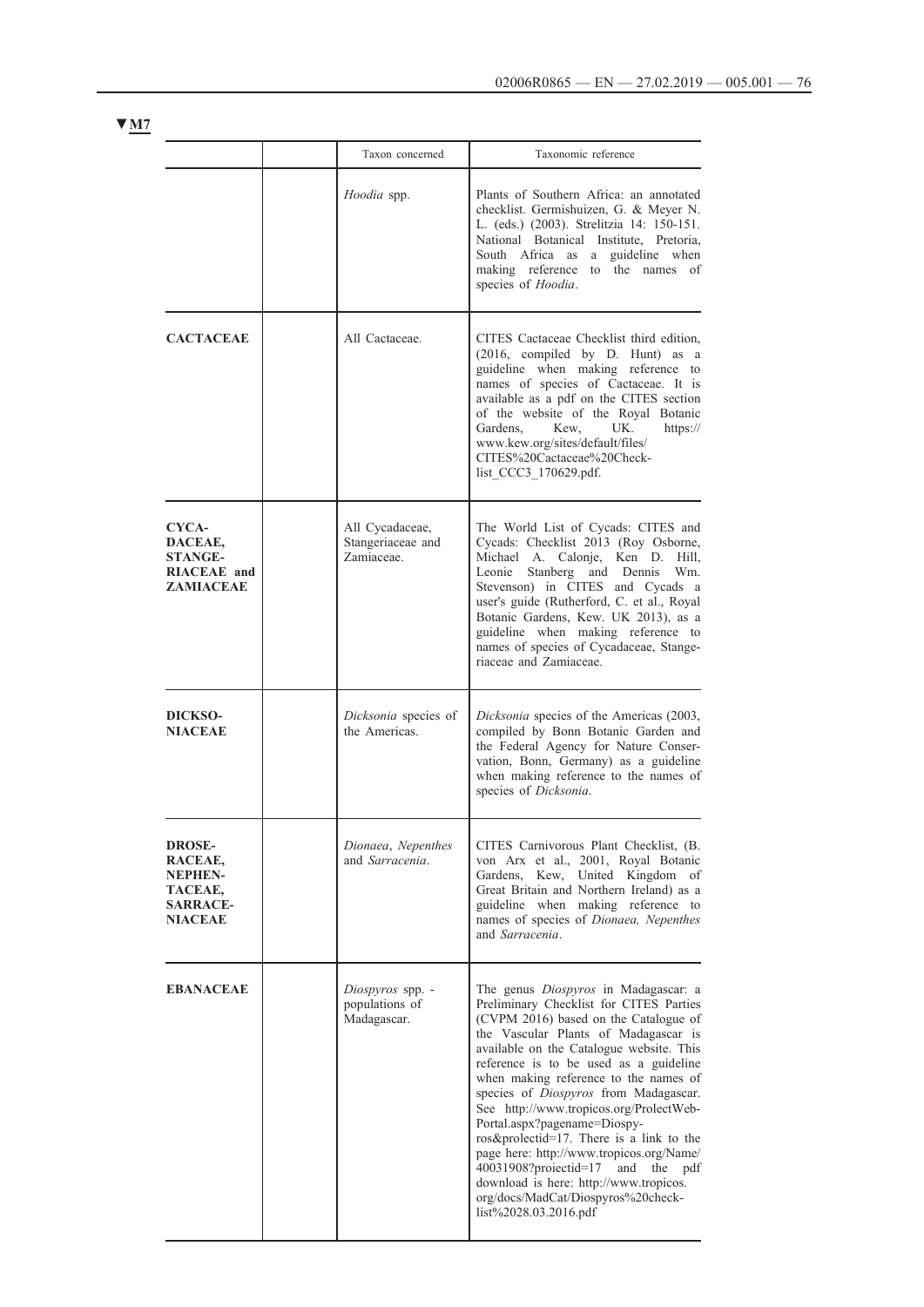▼M7

| | | Taxon concerned | Taxonomic reference |
|---|---|---|---|
| | | *Hoodia* spp. | Plants of Southern Africa: an annotated checklist. Germishuizen, G. & Meyer N. L. (eds.) (2003). Strelitzia 14: 150-151. National Botanical Institute, Pretoria, South Africa as a guideline when making reference to the names of species of *Hoodia*. |
| **CACTACEAE** | | All Cactaceae. | CITES Cactaceae Checklist third edition, (2016, compiled by D. Hunt) as a guideline when making reference to names of species of Cactaceae. It is available as a pdf on the CITES section of the website of the Royal Botanic Gardens, Kew, UK. https://www.kew.org/sites/default/files/CITES%20Cactaceae%20Checklist_CCC3_170629.pdf. |
| **CYCADACEAE, STANGERIACEAE and ZAMIACEAE** | | All Cycadaceae, Stangeriaceae and Zamiaceae. | The World List of Cycads: CITES and Cycads: Checklist 2013 (Roy Osborne, Michael A. Calonje, Ken D. Hill, Leonie Stanberg and Dennis Wm. Stevenson) in CITES and Cycads a user's guide (Rutherford, C. et al., Royal Botanic Gardens, Kew. UK 2013), as a guideline when making reference to names of species of Cycadaceae, Stangeriaceae and Zamiaceae. |
| **DICKSONIACEAE** | | *Dicksonia* species of the Americas. | *Dicksonia* species of the Americas (2003, compiled by Bonn Botanic Garden and the Federal Agency for Nature Conservation, Bonn, Germany) as a guideline when making reference to the names of species of *Dicksonia*. |
| **DROSERACEAE, NEPHENTACEAE, SARRACENIACEAE** | | *Dionaea*, *Nepenthes* and *Sarracenia*. | CITES Carnivorous Plant Checklist, (B. von Arx et al., 2001, Royal Botanic Gardens, Kew, United Kingdom of Great Britain and Northern Ireland) as a guideline when making reference to names of species of *Dionaea, Nepenthes* and *Sarracenia*. |
| **EBANACEAE** | | *Diospyros* spp. - populations of Madagascar. | The genus *Diospyros* in Madagascar: a Preliminary Checklist for CITES Parties (CVPM 2016) based on the Catalogue of the Vascular Plants of Madagascar is available on the Catalogue website. This reference is to be used as a guideline when making reference to the names of species of *Diospyros* from Madagascar. See http://www.tropicos.org/ProlectWebPortal.aspx?pagename=Diospyros&prolectid=17. There is a link to the page here: http://www.tropicos.org/Name/40031908?proiectid=17 and the pdf download is here: http://www.tropicos.org/docs/MadCat/Diospyros%20checklist%2028.03.2016.pdf |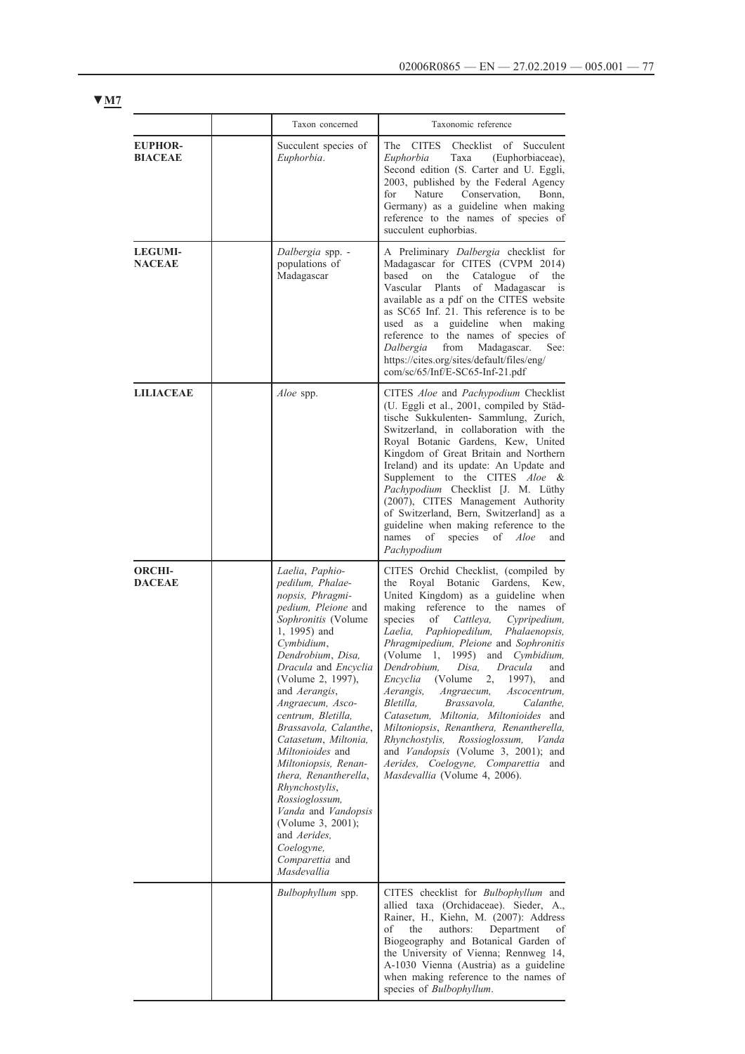▼M7

| | | Taxon concerned | Taxonomic reference |
|---|---|---|---|
| **EUPHOR­BIACEAE** | | Succulent species of *Euphorbia*. | The CITES Checklist of Succulent *Euphorbia* Taxa (Euphorbiaceae), Second edition (S. Carter and U. Eggli, 2003, published by the Federal Agency for Nature Conservation, Bonn, Germany) as a guideline when making reference to the names of species of succulent euphorbias. |
| **LEGUMI­NACEAE** | | *Dalbergia* spp. - populations of Madagascar | A Preliminary *Dalbergia* checklist for Madagascar for CITES (CVPM 2014) based on the Catalogue of the Vascular Plants of Madagascar is available as a pdf on the CITES website as SC65 Inf. 21. This reference is to be used as a guideline when making reference to the names of species of *Dalbergia* from Madagascar. See: https://cites.org/sites/default/files/eng/com/sc/65/Inf/E-SC65-Inf-21.pdf |
| **LILIACEAE** | | *Aloe* spp. | CITES *Aloe* and *Pachypodium* Checklist (U. Eggli et al., 2001, compiled by Städtische Sukkulenten- Sammlung, Zurich, Switzerland, in collaboration with the Royal Botanic Gardens, Kew, United Kingdom of Great Britain and Northern Ireland) and its update: An Update and Supplement to the CITES *Aloe* & *Pachypodium* Checklist [J. M. Lüthy (2007), CITES Management Authority of Switzerland, Bern, Switzerland] as a guideline when making reference to the names of species of *Aloe* and *Pachypodium* |
| **ORCHI­DACEAE** | | *Laelia*, *Paphiopedilum, Phalaenopsis, Phragmipedium, Pleione* and *Sophronitis* (Volume 1, 1995) and *Cymbidium*, *Dendrobium*, *Disa, Dracula* and *Encyclia* (Volume 2, 1997), and *Aerangis*, *Angraecum, Ascocentrum, Bletilla, Brassavola, Calanthe*, *Catasetum*, *Miltonia, Miltonioides* and *Miltoniopsis, Renanthera, Renantherella*, *Rhynchostylis*, *Rossioglossum, Vanda* and *Vandopsis* (Volume 3, 2001); and *Aerides, Coelogyne, Comparettia* and *Masdevallia* | CITES Orchid Checklist, (compiled by the Royal Botanic Gardens, Kew, United Kingdom) as a guideline when making reference to the names of species of *Cattleya, Cypripedium, Laelia, Paphiopedilum, Phalaenopsis, Phragmipedium, Pleione* and *Sophronitis* (Volume 1, 1995) and *Cymbidium, Dendrobium, Disa, Dracula* and *Encyclia* (Volume 2, 1997), and *Aerangis, Angraecum, Ascocentrum, Bletilla, Brassavola, Calanthe, Catasetum, Miltonia, Miltonioides* and *Miltoniopsis*, *Renanthera, Renantherella, Rhynchostylis, Rossioglossum, Vanda* and *Vandopsis* (Volume 3, 2001); and *Aerides, Coelogyne, Comparettia* and *Masdevallia* (Volume 4, 2006). |
| | | *Bulbophyllum* spp. | CITES checklist for *Bulbophyllum* and allied taxa (Orchidaceae). Sieder, A., Rainer, H., Kiehn, M. (2007): Address of the authors: Department of Biogeography and Botanical Garden of the University of Vienna; Rennweg 14, A-1030 Vienna (Austria) as a guideline when making reference to the names of species of *Bulbophyllum*. |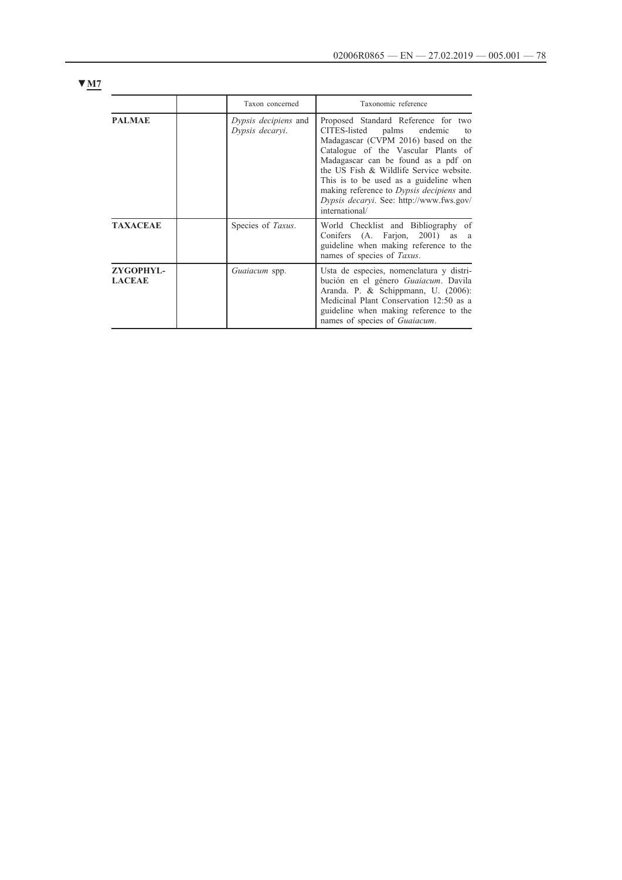▼M7

| | | Taxon concerned | Taxonomic reference |
|---|---|---|---|
| **PALMAE** | | *Dypsis decipiens* and *Dypsis decaryi*. | Proposed Standard Reference for two CITES-listed palms endemic to Madagascar (CVPM 2016) based on the Catalogue of the Vascular Plants of Madagascar can be found as a pdf on the US Fish & Wildlife Service website. This is to be used as a guideline when making reference to *Dypsis decipiens* and *Dypsis decaryi*. See: http://www.fws.gov/international/ |
| **TAXACEAE** | | Species of *Taxus*. | World Checklist and Bibliography of Conifers (A. Farjon, 2001) as a guideline when making reference to the names of species of *Taxus*. |
| **ZYGOPHYLLACEAE** | | *Guaiacum* spp. | Usta de especies, nomenclatura y distribución en el género *Guaiacum*. Davila Aranda. P. & Schippmann, U. (2006): Medicinal Plant Conservation 12:50 as a guideline when making reference to the names of species of *Guaiacum*. |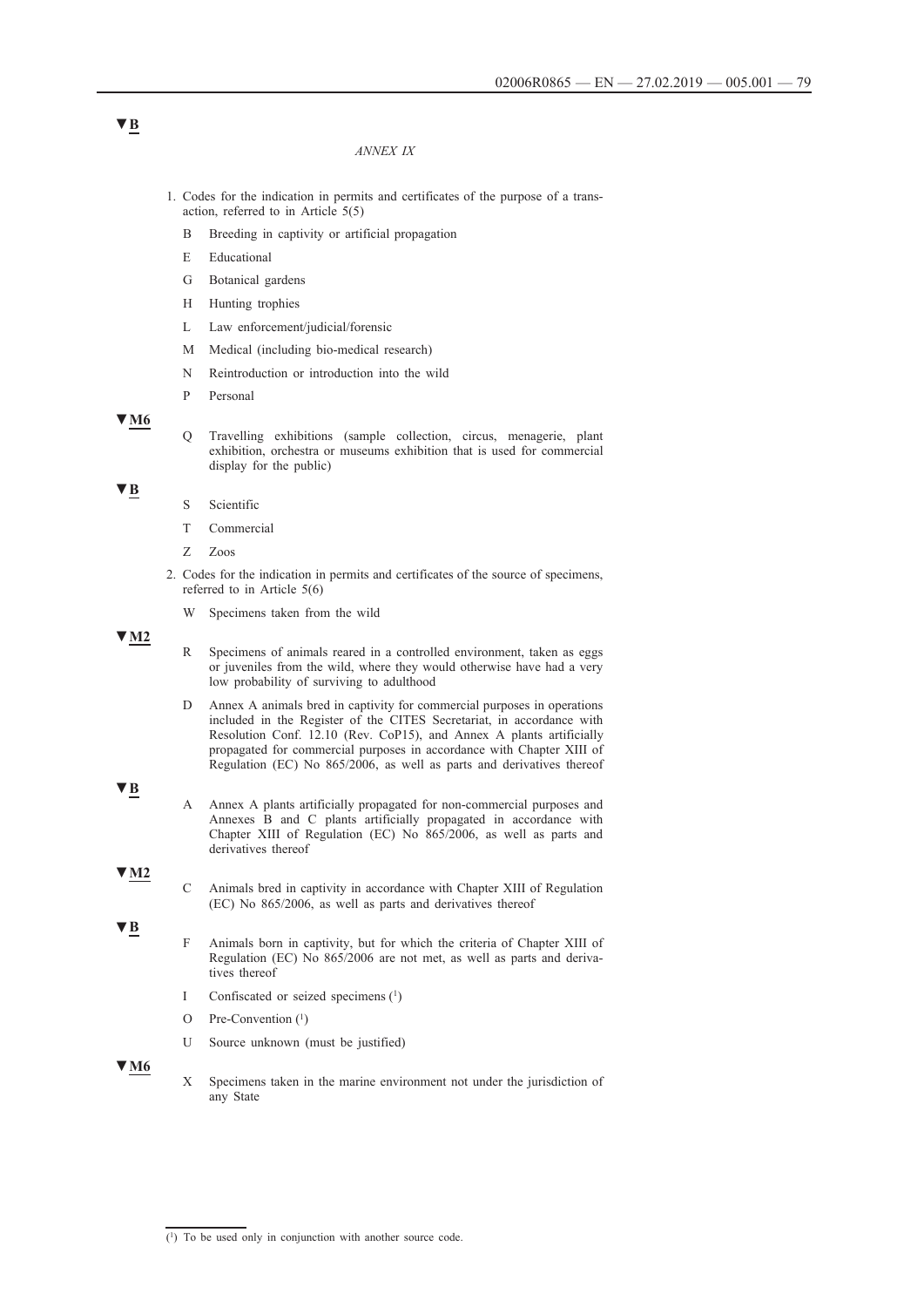▼B

*ANNEX IX*

1. Codes for the indication in permits and certificates of the purpose of a transaction, referred to in Article 5(5)

   B Breeding in captivity or artificial propagation

   E Educational

   G Botanical gardens

   H Hunting trophies

   L Law enforcement/judicial/forensic

   M Medical (including bio-medical research)

   N Reintroduction or introduction into the wild

   P Personal

▼M6

   Q Travelling exhibitions (sample collection, circus, menagerie, plant exhibition, orchestra or museums exhibition that is used for commercial display for the public)

▼B

   S Scientific

   T Commercial

   Z Zoos

2. Codes for the indication in permits and certificates of the source of specimens, referred to in Article 5(6)

   W Specimens taken from the wild

▼M2

   R Specimens of animals reared in a controlled environment, taken as eggs or juveniles from the wild, where they would otherwise have had a very low probability of surviving to adulthood

   D Annex A animals bred in captivity for commercial purposes in operations included in the Register of the CITES Secretariat, in accordance with Resolution Conf. 12.10 (Rev. CoP15), and Annex A plants artificially propagated for commercial purposes in accordance with Chapter XIII of Regulation (EC) No 865/2006, as well as parts and derivatives thereof

▼B

   A Annex A plants artificially propagated for non-commercial purposes and Annexes B and C plants artificially propagated in accordance with Chapter XIII of Regulation (EC) No 865/2006, as well as parts and derivatives thereof

▼M2

   C Animals bred in captivity in accordance with Chapter XIII of Regulation (EC) No 865/2006, as well as parts and derivatives thereof

▼B

   F Animals born in captivity, but for which the criteria of Chapter XIII of Regulation (EC) No 865/2006 are not met, as well as parts and derivatives thereof

   I Confiscated or seized specimens [1]

   O Pre-Convention [1]

   U Source unknown (must be justified)

▼M6

   X Specimens taken in the marine environment not under the jurisdiction of any State

---

[1] To be used only in conjunction with another source code.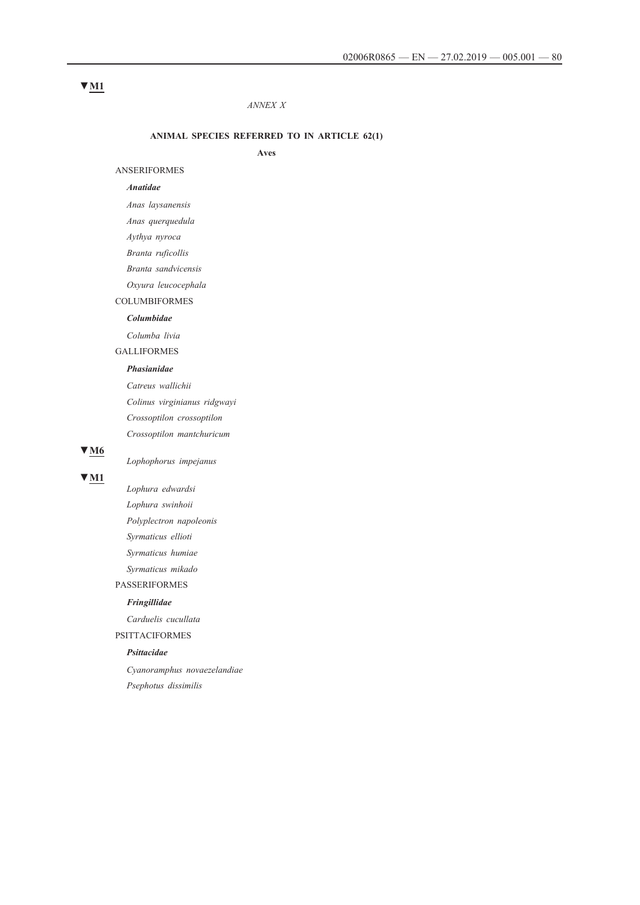▼M1

*ANNEX X*

**ANIMAL SPECIES REFERRED TO IN ARTICLE 62(1)**

**Aves**

ANSERIFORMES

***Anatidae***

*Anas laysanensis*

*Anas querquedula*

*Aythya nyroca*

*Branta ruficollis*

*Branta sandvicensis*

*Oxyura leucocephala*

COLUMBIFORMES

***Columbidae***

*Columba livia*

GALLIFORMES

***Phasianidae***

*Catreus wallichii*

*Colinus virginianus ridgwayi*

*Crossoptilon crossoptilon*

*Crossoptilon mantchuricum*

▼M6

*Lophophorus impejanus*

▼M1

*Lophura edwardsi*

*Lophura swinhoii*

*Polyplectron napoleonis*

*Syrmaticus ellioti*

*Syrmaticus humiae*

*Syrmaticus mikado*

PASSERIFORMES

***Fringillidae***

*Carduelis cucullata*

PSITTACIFORMES

***Psittacidae***

*Cyanoramphus novaezelandiae*

*Psephotus dissimilis*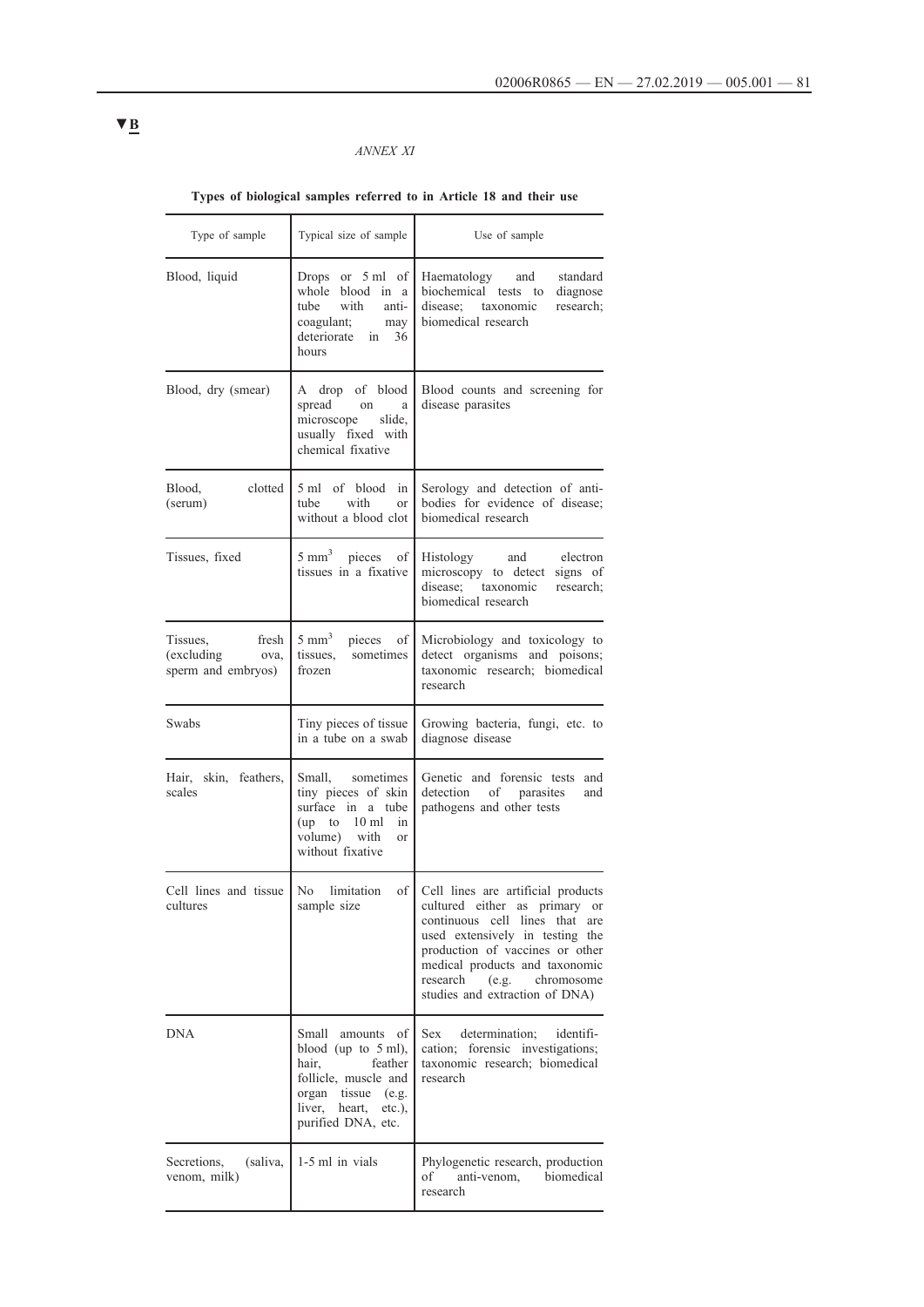▼B

*ANNEX XI*

**Types of biological samples referred to in Article 18 and their use**

| Type of sample | Typical size of sample | Use of sample |
|---|---|---|
| Blood, liquid | Drops or 5 ml of whole blood in a tube with anti-coagulant; may deteriorate in 36 hours | Haematology and standard biochemical tests to diagnose disease; taxonomic research; biomedical research |
| Blood, dry (smear) | A drop of blood spread on a microscope slide, usually fixed with chemical fixative | Blood counts and screening for disease parasites |
| Blood, clotted (serum) | 5 ml of blood in tube with or without a blood clot | Serology and detection of anti-bodies for evidence of disease; biomedical research |
| Tissues, fixed | 5 $mm^3$ pieces of tissues in a fixative | Histology and electron microscopy to detect signs of disease; taxonomic research; biomedical research |
| Tissues, fresh (excluding ova, sperm and embryos) | 5 $mm^3$ pieces of tissues, sometimes frozen | Microbiology and toxicology to detect organisms and poisons; taxonomic research; biomedical research |
| Swabs | Tiny pieces of tissue in a tube on a swab | Growing bacteria, fungi, etc. to diagnose disease |
| Hair, skin, feathers, scales | Small, sometimes tiny pieces of skin surface in a tube (up to 10 ml in volume) with or without fixative | Genetic and forensic tests and detection of parasites and pathogens and other tests |
| Cell lines and tissue cultures | No limitation of sample size | Cell lines are artificial products cultured either as primary or continuous cell lines that are used extensively in testing the production of vaccines or other medical products and taxonomic research (e.g. chromosome studies and extraction of DNA) |
| DNA | Small amounts of blood (up to 5 ml), hair, feather follicle, muscle and organ tissue (e.g. liver, heart, etc.), purified DNA, etc. | Sex determination; identification; forensic investigations; taxonomic research; biomedical research |
| Secretions, (saliva, venom, milk) | 1-5 ml in vials | Phylogenetic research, production of anti-venom, biomedical research |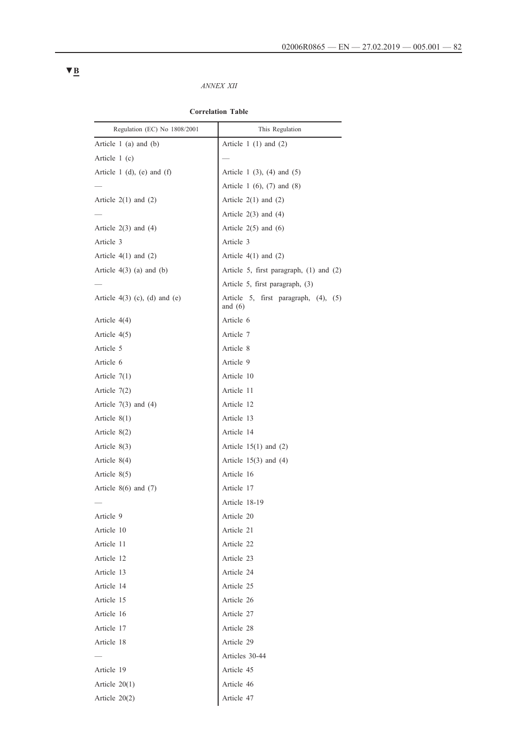▼B

*ANNEX XII*

**Correlation Table**

| Regulation (EC) No 1808/2001 | This Regulation |
|---|---|
| Article 1 (a) and (b) | Article 1 (1) and (2) |
| Article 1 (c) | — |
| Article 1 (d), (e) and (f) | Article 1 (3), (4) and (5) |
| — | Article 1 (6), (7) and (8) |
| Article 2(1) and (2) | Article 2(1) and (2) |
| — | Article 2(3) and (4) |
| Article 2(3) and (4) | Article 2(5) and (6) |
| Article 3 | Article 3 |
| Article 4(1) and (2) | Article 4(1) and (2) |
| Article 4(3) (a) and (b) | Article 5, first paragraph, (1) and (2) |
| — | Article 5, first paragraph, (3) |
| Article 4(3) (c), (d) and (e) | Article 5, first paragraph, (4), (5) and (6) |
| Article 4(4) | Article 6 |
| Article 4(5) | Article 7 |
| Article 5 | Article 8 |
| Article 6 | Article 9 |
| Article 7(1) | Article 10 |
| Article 7(2) | Article 11 |
| Article 7(3) and (4) | Article 12 |
| Article 8(1) | Article 13 |
| Article 8(2) | Article 14 |
| Article 8(3) | Article 15(1) and (2) |
| Article 8(4) | Article 15(3) and (4) |
| Article 8(5) | Article 16 |
| Article 8(6) and (7) | Article 17 |
| — | Article 18-19 |
| Article 9 | Article 20 |
| Article 10 | Article 21 |
| Article 11 | Article 22 |
| Article 12 | Article 23 |
| Article 13 | Article 24 |
| Article 14 | Article 25 |
| Article 15 | Article 26 |
| Article 16 | Article 27 |
| Article 17 | Article 28 |
| Article 18 | Article 29 |
| — | Articles 30-44 |
| Article 19 | Article 45 |
| Article 20(1) | Article 46 |
| Article 20(2) | Article 47 |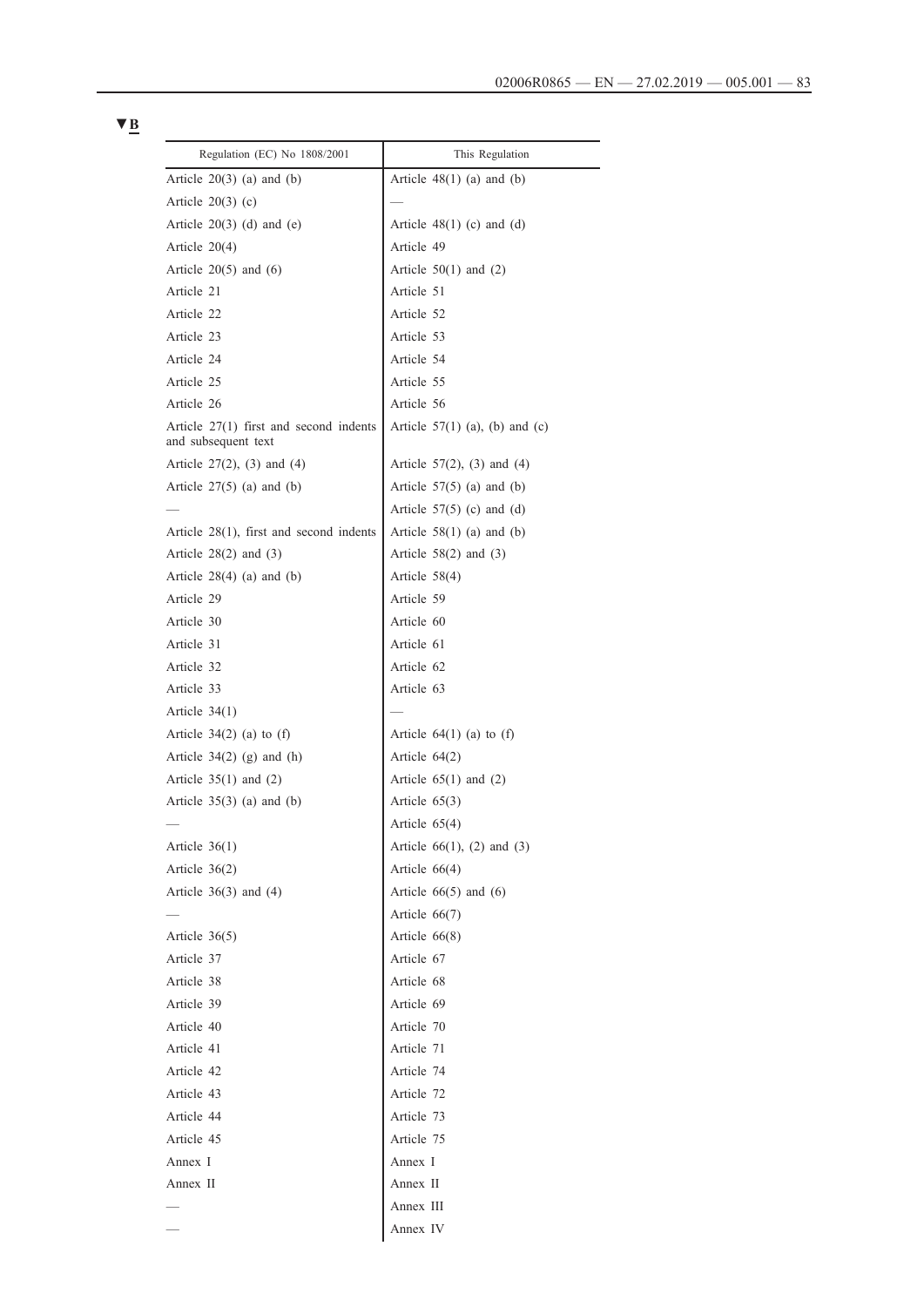▼B

| Regulation (EC) No 1808/2001 | This Regulation |
|---|---|
| Article 20(3) (a) and (b) | Article 48(1) (a) and (b) |
| Article 20(3) (c) | — |
| Article 20(3) (d) and (e) | Article 48(1) (c) and (d) |
| Article 20(4) | Article 49 |
| Article 20(5) and (6) | Article 50(1) and (2) |
| Article 21 | Article 51 |
| Article 22 | Article 52 |
| Article 23 | Article 53 |
| Article 24 | Article 54 |
| Article 25 | Article 55 |
| Article 26 | Article 56 |
| Article 27(1) first and second indents and subsequent text | Article 57(1) (a), (b) and (c) |
| Article 27(2), (3) and (4) | Article 57(2), (3) and (4) |
| Article 27(5) (a) and (b) | Article 57(5) (a) and (b) |
| — | Article 57(5) (c) and (d) |
| Article 28(1), first and second indents | Article 58(1) (a) and (b) |
| Article 28(2) and (3) | Article 58(2) and (3) |
| Article 28(4) (a) and (b) | Article 58(4) |
| Article 29 | Article 59 |
| Article 30 | Article 60 |
| Article 31 | Article 61 |
| Article 32 | Article 62 |
| Article 33 | Article 63 |
| Article 34(1) | — |
| Article 34(2) (a) to (f) | Article 64(1) (a) to (f) |
| Article 34(2) (g) and (h) | Article 64(2) |
| Article 35(1) and (2) | Article 65(1) and (2) |
| Article 35(3) (a) and (b) | Article 65(3) |
| — | Article 65(4) |
| Article 36(1) | Article 66(1), (2) and (3) |
| Article 36(2) | Article 66(4) |
| Article 36(3) and (4) | Article 66(5) and (6) |
| — | Article 66(7) |
| Article 36(5) | Article 66(8) |
| Article 37 | Article 67 |
| Article 38 | Article 68 |
| Article 39 | Article 69 |
| Article 40 | Article 70 |
| Article 41 | Article 71 |
| Article 42 | Article 74 |
| Article 43 | Article 72 |
| Article 44 | Article 73 |
| Article 45 | Article 75 |
| Annex I | Annex I |
| Annex II | Annex II |
| — | Annex III |
| — | Annex IV |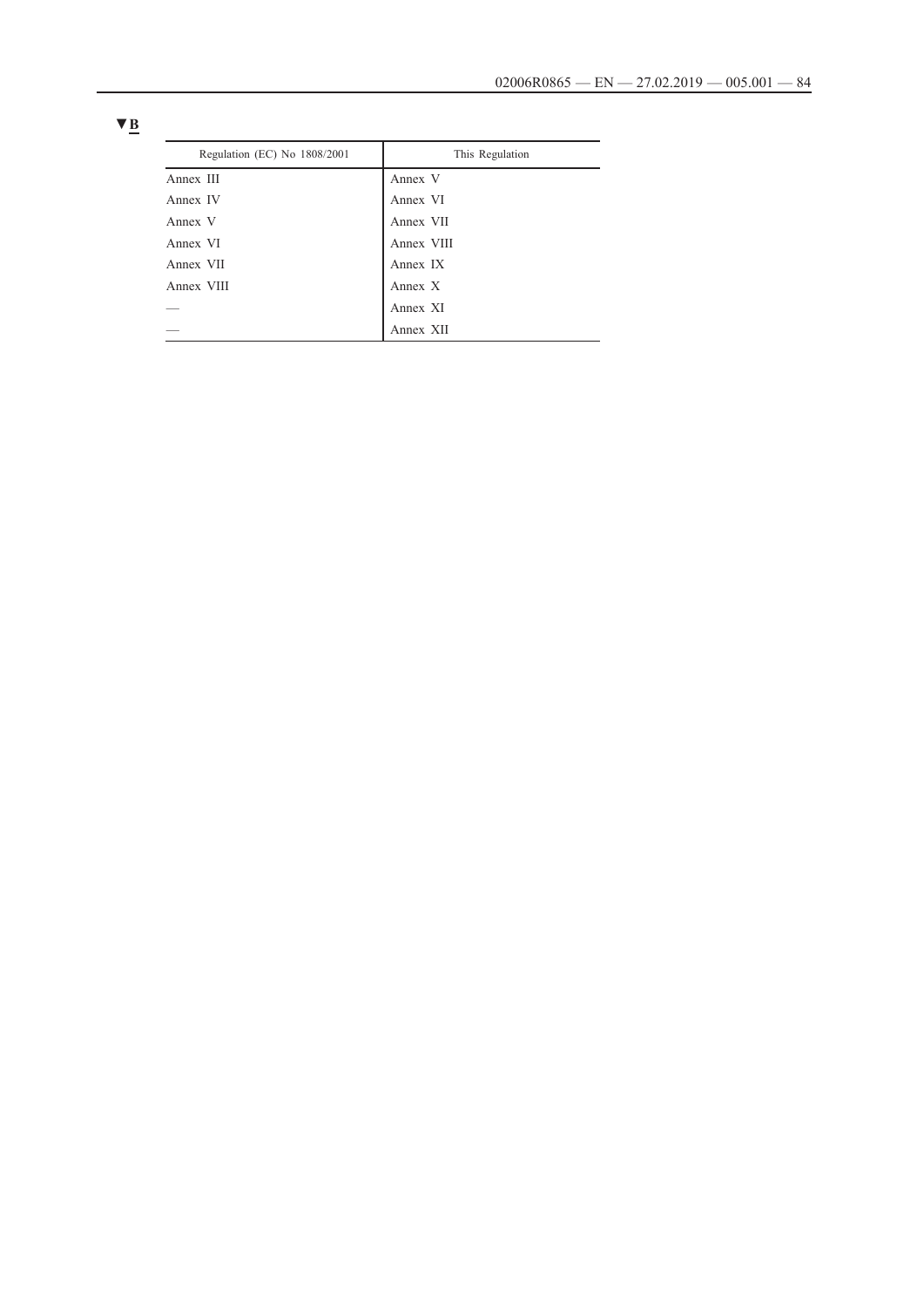▼B

| Regulation (EC) No 1808/2001 | This Regulation |
|---|---|
| Annex III | Annex V |
| Annex IV | Annex VI |
| Annex V | Annex VII |
| Annex VI | Annex VIII |
| Annex VII | Annex IX |
| Annex VIII | Annex X |
| — | Annex XI |
| — | Annex XII |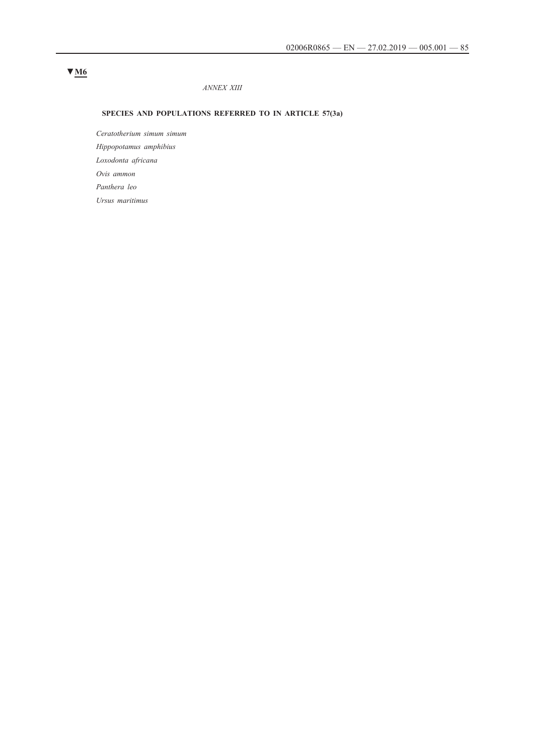▼M6

*ANNEX XIII*

**SPECIES AND POPULATIONS REFERRED TO IN ARTICLE 57(3a)**

*Ceratotherium simum simum*

*Hippopotamus amphibius*

*Loxodonta africana*

*Ovis ammon*

*Panthera leo*

*Ursus maritimus*